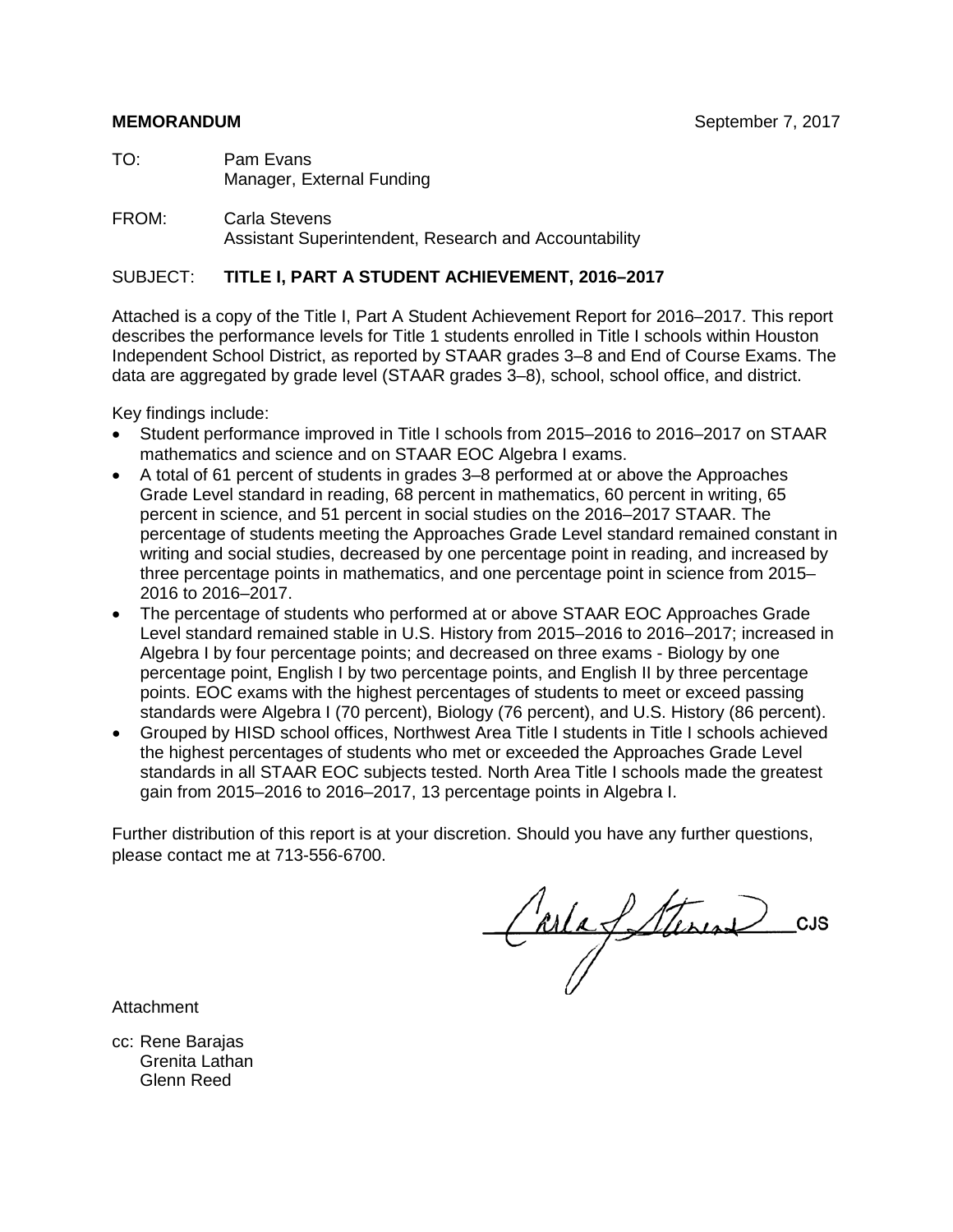**MEMORANDUM** September 7, 2017

TO: Pam Evans
Manager, External Funding

FROM: Carla Stevens
Assistant Superintendent, Research and Accountability

SUBJECT: **TITLE I, PART A STUDENT ACHIEVEMENT, 2016–2017**

Attached is a copy of the Title I, Part A Student Achievement Report for 2016–2017. This report describes the performance levels for Title 1 students enrolled in Title I schools within Houston Independent School District, as reported by STAAR grades 3–8 and End of Course Exams. The data are aggregated by grade level (STAAR grades 3–8), school, school office, and district.

Key findings include:

- Student performance improved in Title I schools from 2015–2016 to 2016–2017 on STAAR mathematics and science and on STAAR EOC Algebra I exams.
- A total of 61 percent of students in grades 3–8 performed at or above the Approaches Grade Level standard in reading, 68 percent in mathematics, 60 percent in writing, 65 percent in science, and 51 percent in social studies on the 2016–2017 STAAR. The percentage of students meeting the Approaches Grade Level standard remained constant in writing and social studies, decreased by one percentage point in reading, and increased by three percentage points in mathematics, and one percentage point in science from 2015–2016 to 2016–2017.
- The percentage of students who performed at or above STAAR EOC Approaches Grade Level standard remained stable in U.S. History from 2015–2016 to 2016–2017; increased in Algebra I by four percentage points; and decreased on three exams - Biology by one percentage point, English I by two percentage points, and English II by three percentage points. EOC exams with the highest percentages of students to meet or exceed passing standards were Algebra I (70 percent), Biology (76 percent), and U.S. History (86 percent).
- Grouped by HISD school offices, Northwest Area Title I students in Title I schools achieved the highest percentages of students who met or exceeded the Approaches Grade Level standards in all STAAR EOC subjects tested. North Area Title I schools made the greatest gain from 2015–2016 to 2016–2017, 13 percentage points in Algebra I.

Further distribution of this report is at your discretion. Should you have any further questions, please contact me at 713-556-6700.

Carla J Stevens CJS

Attachment

cc: Rene Barajas
Grenita Lathan
Glenn Reed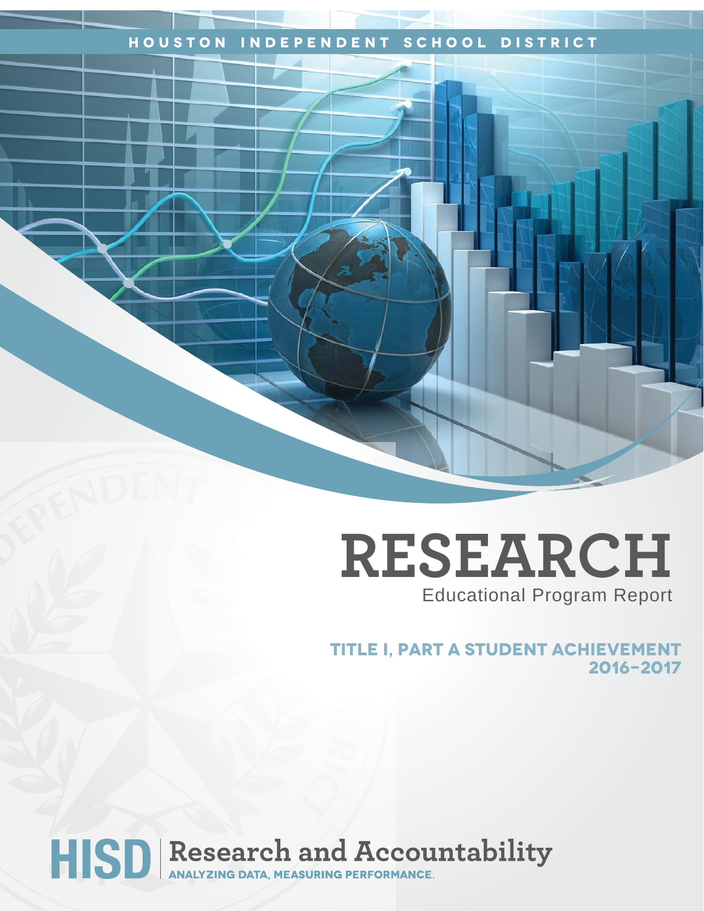HOUSTON INDEPENDENT SCHOOL DISTRICT

# RESEARCH

Educational Program Report

## TITLE I, PART A STUDENT ACHIEVEMENT 2016–2017

HISD | Research and Accountability

ANALYZING DATA, MEASURING PERFORMANCE.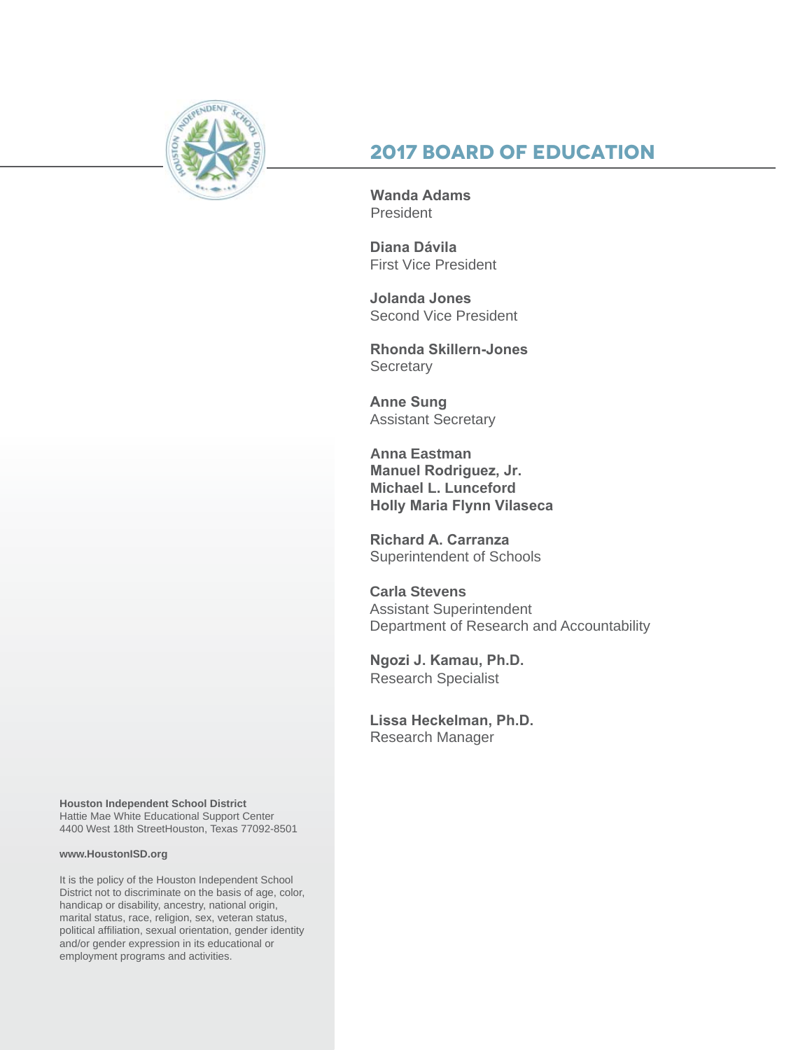# 2017 BOARD OF EDUCATION

**Wanda Adams**
President

**Diana Dávila**
First Vice President

**Jolanda Jones**
Second Vice President

**Rhonda Skillern-Jones**
Secretary

**Anne Sung**
Assistant Secretary

**Anna Eastman**
**Manuel Rodriguez, Jr.**
**Michael L. Lunceford**
**Holly Maria Flynn Vilaseca**

**Richard A. Carranza**
Superintendent of Schools

**Carla Stevens**
Assistant Superintendent
Department of Research and Accountability

**Ngozi J. Kamau, Ph.D.**
Research Specialist

**Lissa Heckelman, Ph.D.**
Research Manager

**Houston Independent School District**
Hattie Mae White Educational Support Center
4400 West 18th StreetHouston, Texas 77092-8501

**www.HoustonISD.org**

It is the policy of the Houston Independent School District not to discriminate on the basis of age, color, handicap or disability, ancestry, national origin, marital status, race, religion, sex, veteran status, political affiliation, sexual orientation, gender identity and/or gender expression in its educational or employment programs and activities.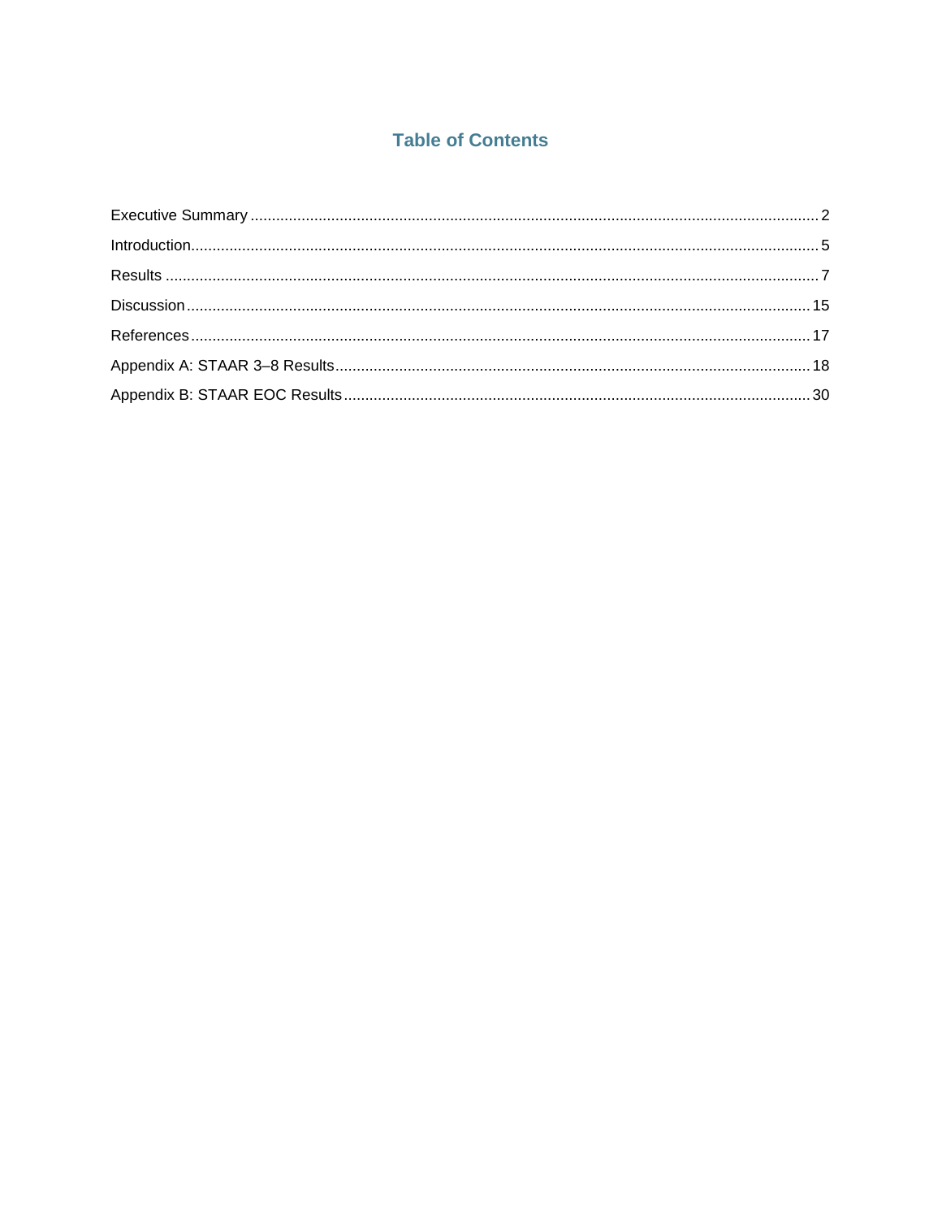# Table of Contents

Executive Summary ........................................................................................................................ 2

Introduction...................................................................................................................................... 5

Results ........................................................................................................................................... 7

Discussion ..................................................................................................................................... 15

References .................................................................................................................................... 17

Appendix A: STAAR 3–8 Results ................................................................................................. 18

Appendix B: STAAR EOC Results ............................................................................................... 30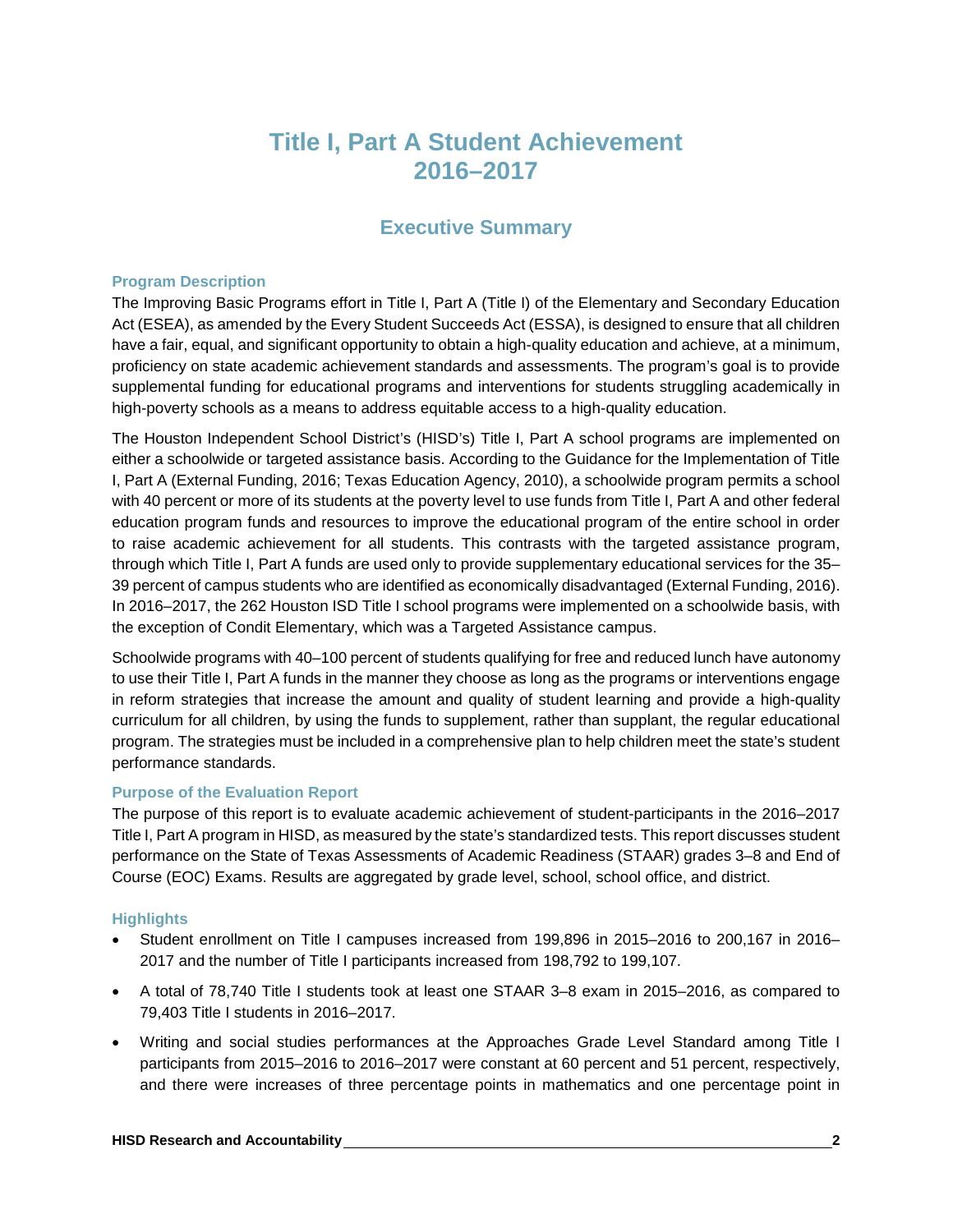# Title I, Part A Student Achievement 2016–2017

## Executive Summary

### Program Description

The Improving Basic Programs effort in Title I, Part A (Title I) of the Elementary and Secondary Education Act (ESEA), as amended by the Every Student Succeeds Act (ESSA), is designed to ensure that all children have a fair, equal, and significant opportunity to obtain a high-quality education and achieve, at a minimum, proficiency on state academic achievement standards and assessments. The program's goal is to provide supplemental funding for educational programs and interventions for students struggling academically in high-poverty schools as a means to address equitable access to a high-quality education.

The Houston Independent School District's (HISD's) Title I, Part A school programs are implemented on either a schoolwide or targeted assistance basis. According to the Guidance for the Implementation of Title I, Part A (External Funding, 2016; Texas Education Agency, 2010), a schoolwide program permits a school with 40 percent or more of its students at the poverty level to use funds from Title I, Part A and other federal education program funds and resources to improve the educational program of the entire school in order to raise academic achievement for all students. This contrasts with the targeted assistance program, through which Title I, Part A funds are used only to provide supplementary educational services for the 35–39 percent of campus students who are identified as economically disadvantaged (External Funding, 2016). In 2016–2017, the 262 Houston ISD Title I school programs were implemented on a schoolwide basis, with the exception of Condit Elementary, which was a Targeted Assistance campus.

Schoolwide programs with 40–100 percent of students qualifying for free and reduced lunch have autonomy to use their Title I, Part A funds in the manner they choose as long as the programs or interventions engage in reform strategies that increase the amount and quality of student learning and provide a high-quality curriculum for all children, by using the funds to supplement, rather than supplant, the regular educational program. The strategies must be included in a comprehensive plan to help children meet the state's student performance standards.

### Purpose of the Evaluation Report

The purpose of this report is to evaluate academic achievement of student-participants in the 2016–2017 Title I, Part A program in HISD, as measured by the state's standardized tests. This report discusses student performance on the State of Texas Assessments of Academic Readiness (STAAR) grades 3–8 and End of Course (EOC) Exams. Results are aggregated by grade level, school, school office, and district.

### Highlights

- Student enrollment on Title I campuses increased from 199,896 in 2015–2016 to 200,167 in 2016–2017 and the number of Title I participants increased from 198,792 to 199,107.
- A total of 78,740 Title I students took at least one STAAR 3–8 exam in 2015–2016, as compared to 79,403 Title I students in 2016–2017.
- Writing and social studies performances at the Approaches Grade Level Standard among Title I participants from 2015–2016 to 2016–2017 were constant at 60 percent and 51 percent, respectively, and there were increases of three percentage points in mathematics and one percentage point in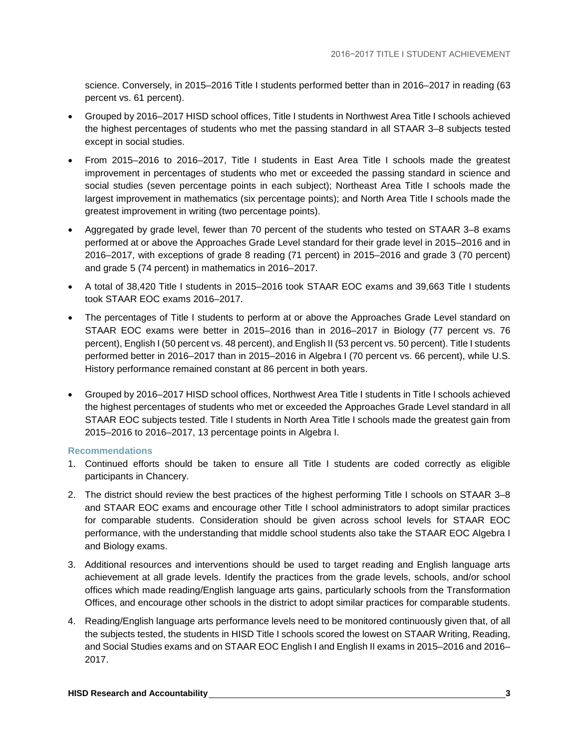science. Conversely, in 2015–2016 Title I students performed better than in 2016–2017 in reading (63 percent vs. 61 percent).

- Grouped by 2016–2017 HISD school offices, Title I students in Northwest Area Title I schools achieved the highest percentages of students who met the passing standard in all STAAR 3–8 subjects tested except in social studies.
- From 2015–2016 to 2016–2017, Title I students in East Area Title I schools made the greatest improvement in percentages of students who met or exceeded the passing standard in science and social studies (seven percentage points in each subject); Northeast Area Title I schools made the largest improvement in mathematics (six percentage points); and North Area Title I schools made the greatest improvement in writing (two percentage points).
- Aggregated by grade level, fewer than 70 percent of the students who tested on STAAR 3–8 exams performed at or above the Approaches Grade Level standard for their grade level in 2015–2016 and in 2016–2017, with exceptions of grade 8 reading (71 percent) in 2015–2016 and grade 3 (70 percent) and grade 5 (74 percent) in mathematics in 2016–2017.
- A total of 38,420 Title I students in 2015–2016 took STAAR EOC exams and 39,663 Title I students took STAAR EOC exams 2016–2017.
- The percentages of Title I students to perform at or above the Approaches Grade Level standard on STAAR EOC exams were better in 2015–2016 than in 2016–2017 in Biology (77 percent vs. 76 percent), English I (50 percent vs. 48 percent), and English II (53 percent vs. 50 percent). Title I students performed better in 2016–2017 than in 2015–2016 in Algebra I (70 percent vs. 66 percent), while U.S. History performance remained constant at 86 percent in both years.
- Grouped by 2016–2017 HISD school offices, Northwest Area Title I students in Title I schools achieved the highest percentages of students who met or exceeded the Approaches Grade Level standard in all STAAR EOC subjects tested. Title I students in North Area Title I schools made the greatest gain from 2015–2016 to 2016–2017, 13 percentage points in Algebra I.

### Recommendations

1. Continued efforts should be taken to ensure all Title I students are coded correctly as eligible participants in Chancery.
2. The district should review the best practices of the highest performing Title I schools on STAAR 3–8 and STAAR EOC exams and encourage other Title I school administrators to adopt similar practices for comparable students. Consideration should be given across school levels for STAAR EOC performance, with the understanding that middle school students also take the STAAR EOC Algebra I and Biology exams.
3. Additional resources and interventions should be used to target reading and English language arts achievement at all grade levels. Identify the practices from the grade levels, schools, and/or school offices which made reading/English language arts gains, particularly schools from the Transformation Offices, and encourage other schools in the district to adopt similar practices for comparable students.
4. Reading/English language arts performance levels need to be monitored continuously given that, of all the subjects tested, the students in HISD Title I schools scored the lowest on STAAR Writing, Reading, and Social Studies exams and on STAAR EOC English I and English II exams in 2015–2016 and 2016–2017.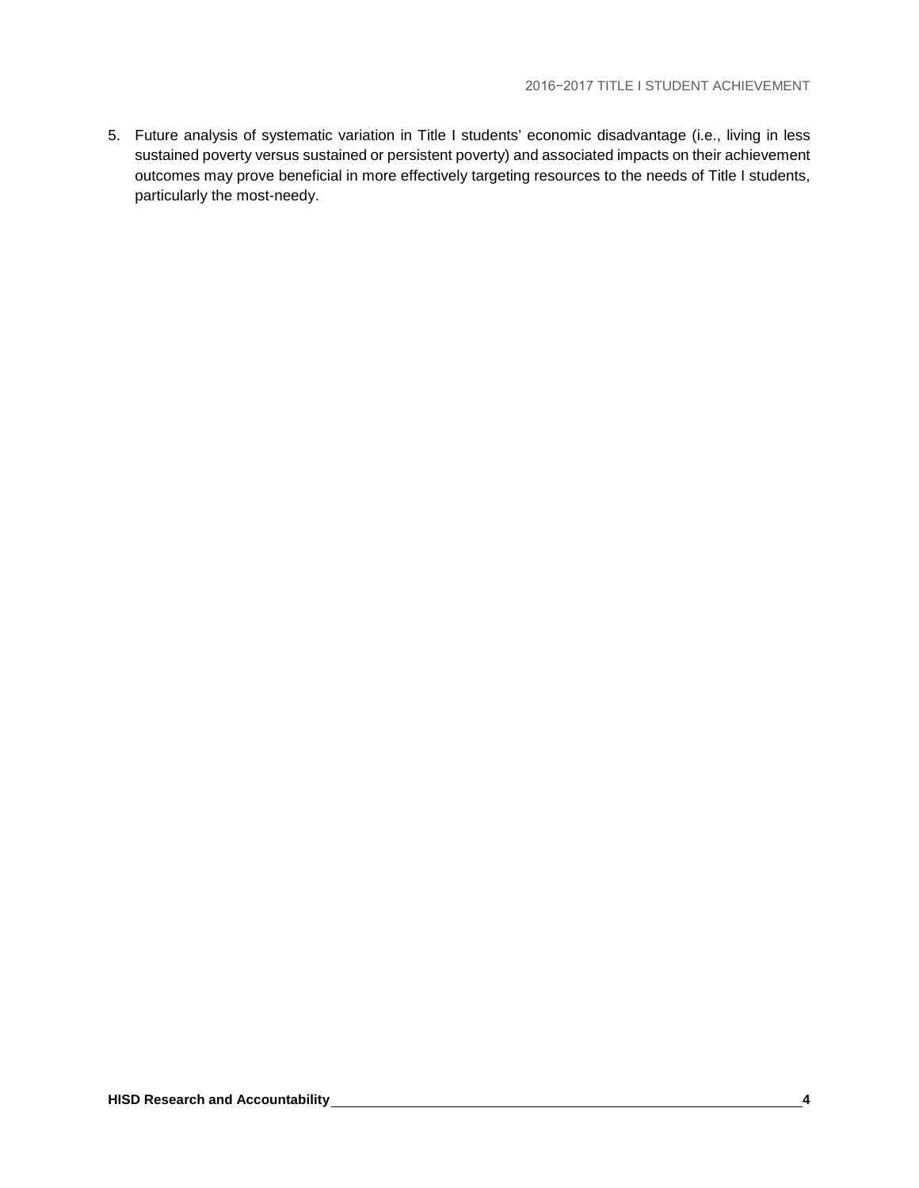5. Future analysis of systematic variation in Title I students' economic disadvantage (i.e., living in less sustained poverty versus sustained or persistent poverty) and associated impacts on their achievement outcomes may prove beneficial in more effectively targeting resources to the needs of Title I students, particularly the most-needy.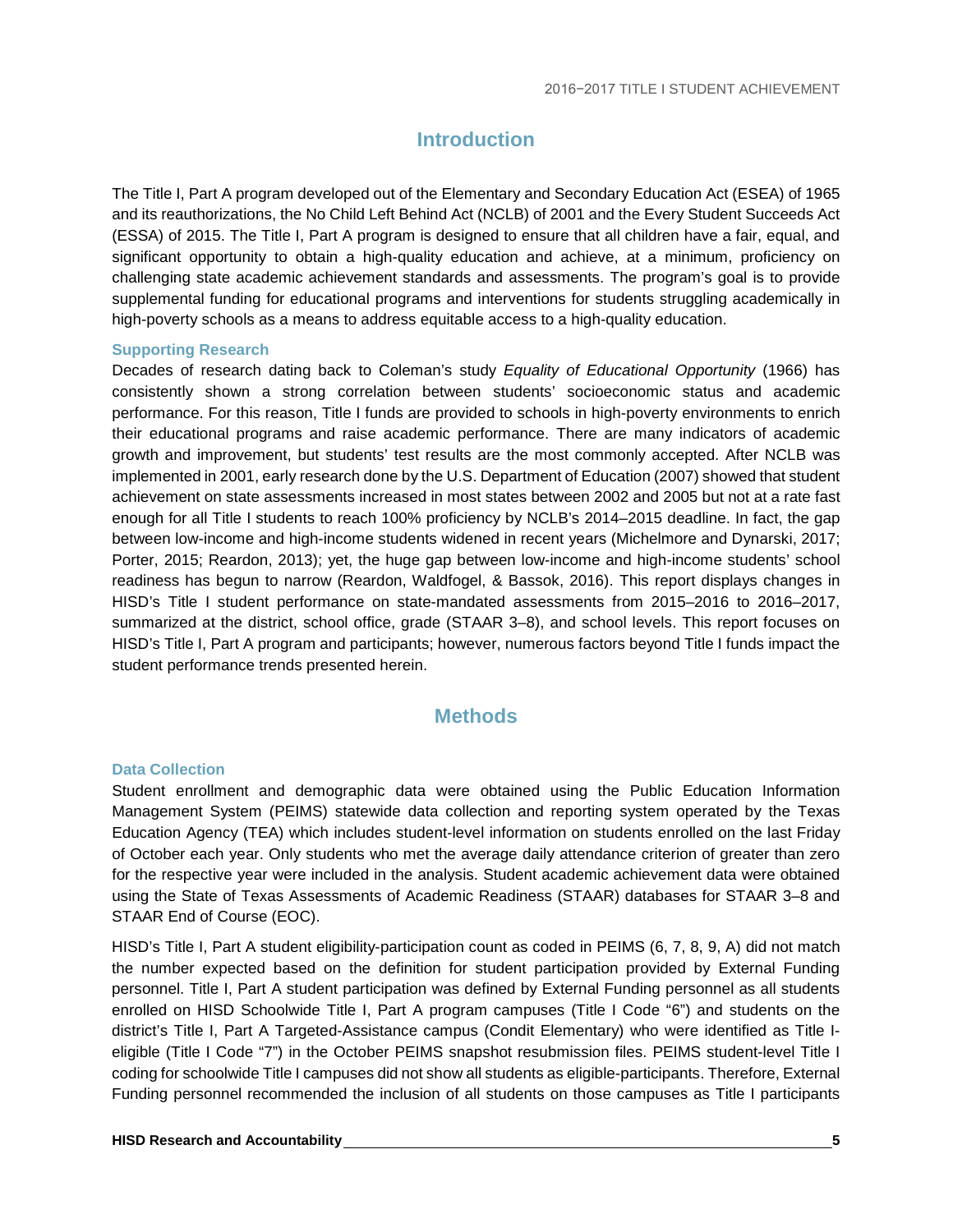## Introduction

The Title I, Part A program developed out of the Elementary and Secondary Education Act (ESEA) of 1965 and its reauthorizations, the No Child Left Behind Act (NCLB) of 2001 and the Every Student Succeeds Act (ESSA) of 2015. The Title I, Part A program is designed to ensure that all children have a fair, equal, and significant opportunity to obtain a high-quality education and achieve, at a minimum, proficiency on challenging state academic achievement standards and assessments. The program's goal is to provide supplemental funding for educational programs and interventions for students struggling academically in high-poverty schools as a means to address equitable access to a high-quality education.

### Supporting Research

Decades of research dating back to Coleman's study *Equality of Educational Opportunity* (1966) has consistently shown a strong correlation between students' socioeconomic status and academic performance. For this reason, Title I funds are provided to schools in high-poverty environments to enrich their educational programs and raise academic performance. There are many indicators of academic growth and improvement, but students' test results are the most commonly accepted. After NCLB was implemented in 2001, early research done by the U.S. Department of Education (2007) showed that student achievement on state assessments increased in most states between 2002 and 2005 but not at a rate fast enough for all Title I students to reach 100% proficiency by NCLB's 2014–2015 deadline. In fact, the gap between low-income and high-income students widened in recent years (Michelmore and Dynarski, 2017; Porter, 2015; Reardon, 2013); yet, the huge gap between low-income and high-income students' school readiness has begun to narrow (Reardon, Waldfogel, & Bassok, 2016). This report displays changes in HISD's Title I student performance on state-mandated assessments from 2015–2016 to 2016–2017, summarized at the district, school office, grade (STAAR 3–8), and school levels. This report focuses on HISD's Title I, Part A program and participants; however, numerous factors beyond Title I funds impact the student performance trends presented herein.

## Methods

### Data Collection

Student enrollment and demographic data were obtained using the Public Education Information Management System (PEIMS) statewide data collection and reporting system operated by the Texas Education Agency (TEA) which includes student-level information on students enrolled on the last Friday of October each year. Only students who met the average daily attendance criterion of greater than zero for the respective year were included in the analysis. Student academic achievement data were obtained using the State of Texas Assessments of Academic Readiness (STAAR) databases for STAAR 3–8 and STAAR End of Course (EOC).

HISD's Title I, Part A student eligibility-participation count as coded in PEIMS (6, 7, 8, 9, A) did not match the number expected based on the definition for student participation provided by External Funding personnel. Title I, Part A student participation was defined by External Funding personnel as all students enrolled on HISD Schoolwide Title I, Part A program campuses (Title I Code "6") and students on the district's Title I, Part A Targeted-Assistance campus (Condit Elementary) who were identified as Title I-eligible (Title I Code "7") in the October PEIMS snapshot resubmission files. PEIMS student-level Title I coding for schoolwide Title I campuses did not show all students as eligible-participants. Therefore, External Funding personnel recommended the inclusion of all students on those campuses as Title I participants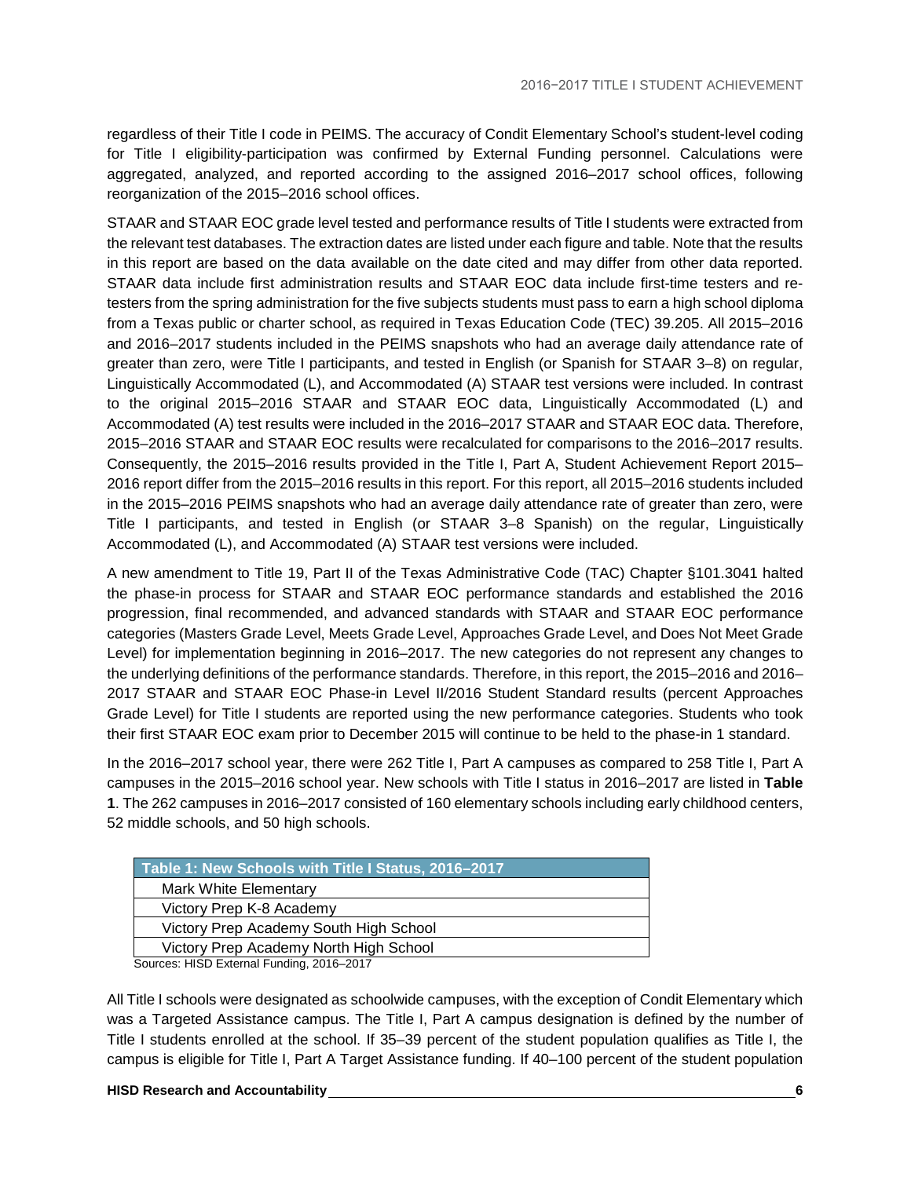regardless of their Title I code in PEIMS. The accuracy of Condit Elementary School's student-level coding for Title I eligibility-participation was confirmed by External Funding personnel. Calculations were aggregated, analyzed, and reported according to the assigned 2016–2017 school offices, following reorganization of the 2015–2016 school offices.

STAAR and STAAR EOC grade level tested and performance results of Title I students were extracted from the relevant test databases. The extraction dates are listed under each figure and table. Note that the results in this report are based on the data available on the date cited and may differ from other data reported. STAAR data include first administration results and STAAR EOC data include first-time testers and re-testers from the spring administration for the five subjects students must pass to earn a high school diploma from a Texas public or charter school, as required in Texas Education Code (TEC) 39.205. All 2015–2016 and 2016–2017 students included in the PEIMS snapshots who had an average daily attendance rate of greater than zero, were Title I participants, and tested in English (or Spanish for STAAR 3–8) on regular, Linguistically Accommodated (L), and Accommodated (A) STAAR test versions were included. In contrast to the original 2015–2016 STAAR and STAAR EOC data, Linguistically Accommodated (L) and Accommodated (A) test results were included in the 2016–2017 STAAR and STAAR EOC data. Therefore, 2015–2016 STAAR and STAAR EOC results were recalculated for comparisons to the 2016–2017 results. Consequently, the 2015–2016 results provided in the Title I, Part A, Student Achievement Report 2015–2016 report differ from the 2015–2016 results in this report. For this report, all 2015–2016 students included in the 2015–2016 PEIMS snapshots who had an average daily attendance rate of greater than zero, were Title I participants, and tested in English (or STAAR 3–8 Spanish) on the regular, Linguistically Accommodated (L), and Accommodated (A) STAAR test versions were included.

A new amendment to Title 19, Part II of the Texas Administrative Code (TAC) Chapter §101.3041 halted the phase-in process for STAAR and STAAR EOC performance standards and established the 2016 progression, final recommended, and advanced standards with STAAR and STAAR EOC performance categories (Masters Grade Level, Meets Grade Level, Approaches Grade Level, and Does Not Meet Grade Level) for implementation beginning in 2016–2017. The new categories do not represent any changes to the underlying definitions of the performance standards. Therefore, in this report, the 2015–2016 and 2016–2017 STAAR and STAAR EOC Phase-in Level II/2016 Student Standard results (percent Approaches Grade Level) for Title I students are reported using the new performance categories. Students who took their first STAAR EOC exam prior to December 2015 will continue to be held to the phase-in 1 standard.

In the 2016–2017 school year, there were 262 Title I, Part A campuses as compared to 258 Title I, Part A campuses in the 2015–2016 school year. New schools with Title I status in 2016–2017 are listed in **Table 1**. The 262 campuses in 2016–2017 consisted of 160 elementary schools including early childhood centers, 52 middle schools, and 50 high schools.

| Table 1: New Schools with Title I Status, 2016–2017 |
|---|
| Mark White Elementary |
| Victory Prep K-8 Academy |
| Victory Prep Academy South High School |
| Victory Prep Academy North High School |

Sources: HISD External Funding, 2016–2017

All Title I schools were designated as schoolwide campuses, with the exception of Condit Elementary which was a Targeted Assistance campus. The Title I, Part A campus designation is defined by the number of Title I students enrolled at the school. If 35–39 percent of the student population qualifies as Title I, the campus is eligible for Title I, Part A Target Assistance funding. If 40–100 percent of the student population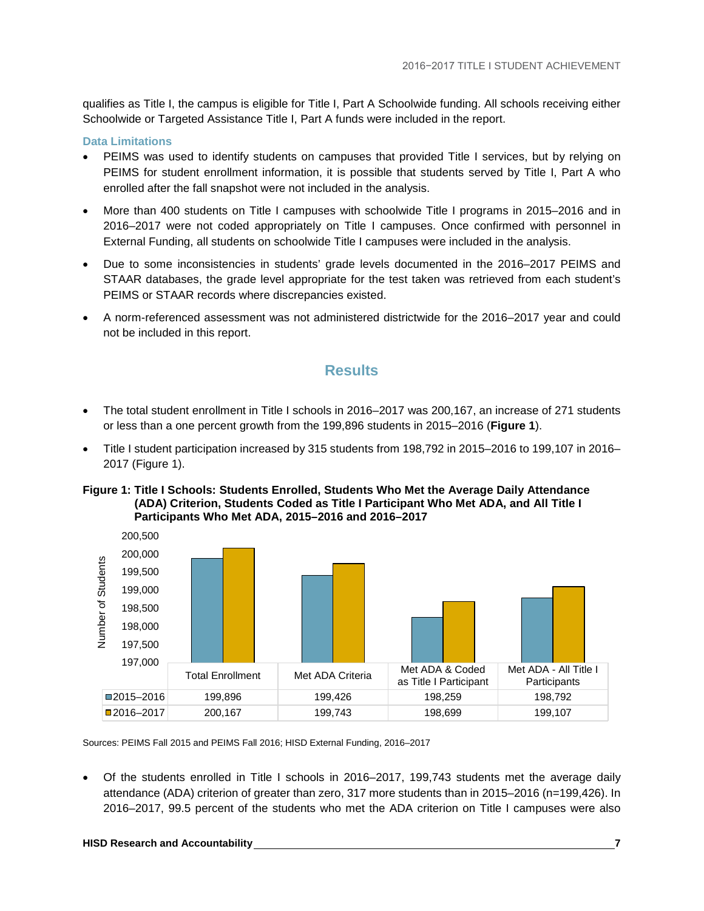qualifies as Title I, the campus is eligible for Title I, Part A Schoolwide funding. All schools receiving either Schoolwide or Targeted Assistance Title I, Part A funds were included in the report.

### Data Limitations

- PEIMS was used to identify students on campuses that provided Title I services, but by relying on PEIMS for student enrollment information, it is possible that students served by Title I, Part A who enrolled after the fall snapshot were not included in the analysis.
- More than 400 students on Title I campuses with schoolwide Title I programs in 2015–2016 and in 2016–2017 were not coded appropriately on Title I campuses. Once confirmed with personnel in External Funding, all students on schoolwide Title I campuses were included in the analysis.
- Due to some inconsistencies in students' grade levels documented in the 2016–2017 PEIMS and STAAR databases, the grade level appropriate for the test taken was retrieved from each student's PEIMS or STAAR records where discrepancies existed.
- A norm-referenced assessment was not administered districtwide for the 2016–2017 year and could not be included in this report.

## Results

- The total student enrollment in Title I schools in 2016–2017 was 200,167, an increase of 271 students or less than a one percent growth from the 199,896 students in 2015–2016 (**Figure 1**).
- Title I student participation increased by 315 students from 198,792 in 2015–2016 to 199,107 in 2016–2017 (Figure 1).

**Figure 1: Title I Schools: Students Enrolled, Students Who Met the Average Daily Attendance (ADA) Criterion, Students Coded as Title I Participant Who Met ADA, and All Title I Participants Who Met ADA, 2015–2016 and 2016–2017**

| | Total Enrollment | Met ADA Criteria | Met ADA & Coded as Title I Participant | Met ADA - All Title I Participants |
|---|---|---|---|---|
| 2015–2016 | 199,896 | 199,426 | 198,259 | 198,792 |
| 2016–2017 | 200,167 | 199,743 | 198,699 | 199,107 |

Sources: PEIMS Fall 2015 and PEIMS Fall 2016; HISD External Funding, 2016–2017

- Of the students enrolled in Title I schools in 2016–2017, 199,743 students met the average daily attendance (ADA) criterion of greater than zero, 317 more students than in 2015–2016 (n=199,426). In 2016–2017, 99.5 percent of the students who met the ADA criterion on Title I campuses were also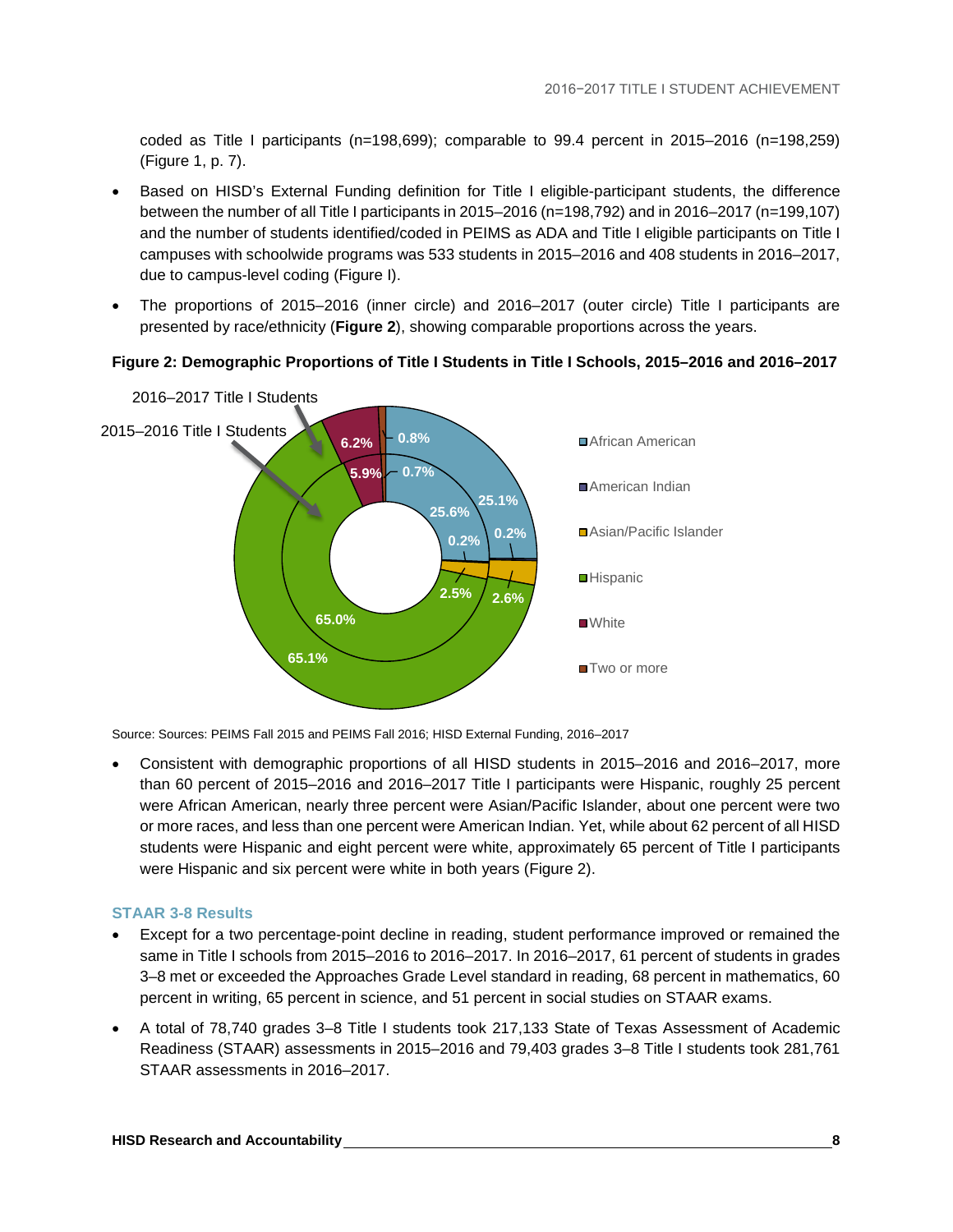coded as Title I participants (n=198,699); comparable to 99.4 percent in 2015–2016 (n=198,259) (Figure 1, p. 7).

- Based on HISD's External Funding definition for Title I eligible-participant students, the difference between the number of all Title I participants in 2015–2016 (n=198,792) and in 2016–2017 (n=199,107) and the number of students identified/coded in PEIMS as ADA and Title I eligible participants on Title I campuses with schoolwide programs was 533 students in 2015–2016 and 408 students in 2016–2017, due to campus-level coding (Figure I).
- The proportions of 2015–2016 (inner circle) and 2016–2017 (outer circle) Title I participants are presented by race/ethnicity (**Figure 2**), showing comparable proportions across the years.

**Figure 2: Demographic Proportions of Title I Students in Title I Schools, 2015–2016 and 2016–2017**

| Race/Ethnicity | 2015–2016 Title I Students (inner circle) | 2016–2017 Title I Students (outer circle) |
|---|---|---|
| African American | 25.6% | 25.1% |
| American Indian | 0.2% | 0.2% |
| Asian/Pacific Islander | 2.5% | 2.6% |
| Hispanic | 65.0% | 65.1% |
| White | 5.9% | 6.2% |
| Two or more | 0.7% | 0.8% |

Source: Sources: PEIMS Fall 2015 and PEIMS Fall 2016; HISD External Funding, 2016–2017

- Consistent with demographic proportions of all HISD students in 2015–2016 and 2016–2017, more than 60 percent of 2015–2016 and 2016–2017 Title I participants were Hispanic, roughly 25 percent were African American, nearly three percent were Asian/Pacific Islander, about one percent were two or more races, and less than one percent were American Indian. Yet, while about 62 percent of all HISD students were Hispanic and eight percent were white, approximately 65 percent of Title I participants were Hispanic and six percent were white in both years (Figure 2).

### STAAR 3-8 Results

- Except for a two percentage-point decline in reading, student performance improved or remained the same in Title I schools from 2015–2016 to 2016–2017. In 2016–2017, 61 percent of students in grades 3–8 met or exceeded the Approaches Grade Level standard in reading, 68 percent in mathematics, 60 percent in writing, 65 percent in science, and 51 percent in social studies on STAAR exams.
- A total of 78,740 grades 3–8 Title I students took 217,133 State of Texas Assessment of Academic Readiness (STAAR) assessments in 2015–2016 and 79,403 grades 3–8 Title I students took 281,761 STAAR assessments in 2016–2017.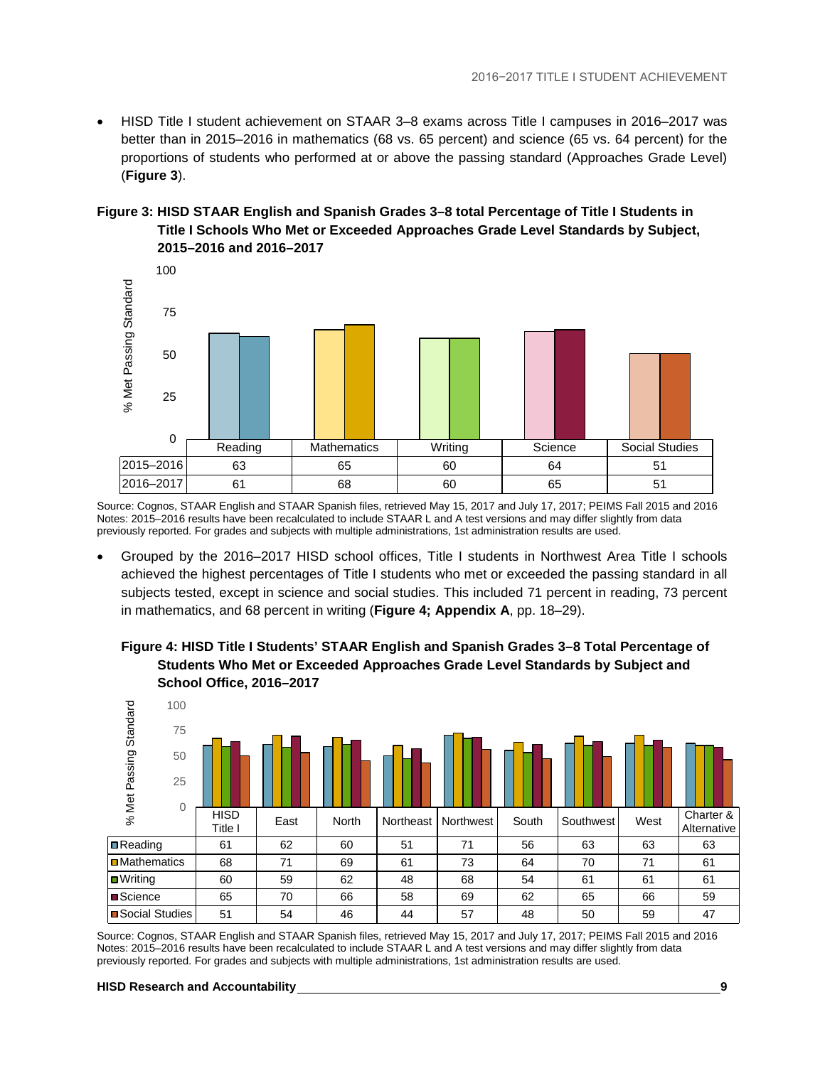- HISD Title I student achievement on STAAR 3–8 exams across Title I campuses in 2016–2017 was better than in 2015–2016 in mathematics (68 vs. 65 percent) and science (65 vs. 64 percent) for the proportions of students who performed at or above the passing standard (Approaches Grade Level) (**Figure 3**).

**Figure 3: HISD STAAR English and Spanish Grades 3–8 total Percentage of Title I Students in Title I Schools Who Met or Exceeded Approaches Grade Level Standards by Subject, 2015–2016 and 2016–2017**

| | Reading | Mathematics | Writing | Science | Social Studies |
|---|---|---|---|---|---|
| 2015–2016 | 63 | 65 | 60 | 64 | 51 |
| 2016–2017 | 61 | 68 | 60 | 65 | 51 |

Source: Cognos, STAAR English and STAAR Spanish files, retrieved May 15, 2017 and July 17, 2017; PEIMS Fall 2015 and 2016
Notes: 2015–2016 results have been recalculated to include STAAR L and A test versions and may differ slightly from data previously reported. For grades and subjects with multiple administrations, 1st administration results are used.

- Grouped by the 2016–2017 HISD school offices, Title I students in Northwest Area Title I schools achieved the highest percentages of Title I students who met or exceeded the passing standard in all subjects tested, except in science and social studies. This included 71 percent in reading, 73 percent in mathematics, and 68 percent in writing (**Figure 4; Appendix A**, pp. 18–29).

**Figure 4: HISD Title I Students' STAAR English and Spanish Grades 3–8 Total Percentage of Students Who Met or Exceeded Approaches Grade Level Standards by Subject and School Office, 2016–2017**

| | HISD Title I | East | North | Northeast | Northwest | South | Southwest | West | Charter & Alternative |
|---|---|---|---|---|---|---|---|---|---|
| Reading | 61 | 62 | 60 | 51 | 71 | 56 | 63 | 63 | 63 |
| Mathematics | 68 | 71 | 69 | 61 | 73 | 64 | 70 | 71 | 61 |
| Writing | 60 | 59 | 62 | 48 | 68 | 54 | 61 | 61 | 61 |
| Science | 65 | 70 | 66 | 58 | 69 | 62 | 65 | 66 | 59 |
| Social Studies | 51 | 54 | 46 | 44 | 57 | 48 | 50 | 59 | 47 |

Source: Cognos, STAAR English and STAAR Spanish files, retrieved May 15, 2017 and July 17, 2017; PEIMS Fall 2015 and 2016
Notes: 2015–2016 results have been recalculated to include STAAR L and A test versions and may differ slightly from data previously reported. For grades and subjects with multiple administrations, 1st administration results are used.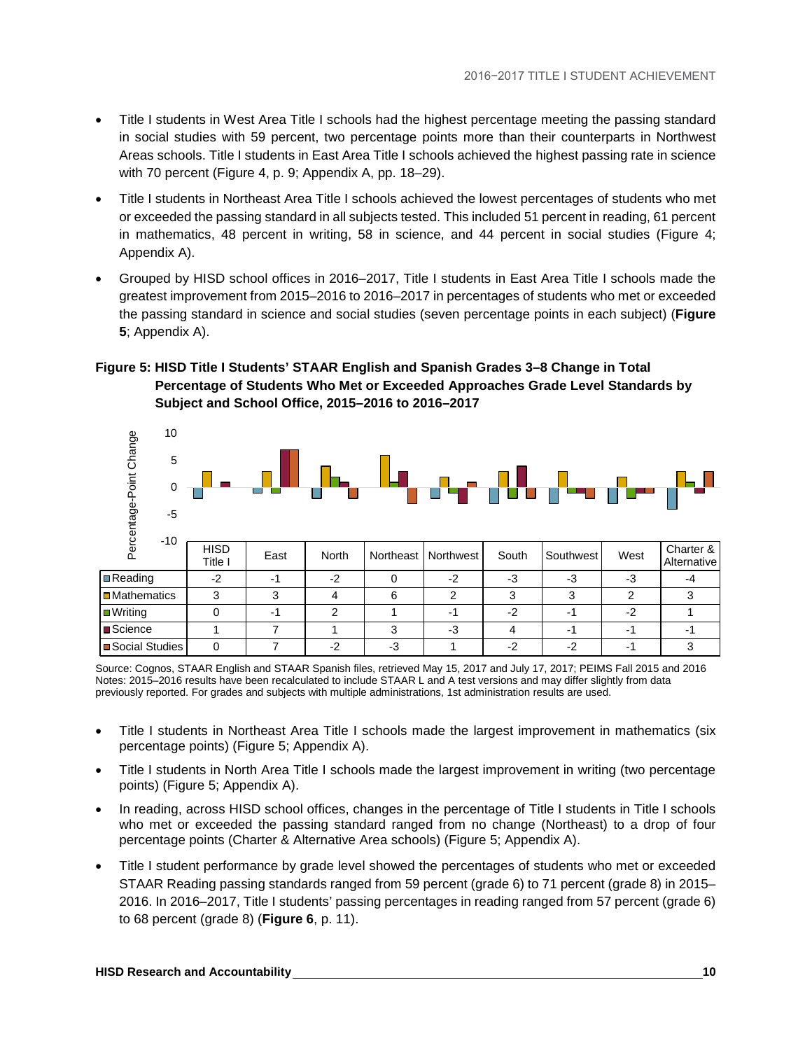- Title I students in West Area Title I schools had the highest percentage meeting the passing standard in social studies with 59 percent, two percentage points more than their counterparts in Northwest Areas schools. Title I students in East Area Title I schools achieved the highest passing rate in science with 70 percent (Figure 4, p. 9; Appendix A, pp. 18–29).
- Title I students in Northeast Area Title I schools achieved the lowest percentages of students who met or exceeded the passing standard in all subjects tested. This included 51 percent in reading, 61 percent in mathematics, 48 percent in writing, 58 in science, and 44 percent in social studies (Figure 4; Appendix A).
- Grouped by HISD school offices in 2016–2017, Title I students in East Area Title I schools made the greatest improvement from 2015–2016 to 2016–2017 in percentages of students who met or exceeded the passing standard in science and social studies (seven percentage points in each subject) (**Figure 5**; Appendix A).

**Figure 5: HISD Title I Students' STAAR English and Spanish Grades 3–8 Change in Total Percentage of Students Who Met or Exceeded Approaches Grade Level Standards by Subject and School Office, 2015–2016 to 2016–2017**

| | HISD Title I | East | North | Northeast | Northwest | South | Southwest | West | Charter & Alternative |
|---|---|---|---|---|---|---|---|---|---|
| Reading | -2 | -1 | -2 | 0 | -2 | -3 | -3 | -3 | -4 |
| Mathematics | 3 | 3 | 4 | 6 | 2 | 3 | 3 | 2 | 3 |
| Writing | 0 | -1 | 2 | 1 | -1 | -2 | -1 | -2 | 1 |
| Science | 1 | 7 | 1 | 3 | -3 | 4 | -1 | -1 | -1 |
| Social Studies | 0 | 7 | -2 | -3 | 1 | -2 | -2 | -1 | 3 |

Source: Cognos, STAAR English and STAAR Spanish files, retrieved May 15, 2017 and July 17, 2017; PEIMS Fall 2015 and 2016
Notes: 2015–2016 results have been recalculated to include STAAR L and A test versions and may differ slightly from data previously reported. For grades and subjects with multiple administrations, 1st administration results are used.

- Title I students in Northeast Area Title I schools made the largest improvement in mathematics (six percentage points) (Figure 5; Appendix A).
- Title I students in North Area Title I schools made the largest improvement in writing (two percentage points) (Figure 5; Appendix A).
- In reading, across HISD school offices, changes in the percentage of Title I students in Title I schools who met or exceeded the passing standard ranged from no change (Northeast) to a drop of four percentage points (Charter & Alternative Area schools) (Figure 5; Appendix A).
- Title I student performance by grade level showed the percentages of students who met or exceeded STAAR Reading passing standards ranged from 59 percent (grade 6) to 71 percent (grade 8) in 2015–2016. In 2016–2017, Title I students' passing percentages in reading ranged from 57 percent (grade 6) to 68 percent (grade 8) (**Figure 6**, p. 11).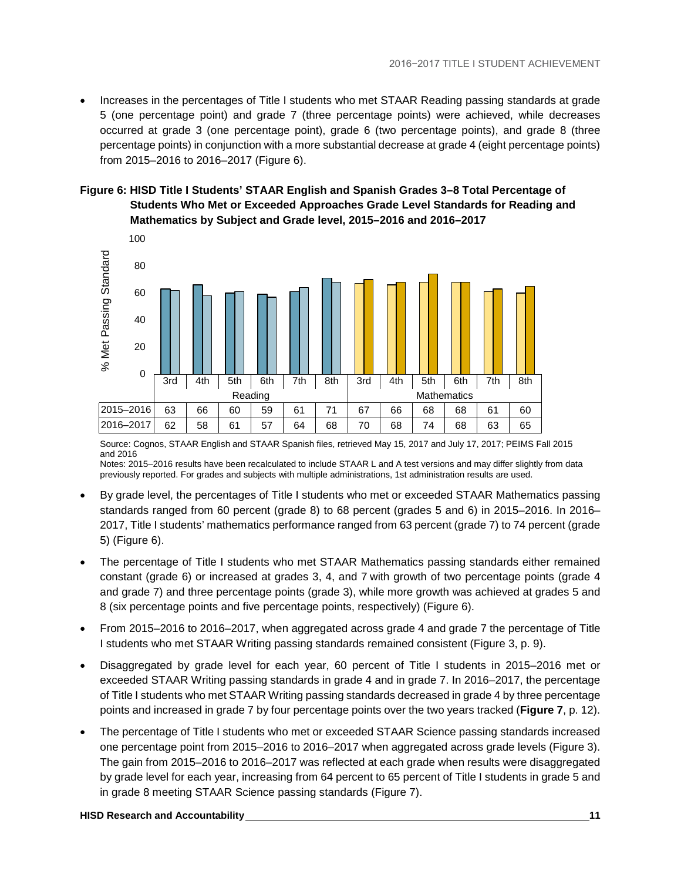- Increases in the percentages of Title I students who met STAAR Reading passing standards at grade 5 (one percentage point) and grade 7 (three percentage points) were achieved, while decreases occurred at grade 3 (one percentage point), grade 6 (two percentage points), and grade 8 (three percentage points) in conjunction with a more substantial decrease at grade 4 (eight percentage points) from 2015–2016 to 2016–2017 (Figure 6).

**Figure 6: HISD Title I Students' STAAR English and Spanish Grades 3–8 Total Percentage of Students Who Met or Exceeded Approaches Grade Level Standards for Reading and Mathematics by Subject and Grade level, 2015–2016 and 2016–2017**

| | Reading | | | | | | Mathematics | | | | | |
|---|---|---|---|---|---|---|---|---|---|---|---|---|
| | 3rd | 4th | 5th | 6th | 7th | 8th | 3rd | 4th | 5th | 6th | 7th | 8th |
| 2015–2016 | 63 | 66 | 60 | 59 | 61 | 71 | 67 | 66 | 68 | 68 | 61 | 60 |
| 2016–2017 | 62 | 58 | 61 | 57 | 64 | 68 | 70 | 68 | 74 | 68 | 63 | 65 |

Source: Cognos, STAAR English and STAAR Spanish files, retrieved May 15, 2017 and July 17, 2017; PEIMS Fall 2015 and 2016

Notes: 2015–2016 results have been recalculated to include STAAR L and A test versions and may differ slightly from data previously reported. For grades and subjects with multiple administrations, 1st administration results are used.

- By grade level, the percentages of Title I students who met or exceeded STAAR Mathematics passing standards ranged from 60 percent (grade 8) to 68 percent (grades 5 and 6) in 2015–2016. In 2016–2017, Title I students' mathematics performance ranged from 63 percent (grade 7) to 74 percent (grade 5) (Figure 6).

- The percentage of Title I students who met STAAR Mathematics passing standards either remained constant (grade 6) or increased at grades 3, 4, and 7 with growth of two percentage points (grade 4 and grade 7) and three percentage points (grade 3), while more growth was achieved at grades 5 and 8 (six percentage points and five percentage points, respectively) (Figure 6).

- From 2015–2016 to 2016–2017, when aggregated across grade 4 and grade 7 the percentage of Title I students who met STAAR Writing passing standards remained consistent (Figure 3, p. 9).

- Disaggregated by grade level for each year, 60 percent of Title I students in 2015–2016 met or exceeded STAAR Writing passing standards in grade 4 and in grade 7. In 2016–2017, the percentage of Title I students who met STAAR Writing passing standards decreased in grade 4 by three percentage points and increased in grade 7 by four percentage points over the two years tracked (**Figure 7**, p. 12).

- The percentage of Title I students who met or exceeded STAAR Science passing standards increased one percentage point from 2015–2016 to 2016–2017 when aggregated across grade levels (Figure 3). The gain from 2015–2016 to 2016–2017 was reflected at each grade when results were disaggregated by grade level for each year, increasing from 64 percent to 65 percent of Title I students in grade 5 and in grade 8 meeting STAAR Science passing standards (Figure 7).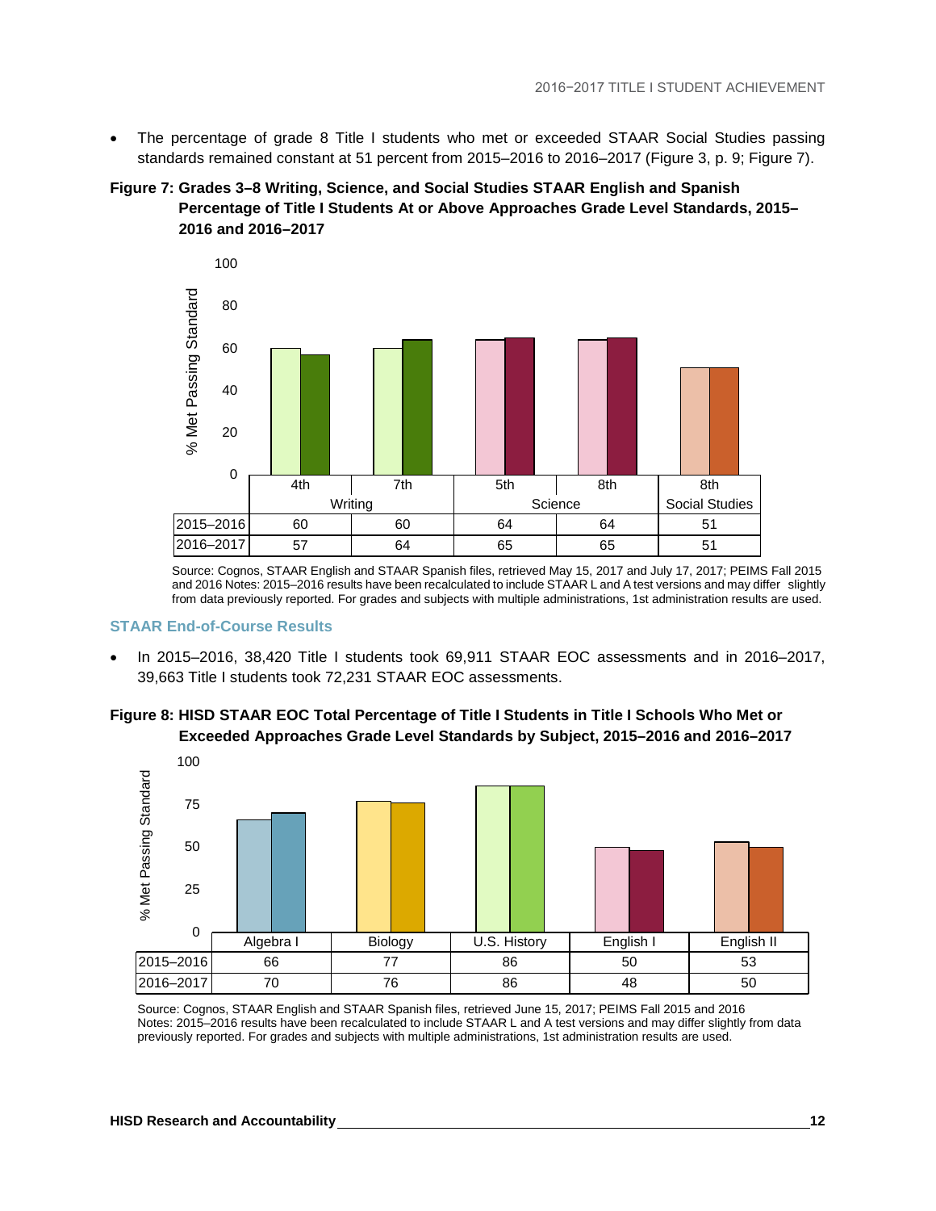- The percentage of grade 8 Title I students who met or exceeded STAAR Social Studies passing standards remained constant at 51 percent from 2015–2016 to 2016–2017 (Figure 3, p. 9; Figure 7).

**Figure 7: Grades 3–8 Writing, Science, and Social Studies STAAR English and Spanish Percentage of Title I Students At or Above Approaches Grade Level Standards, 2015–2016 and 2016–2017**

| | Writing | | Science | | Social Studies |
|---|---|---|---|---|---|
| | 4th | 7th | 5th | 8th | 8th |
| 2015–2016 | 60 | 60 | 64 | 64 | 51 |
| 2016–2017 | 57 | 64 | 65 | 65 | 51 |

Source: Cognos, STAAR English and STAAR Spanish files, retrieved May 15, 2017 and July 17, 2017; PEIMS Fall 2015 and 2016 Notes: 2015–2016 results have been recalculated to include STAAR L and A test versions and may differ slightly from data previously reported. For grades and subjects with multiple administrations, 1st administration results are used.

### STAAR End-of-Course Results

- In 2015–2016, 38,420 Title I students took 69,911 STAAR EOC assessments and in 2016–2017, 39,663 Title I students took 72,231 STAAR EOC assessments.

**Figure 8: HISD STAAR EOC Total Percentage of Title I Students in Title I Schools Who Met or Exceeded Approaches Grade Level Standards by Subject, 2015–2016 and 2016–2017**

| | Algebra I | Biology | U.S. History | English I | English II |
|---|---|---|---|---|---|
| 2015–2016 | 66 | 77 | 86 | 50 | 53 |
| 2016–2017 | 70 | 76 | 86 | 48 | 50 |

Source: Cognos, STAAR English and STAAR Spanish files, retrieved June 15, 2017; PEIMS Fall 2015 and 2016
Notes: 2015–2016 results have been recalculated to include STAAR L and A test versions and may differ slightly from data previously reported. For grades and subjects with multiple administrations, 1st administration results are used.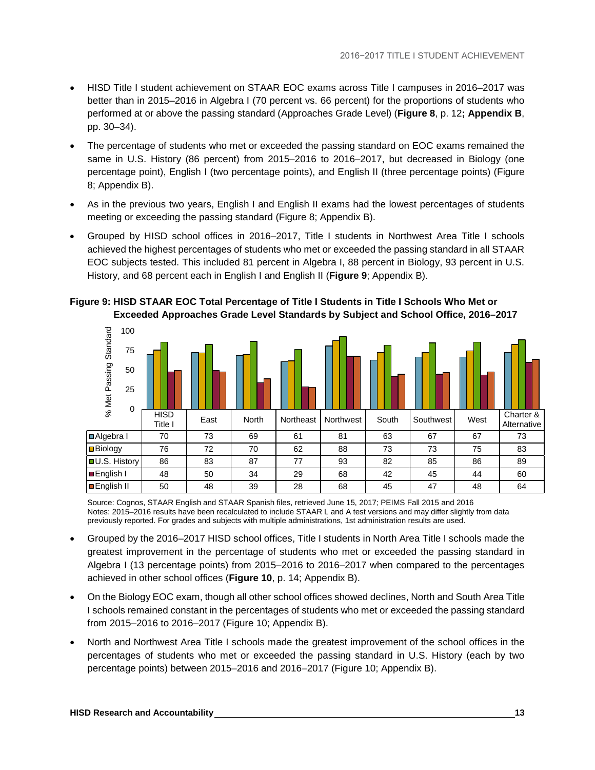- HISD Title I student achievement on STAAR EOC exams across Title I campuses in 2016–2017 was better than in 2015–2016 in Algebra I (70 percent vs. 66 percent) for the proportions of students who performed at or above the passing standard (Approaches Grade Level) (**Figure 8**, p. 12**; Appendix B**, pp. 30–34).
- The percentage of students who met or exceeded the passing standard on EOC exams remained the same in U.S. History (86 percent) from 2015–2016 to 2016–2017, but decreased in Biology (one percentage point), English I (two percentage points), and English II (three percentage points) (Figure 8; Appendix B).
- As in the previous two years, English I and English II exams had the lowest percentages of students meeting or exceeding the passing standard (Figure 8; Appendix B).
- Grouped by HISD school offices in 2016–2017, Title I students in Northwest Area Title I schools achieved the highest percentages of students who met or exceeded the passing standard in all STAAR EOC subjects tested. This included 81 percent in Algebra I, 88 percent in Biology, 93 percent in U.S. History, and 68 percent each in English I and English II (**Figure 9**; Appendix B).

**Figure 9: HISD STAAR EOC Total Percentage of Title I Students in Title I Schools Who Met or Exceeded Approaches Grade Level Standards by Subject and School Office, 2016–2017**

| | HISD Title I | East | North | Northeast | Northwest | South | Southwest | West | Charter & Alternative |
|---|---|---|---|---|---|---|---|---|---|
| Algebra I | 70 | 73 | 69 | 61 | 81 | 63 | 67 | 67 | 73 |
| Biology | 76 | 72 | 70 | 62 | 88 | 73 | 73 | 75 | 83 |
| U.S. History | 86 | 83 | 87 | 77 | 93 | 82 | 85 | 86 | 89 |
| English I | 48 | 50 | 34 | 29 | 68 | 42 | 45 | 44 | 60 |
| English II | 50 | 48 | 39 | 28 | 68 | 45 | 47 | 48 | 64 |

Source: Cognos, STAAR English and STAAR Spanish files, retrieved June 15, 2017; PEIMS Fall 2015 and 2016
Notes: 2015–2016 results have been recalculated to include STAAR L and A test versions and may differ slightly from data previously reported. For grades and subjects with multiple administrations, 1st administration results are used.

- Grouped by the 2016–2017 HISD school offices, Title I students in North Area Title I schools made the greatest improvement in the percentage of students who met or exceeded the passing standard in Algebra I (13 percentage points) from 2015–2016 to 2016–2017 when compared to the percentages achieved in other school offices (**Figure 10**, p. 14; Appendix B).
- On the Biology EOC exam, though all other school offices showed declines, North and South Area Title I schools remained constant in the percentages of students who met or exceeded the passing standard from 2015–2016 to 2016–2017 (Figure 10; Appendix B).
- North and Northwest Area Title I schools made the greatest improvement of the school offices in the percentages of students who met or exceeded the passing standard in U.S. History (each by two percentage points) between 2015–2016 and 2016–2017 (Figure 10; Appendix B).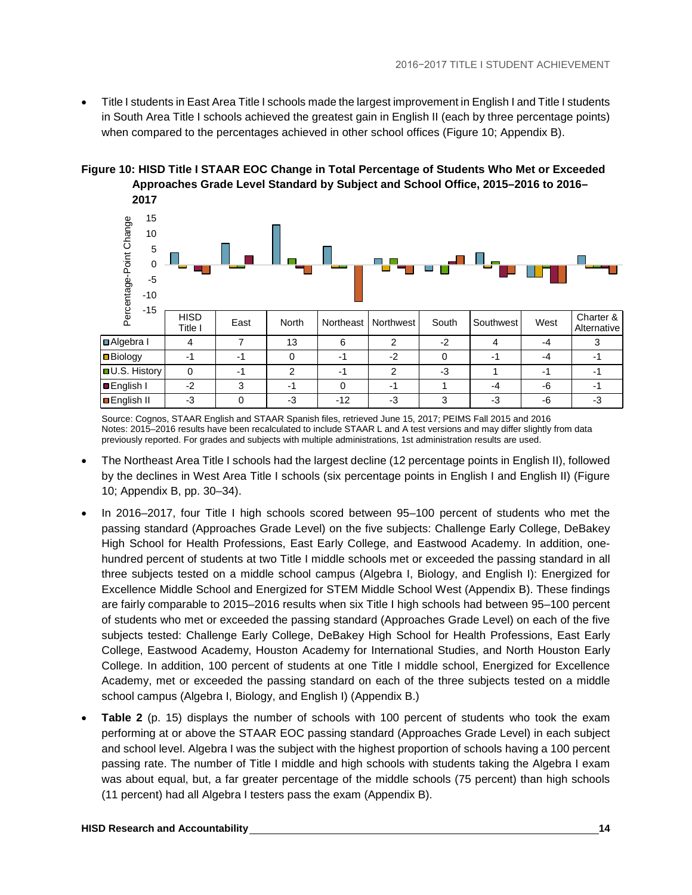- Title I students in East Area Title I schools made the largest improvement in English I and Title I students in South Area Title I schools achieved the greatest gain in English II (each by three percentage points) when compared to the percentages achieved in other school offices (Figure 10; Appendix B).

**Figure 10: HISD Title I STAAR EOC Change in Total Percentage of Students Who Met or Exceeded Approaches Grade Level Standard by Subject and School Office, 2015–2016 to 2016–2017**

| | HISD Title I | East | North | Northeast | Northwest | South | Southwest | West | Charter & Alternative |
|---|---|---|---|---|---|---|---|---|---|
| Algebra I | 4 | 7 | 13 | 6 | 2 | -2 | 4 | -4 | 3 |
| Biology | -1 | -1 | 0 | -1 | -2 | 0 | -1 | -4 | -1 |
| U.S. History | 0 | -1 | 2 | -1 | 2 | -3 | 1 | -1 | -1 |
| English I | -2 | 3 | -1 | 0 | -1 | 1 | -4 | -6 | -1 |
| English II | -3 | 0 | -3 | -12 | -3 | 3 | -3 | -6 | -3 |

Source: Cognos, STAAR English and STAAR Spanish files, retrieved June 15, 2017; PEIMS Fall 2015 and 2016
Notes: 2015–2016 results have been recalculated to include STAAR L and A test versions and may differ slightly from data previously reported. For grades and subjects with multiple administrations, 1st administration results are used.

- The Northeast Area Title I schools had the largest decline (12 percentage points in English II), followed by the declines in West Area Title I schools (six percentage points in English I and English II) (Figure 10; Appendix B, pp. 30–34).
- In 2016–2017, four Title I high schools scored between 95–100 percent of students who met the passing standard (Approaches Grade Level) on the five subjects: Challenge Early College, DeBakey High School for Health Professions, East Early College, and Eastwood Academy. In addition, one-hundred percent of students at two Title I middle schools met or exceeded the passing standard in all three subjects tested on a middle school campus (Algebra I, Biology, and English I): Energized for Excellence Middle School and Energized for STEM Middle School West (Appendix B). These findings are fairly comparable to 2015–2016 results when six Title I high schools had between 95–100 percent of students who met or exceeded the passing standard (Approaches Grade Level) on each of the five subjects tested: Challenge Early College, DeBakey High School for Health Professions, East Early College, Eastwood Academy, Houston Academy for International Studies, and North Houston Early College. In addition, 100 percent of students at one Title I middle school, Energized for Excellence Academy, met or exceeded the passing standard on each of the three subjects tested on a middle school campus (Algebra I, Biology, and English I) (Appendix B.)
- **Table 2** (p. 15) displays the number of schools with 100 percent of students who took the exam performing at or above the STAAR EOC passing standard (Approaches Grade Level) in each subject and school level. Algebra I was the subject with the highest proportion of schools having a 100 percent passing rate. The number of Title I middle and high schools with students taking the Algebra I exam was about equal, but, a far greater percentage of the middle schools (75 percent) than high schools (11 percent) had all Algebra I testers pass the exam (Appendix B).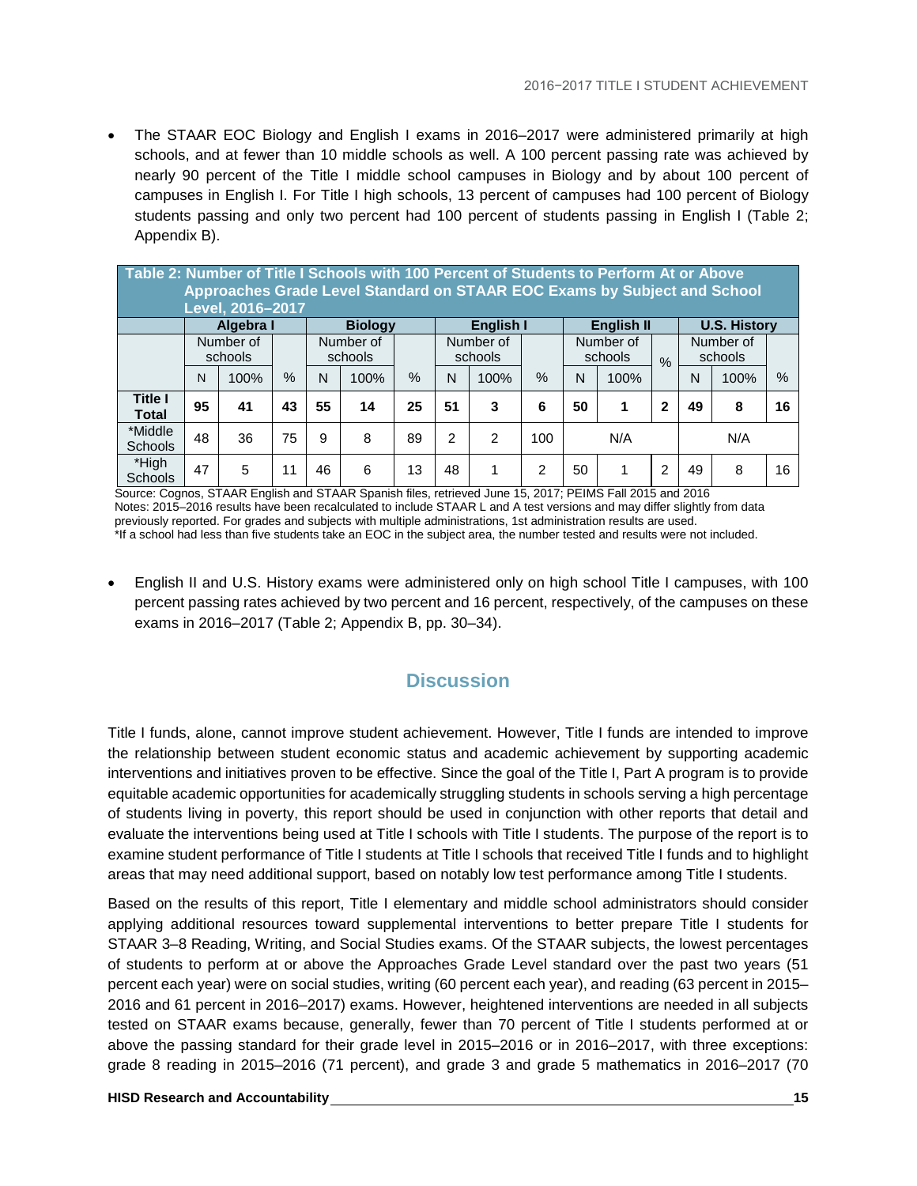- The STAAR EOC Biology and English I exams in 2016–2017 were administered primarily at high schools, and at fewer than 10 middle schools as well. A 100 percent passing rate was achieved by nearly 90 percent of the Title I middle school campuses in Biology and by about 100 percent of campuses in English I. For Title I high schools, 13 percent of campuses had 100 percent of Biology students passing and only two percent had 100 percent of students passing in English I (Table 2; Appendix B).

**Table 2: Number of Title I Schools with 100 Percent of Students to Perform At or Above Approaches Grade Level Standard on STAAR EOC Exams by Subject and School Level, 2016–2017**

| | Algebra I | | | Biology | | | English I | | | English II | | | U.S. History | | |
|---|---|---|---|---|---|---|---|---|---|---|---|---|---|---|---|
| | Number of schools | | | Number of schools | | | Number of schools | | | Number of schools | | % | Number of schools | | |
| | N | 100% | % | N | 100% | % | N | 100% | % | N | 100% | | N | 100% | % |
| **Title I Total** | **95** | **41** | **43** | **55** | **14** | **25** | **51** | **3** | **6** | **50** | **1** | **2** | **49** | **8** | **16** |
| *Middle Schools | 48 | 36 | 75 | 9 | 8 | 89 | 2 | 2 | 100 | N/A | | | N/A | | |
| *High Schools | 47 | 5 | 11 | 46 | 6 | 13 | 48 | 1 | 2 | 50 | 1 | 2 | 49 | 8 | 16 |

Source: Cognos, STAAR English and STAAR Spanish files, retrieved June 15, 2017; PEIMS Fall 2015 and 2016
Notes: 2015–2016 results have been recalculated to include STAAR L and A test versions and may differ slightly from data previously reported. For grades and subjects with multiple administrations, 1st administration results are used.
*If a school had less than five students take an EOC in the subject area, the number tested and results were not included.

- English II and U.S. History exams were administered only on high school Title I campuses, with 100 percent passing rates achieved by two percent and 16 percent, respectively, of the campuses on these exams in 2016–2017 (Table 2; Appendix B, pp. 30–34).

## Discussion

Title I funds, alone, cannot improve student achievement. However, Title I funds are intended to improve the relationship between student economic status and academic achievement by supporting academic interventions and initiatives proven to be effective. Since the goal of the Title I, Part A program is to provide equitable academic opportunities for academically struggling students in schools serving a high percentage of students living in poverty, this report should be used in conjunction with other reports that detail and evaluate the interventions being used at Title I schools with Title I students. The purpose of the report is to examine student performance of Title I students at Title I schools that received Title I funds and to highlight areas that may need additional support, based on notably low test performance among Title I students.

Based on the results of this report, Title I elementary and middle school administrators should consider applying additional resources toward supplemental interventions to better prepare Title I students for STAAR 3–8 Reading, Writing, and Social Studies exams. Of the STAAR subjects, the lowest percentages of students to perform at or above the Approaches Grade Level standard over the past two years (51 percent each year) were on social studies, writing (60 percent each year), and reading (63 percent in 2015–2016 and 61 percent in 2016–2017) exams. However, heightened interventions are needed in all subjects tested on STAAR exams because, generally, fewer than 70 percent of Title I students performed at or above the passing standard for their grade level in 2015–2016 or in 2016–2017, with three exceptions: grade 8 reading in 2015–2016 (71 percent), and grade 3 and grade 5 mathematics in 2016–2017 (70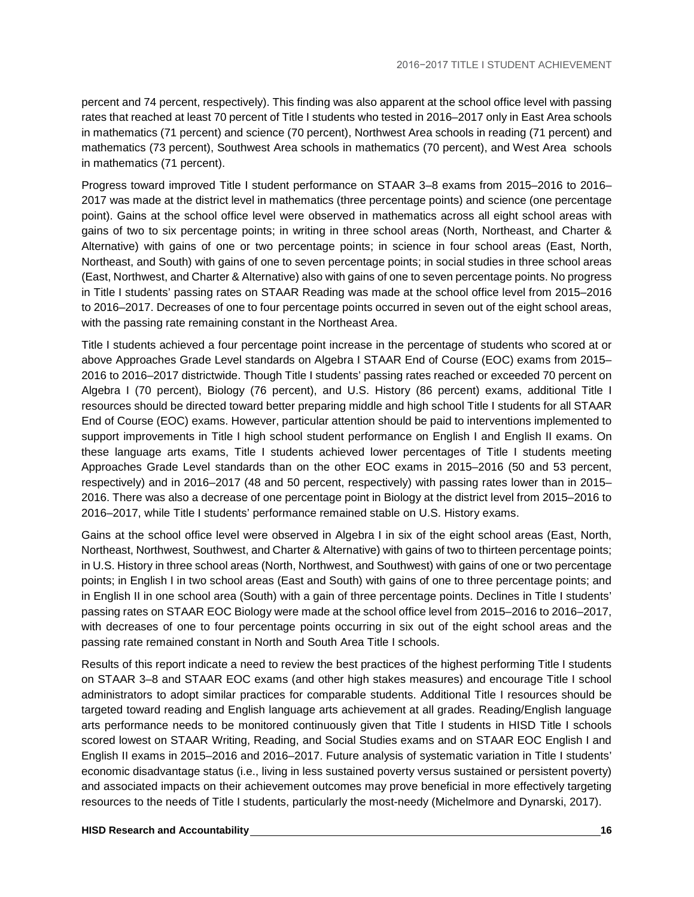percent and 74 percent, respectively). This finding was also apparent at the school office level with passing rates that reached at least 70 percent of Title I students who tested in 2016–2017 only in East Area schools in mathematics (71 percent) and science (70 percent), Northwest Area schools in reading (71 percent) and mathematics (73 percent), Southwest Area schools in mathematics (70 percent), and West Area schools in mathematics (71 percent).

Progress toward improved Title I student performance on STAAR 3–8 exams from 2015–2016 to 2016–2017 was made at the district level in mathematics (three percentage points) and science (one percentage point). Gains at the school office level were observed in mathematics across all eight school areas with gains of two to six percentage points; in writing in three school areas (North, Northeast, and Charter & Alternative) with gains of one or two percentage points; in science in four school areas (East, North, Northeast, and South) with gains of one to seven percentage points; in social studies in three school areas (East, Northwest, and Charter & Alternative) also with gains of one to seven percentage points. No progress in Title I students' passing rates on STAAR Reading was made at the school office level from 2015–2016 to 2016–2017. Decreases of one to four percentage points occurred in seven out of the eight school areas, with the passing rate remaining constant in the Northeast Area.

Title I students achieved a four percentage point increase in the percentage of students who scored at or above Approaches Grade Level standards on Algebra I STAAR End of Course (EOC) exams from 2015–2016 to 2016–2017 districtwide. Though Title I students' passing rates reached or exceeded 70 percent on Algebra I (70 percent), Biology (76 percent), and U.S. History (86 percent) exams, additional Title I resources should be directed toward better preparing middle and high school Title I students for all STAAR End of Course (EOC) exams. However, particular attention should be paid to interventions implemented to support improvements in Title I high school student performance on English I and English II exams. On these language arts exams, Title I students achieved lower percentages of Title I students meeting Approaches Grade Level standards than on the other EOC exams in 2015–2016 (50 and 53 percent, respectively) and in 2016–2017 (48 and 50 percent, respectively) with passing rates lower than in 2015–2016. There was also a decrease of one percentage point in Biology at the district level from 2015–2016 to 2016–2017, while Title I students' performance remained stable on U.S. History exams.

Gains at the school office level were observed in Algebra I in six of the eight school areas (East, North, Northeast, Northwest, Southwest, and Charter & Alternative) with gains of two to thirteen percentage points; in U.S. History in three school areas (North, Northwest, and Southwest) with gains of one or two percentage points; in English I in two school areas (East and South) with gains of one to three percentage points; and in English II in one school area (South) with a gain of three percentage points. Declines in Title I students' passing rates on STAAR EOC Biology were made at the school office level from 2015–2016 to 2016–2017, with decreases of one to four percentage points occurring in six out of the eight school areas and the passing rate remained constant in North and South Area Title I schools.

Results of this report indicate a need to review the best practices of the highest performing Title I students on STAAR 3–8 and STAAR EOC exams (and other high stakes measures) and encourage Title I school administrators to adopt similar practices for comparable students. Additional Title I resources should be targeted toward reading and English language arts achievement at all grades. Reading/English language arts performance needs to be monitored continuously given that Title I students in HISD Title I schools scored lowest on STAAR Writing, Reading, and Social Studies exams and on STAAR EOC English I and English II exams in 2015–2016 and 2016–2017. Future analysis of systematic variation in Title I students' economic disadvantage status (i.e., living in less sustained poverty versus sustained or persistent poverty) and associated impacts on their achievement outcomes may prove beneficial in more effectively targeting resources to the needs of Title I students, particularly the most-needy (Michelmore and Dynarski, 2017).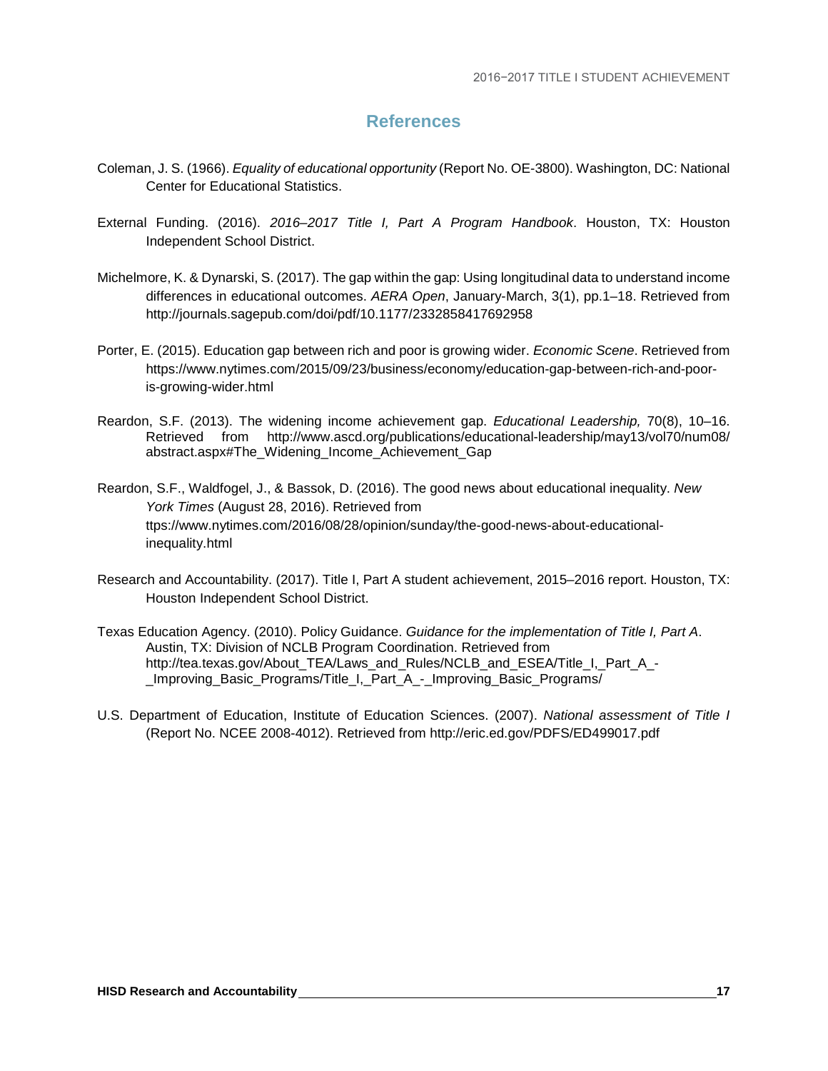## References

Coleman, J. S. (1966). *Equality of educational opportunity* (Report No. OE-3800). Washington, DC: National Center for Educational Statistics.

External Funding. (2016). *2016–2017 Title I, Part A Program Handbook*. Houston, TX: Houston Independent School District.

Michelmore, K. & Dynarski, S. (2017). The gap within the gap: Using longitudinal data to understand income differences in educational outcomes. *AERA Open*, January-March, 3(1), pp.1–18. Retrieved from http://journals.sagepub.com/doi/pdf/10.1177/2332858417692958

Porter, E. (2015). Education gap between rich and poor is growing wider. *Economic Scene*. Retrieved from https://www.nytimes.com/2015/09/23/business/economy/education-gap-between-rich-and-poor-is-growing-wider.html

Reardon, S.F. (2013). The widening income achievement gap. *Educational Leadership,* 70(8), 10–16. Retrieved from http://www.ascd.org/publications/educational-leadership/may13/vol70/num08/abstract.aspx#The_Widening_Income_Achievement_Gap

Reardon, S.F., Waldfogel, J., & Bassok, D. (2016). The good news about educational inequality. *New York Times* (August 28, 2016). Retrieved from ttps://www.nytimes.com/2016/08/28/opinion/sunday/the-good-news-about-educational-inequality.html

Research and Accountability. (2017). Title I, Part A student achievement, 2015–2016 report. Houston, TX: Houston Independent School District.

Texas Education Agency. (2010). Policy Guidance. *Guidance for the implementation of Title I, Part A*. Austin, TX: Division of NCLB Program Coordination. Retrieved from http://tea.texas.gov/About_TEA/Laws_and_Rules/NCLB_and_ESEA/Title_I,_Part_A_-_Improving_Basic_Programs/Title_I,_Part_A_-_Improving_Basic_Programs/

U.S. Department of Education, Institute of Education Sciences. (2007). *National assessment of Title I* (Report No. NCEE 2008-4012). Retrieved from http://eric.ed.gov/PDFS/ED499017.pdf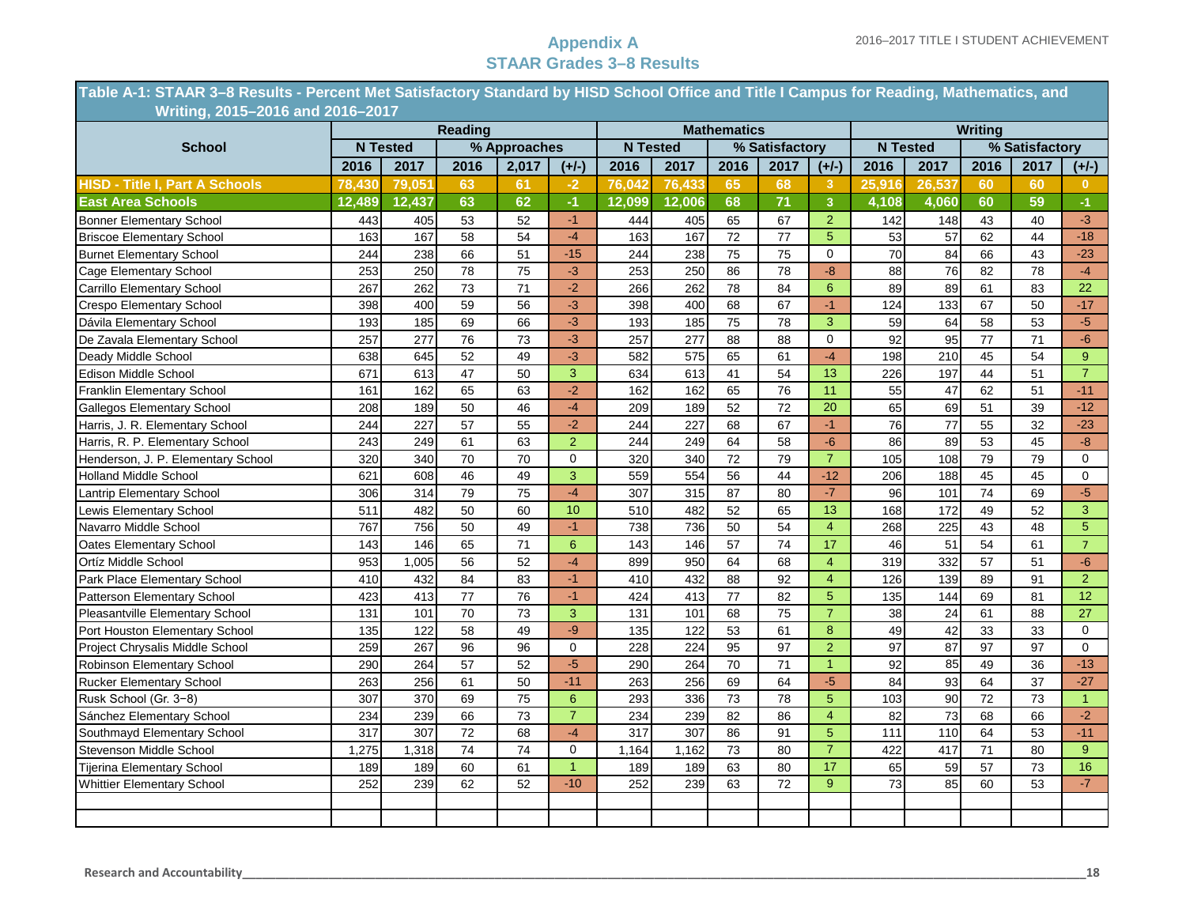# Appendix A
## STAAR Grades 3–8 Results

| Table A-1: STAAR 3–8 Results - Percent Met Satisfactory Standard by HISD School Office and Title I Campus for Reading, Mathematics, and Writing, 2015–2016 and 2016–2017 | | | | | | | | | | | | | | | |
|---|---|---|---|---|---|---|---|---|---|---|---|---|---|---|---|
| School | Reading | | | | | Mathematics | | | | | Writing | | | | |
| | N Tested | | % Approaches | | | N Tested | | % Satisfactory | | | N Tested | | % Satisfactory | | |
| | 2016 | 2017 | 2016 | 2,017 | (+/-) | 2016 | 2017 | 2016 | 2017 | (+/-) | 2016 | 2017 | 2016 | 2017 | (+/-) |
| **HISD - Title I, Part A Schools** | **78,430** | **79,051** | **63** | **61** | **-2** | **76,042** | **76,433** | **65** | **68** | **3** | **25,916** | **26,537** | **60** | **60** | **0** |
| **East Area Schools** | **12,489** | **12,437** | **63** | **62** | **-1** | **12,099** | **12,006** | **68** | **71** | **3** | **4,108** | **4,060** | **60** | **59** | **-1** |
| Bonner Elementary School | 443 | 405 | 53 | 52 | -1 | 444 | 405 | 65 | 67 | 2 | 142 | 148 | 43 | 40 | -3 |
| Briscoe Elementary School | 163 | 167 | 58 | 54 | -4 | 163 | 167 | 72 | 77 | 5 | 53 | 57 | 62 | 44 | -18 |
| Burnet Elementary School | 244 | 238 | 66 | 51 | -15 | 244 | 238 | 75 | 75 | 0 | 70 | 84 | 66 | 43 | -23 |
| Cage Elementary School | 253 | 250 | 78 | 75 | -3 | 253 | 250 | 86 | 78 | -8 | 88 | 76 | 82 | 78 | -4 |
| Carrillo Elementary School | 267 | 262 | 73 | 71 | -2 | 266 | 262 | 78 | 84 | 6 | 89 | 89 | 61 | 83 | 22 |
| Crespo Elementary School | 398 | 400 | 59 | 56 | -3 | 398 | 400 | 68 | 67 | -1 | 124 | 133 | 67 | 50 | -17 |
| Dávila Elementary School | 193 | 185 | 69 | 66 | -3 | 193 | 185 | 75 | 78 | 3 | 59 | 64 | 58 | 53 | -5 |
| De Zavala Elementary School | 257 | 277 | 76 | 73 | -3 | 257 | 277 | 88 | 88 | 0 | 92 | 95 | 77 | 71 | -6 |
| Deady Middle School | 638 | 645 | 52 | 49 | -3 | 582 | 575 | 65 | 61 | -4 | 198 | 210 | 45 | 54 | 9 |
| Edison Middle School | 671 | 613 | 47 | 50 | 3 | 634 | 613 | 41 | 54 | 13 | 226 | 197 | 44 | 51 | 7 |
| Franklin Elementary School | 161 | 162 | 65 | 63 | -2 | 162 | 162 | 65 | 76 | 11 | 55 | 47 | 62 | 51 | -11 |
| Gallegos Elementary School | 208 | 189 | 50 | 46 | -4 | 209 | 189 | 52 | 72 | 20 | 65 | 69 | 51 | 39 | -12 |
| Harris, J. R. Elementary School | 244 | 227 | 57 | 55 | -2 | 244 | 227 | 68 | 67 | -1 | 76 | 77 | 55 | 32 | -23 |
| Harris, R. P. Elementary School | 243 | 249 | 61 | 63 | 2 | 244 | 249 | 64 | 58 | -6 | 86 | 89 | 53 | 45 | -8 |
| Henderson, J. P. Elementary School | 320 | 340 | 70 | 70 | 0 | 320 | 340 | 72 | 79 | 7 | 105 | 108 | 79 | 79 | 0 |
| Holland Middle School | 621 | 608 | 46 | 49 | 3 | 559 | 554 | 56 | 44 | -12 | 206 | 188 | 45 | 45 | 0 |
| Lantrip Elementary School | 306 | 314 | 79 | 75 | -4 | 307 | 315 | 87 | 80 | -7 | 96 | 101 | 74 | 69 | -5 |
| Lewis Elementary School | 511 | 482 | 50 | 60 | 10 | 510 | 482 | 52 | 65 | 13 | 168 | 172 | 49 | 52 | 3 |
| Navarro Middle School | 767 | 756 | 50 | 49 | -1 | 738 | 736 | 50 | 54 | 4 | 268 | 225 | 43 | 48 | 5 |
| Oates Elementary School | 143 | 146 | 65 | 71 | 6 | 143 | 146 | 57 | 74 | 17 | 46 | 51 | 54 | 61 | 7 |
| Ortíz Middle School | 953 | 1,005 | 56 | 52 | -4 | 899 | 950 | 64 | 68 | 4 | 319 | 332 | 57 | 51 | -6 |
| Park Place Elementary School | 410 | 432 | 84 | 83 | -1 | 410 | 432 | 88 | 92 | 4 | 126 | 139 | 89 | 91 | 2 |
| Patterson Elementary School | 423 | 413 | 77 | 76 | -1 | 424 | 413 | 77 | 82 | 5 | 135 | 144 | 69 | 81 | 12 |
| Pleasantville Elementary School | 131 | 101 | 70 | 73 | 3 | 131 | 101 | 68 | 75 | 7 | 38 | 24 | 61 | 88 | 27 |
| Port Houston Elementary School | 135 | 122 | 58 | 49 | -9 | 135 | 122 | 53 | 61 | 8 | 49 | 42 | 33 | 33 | 0 |
| Project Chrysalis Middle School | 259 | 267 | 96 | 96 | 0 | 228 | 224 | 95 | 97 | 2 | 97 | 87 | 97 | 97 | 0 |
| Robinson Elementary School | 290 | 264 | 57 | 52 | -5 | 290 | 264 | 70 | 71 | 1 | 92 | 85 | 49 | 36 | -13 |
| Rucker Elementary School | 263 | 256 | 61 | 50 | -11 | 263 | 256 | 69 | 64 | -5 | 84 | 93 | 64 | 37 | -27 |
| Rusk School (Gr. 3−8) | 307 | 370 | 69 | 75 | 6 | 293 | 336 | 73 | 78 | 5 | 103 | 90 | 72 | 73 | 1 |
| Sánchez Elementary School | 234 | 239 | 66 | 73 | 7 | 234 | 239 | 82 | 86 | 4 | 82 | 73 | 68 | 66 | -2 |
| Southmayd Elementary School | 317 | 307 | 72 | 68 | -4 | 317 | 307 | 86 | 91 | 5 | 111 | 110 | 64 | 53 | -11 |
| Stevenson Middle School | 1,275 | 1,318 | 74 | 74 | 0 | 1,164 | 1,162 | 73 | 80 | 7 | 422 | 417 | 71 | 80 | 9 |
| Tijerina Elementary School | 189 | 189 | 60 | 61 | 1 | 189 | 189 | 63 | 80 | 17 | 65 | 59 | 57 | 73 | 16 |
| Whittier Elementary School | 252 | 239 | 62 | 52 | -10 | 252 | 239 | 63 | 72 | 9 | 73 | 85 | 60 | 53 | -7 |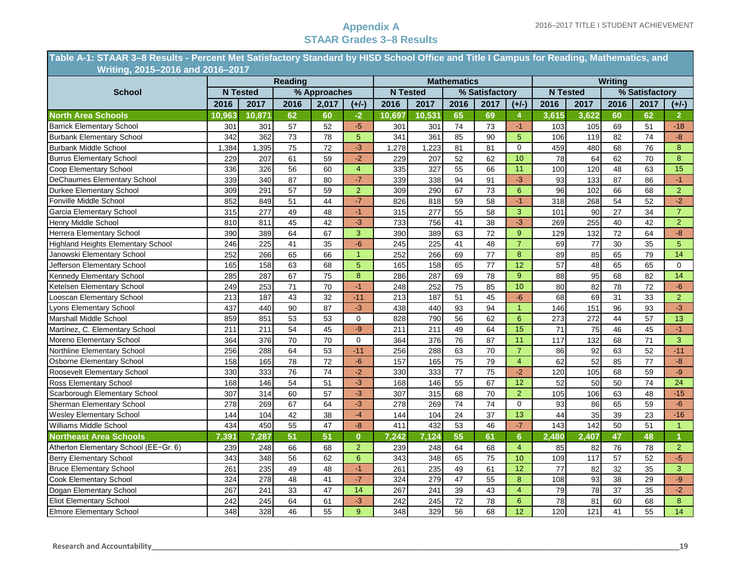# Appendix A
## STAAR Grades 3–8 Results

| Table A-1: STAAR 3–8 Results - Percent Met Satisfactory Standard by HISD School Office and Title I Campus for Reading, Mathematics, and Writing, 2015–2016 and 2016–2017 | | | | | | | | | | | | | | | |
|---|---|---|---|---|---|---|---|---|---|---|---|---|---|---|---|
| | Reading | | | | | Mathematics | | | | | Writing | | | | |
| School | N Tested | | % Approaches | | | N Tested | | % Satisfactory | | | N Tested | | % Satisfactory | | |
| | 2016 | 2017 | 2016 | 2,017 | (+/-) | 2016 | 2017 | 2016 | 2017 | (+/-) | 2016 | 2017 | 2016 | 2017 | (+/-) |
| **North Area Schools** | **10,963** | **10,871** | **62** | **60** | **-2** | **10,697** | **10,531** | **65** | **69** | **4** | **3,615** | **3,622** | **60** | **62** | **2** |
| Barrick Elementary School | 301 | 301 | 57 | 52 | -5 | 301 | 301 | 74 | 73 | -1 | 103 | 105 | 69 | 51 | -18 |
| Burbank Elementary School | 342 | 362 | 73 | 78 | 5 | 341 | 361 | 85 | 90 | 5 | 106 | 119 | 82 | 74 | -8 |
| Burbank Middle School | 1,384 | 1,395 | 75 | 72 | -3 | 1,278 | 1,223 | 81 | 81 | 0 | 459 | 480 | 68 | 76 | 8 |
| Burrus Elementary School | 229 | 207 | 61 | 59 | -2 | 229 | 207 | 52 | 62 | 10 | 78 | 64 | 62 | 70 | 8 |
| Coop Elementary School | 336 | 326 | 56 | 60 | 4 | 335 | 327 | 55 | 66 | 11 | 100 | 120 | 48 | 63 | 15 |
| DeChaumes Elementary School | 339 | 340 | 87 | 80 | -7 | 339 | 338 | 94 | 91 | -3 | 93 | 133 | 87 | 86 | -1 |
| Durkee Elementary School | 309 | 291 | 57 | 59 | 2 | 309 | 290 | 67 | 73 | 6 | 96 | 102 | 66 | 68 | 2 |
| Fonville Middle School | 852 | 849 | 51 | 44 | -7 | 826 | 818 | 59 | 58 | -1 | 318 | 268 | 54 | 52 | -2 |
| Garcia Elementary School | 315 | 277 | 49 | 48 | -1 | 315 | 277 | 55 | 58 | 3 | 101 | 90 | 27 | 34 | 7 |
| Henry Middle School | 810 | 811 | 45 | 42 | -3 | 733 | 756 | 41 | 38 | -3 | 269 | 255 | 40 | 42 | 2 |
| Herrera Elementary School | 390 | 389 | 64 | 67 | 3 | 390 | 389 | 63 | 72 | 9 | 129 | 132 | 72 | 64 | -8 |
| Highland Heights Elementary School | 246 | 225 | 41 | 35 | -6 | 245 | 225 | 41 | 48 | 7 | 69 | 77 | 30 | 35 | 5 |
| Janowski Elementary School | 252 | 266 | 65 | 66 | 1 | 252 | 266 | 69 | 77 | 8 | 89 | 85 | 65 | 79 | 14 |
| Jefferson Elementary School | 165 | 158 | 63 | 68 | 5 | 165 | 158 | 65 | 77 | 12 | 57 | 48 | 65 | 65 | 0 |
| Kennedy Elementary School | 285 | 287 | 67 | 75 | 8 | 286 | 287 | 69 | 78 | 9 | 88 | 95 | 68 | 82 | 14 |
| Ketelsen Elementary School | 249 | 253 | 71 | 70 | -1 | 248 | 252 | 75 | 85 | 10 | 80 | 82 | 78 | 72 | -6 |
| Looscan Elementary School | 213 | 187 | 43 | 32 | -11 | 213 | 187 | 51 | 45 | -6 | 68 | 69 | 31 | 33 | 2 |
| Lyons Elementary School | 437 | 440 | 90 | 87 | -3 | 438 | 440 | 93 | 94 | 1 | 146 | 151 | 96 | 93 | -3 |
| Marshall Middle School | 859 | 851 | 53 | 53 | 0 | 828 | 790 | 56 | 62 | 6 | 273 | 272 | 44 | 57 | 13 |
| Martínez, C. Elementary School | 211 | 211 | 54 | 45 | -9 | 211 | 211 | 49 | 64 | 15 | 71 | 75 | 46 | 45 | -1 |
| Moreno Elementary School | 364 | 376 | 70 | 70 | 0 | 364 | 376 | 76 | 87 | 11 | 117 | 132 | 68 | 71 | 3 |
| Northline Elementary School | 256 | 288 | 64 | 53 | -11 | 256 | 288 | 63 | 70 | 7 | 86 | 92 | 63 | 52 | -11 |
| Osborne Elementary School | 158 | 165 | 78 | 72 | -6 | 157 | 165 | 75 | 79 | 4 | 62 | 52 | 85 | 77 | -8 |
| Roosevelt Elementary School | 330 | 333 | 76 | 74 | -2 | 330 | 333 | 77 | 75 | -2 | 120 | 105 | 68 | 59 | -9 |
| Ross Elementary School | 168 | 146 | 54 | 51 | -3 | 168 | 146 | 55 | 67 | 12 | 52 | 50 | 50 | 74 | 24 |
| Scarborough Elementary School | 307 | 314 | 60 | 57 | -3 | 307 | 315 | 68 | 70 | 2 | 105 | 106 | 63 | 48 | -15 |
| Sherman Elementary School | 278 | 269 | 67 | 64 | -3 | 278 | 269 | 74 | 74 | 0 | 93 | 86 | 65 | 59 | -6 |
| Wesley Elementary School | 144 | 104 | 42 | 38 | -4 | 144 | 104 | 24 | 37 | 13 | 44 | 35 | 39 | 23 | -16 |
| Williams Middle School | 434 | 450 | 55 | 47 | -8 | 411 | 432 | 53 | 46 | -7 | 143 | 142 | 50 | 51 | 1 |
| **Northeast Area Schools** | **7,391** | **7,287** | **51** | **51** | **0** | **7,242** | **7,124** | **55** | **61** | **6** | **2,480** | **2,407** | **47** | **48** | **1** |
| Atherton Elementary School (EE−Gr. 6) | 239 | 248 | 66 | 68 | 2 | 239 | 248 | 64 | 68 | 4 | 85 | 82 | 76 | 78 | 2 |
| Berry Elementary School | 343 | 348 | 56 | 62 | 6 | 343 | 348 | 65 | 75 | 10 | 109 | 117 | 57 | 52 | -5 |
| Bruce Elementary School | 261 | 235 | 49 | 48 | -1 | 261 | 235 | 49 | 61 | 12 | 77 | 82 | 32 | 35 | 3 |
| Cook Elementary School | 324 | 278 | 48 | 41 | -7 | 324 | 279 | 47 | 55 | 8 | 108 | 93 | 38 | 29 | -9 |
| Dogan Elementary School | 267 | 241 | 33 | 47 | 14 | 267 | 241 | 39 | 43 | 4 | 79 | 78 | 37 | 35 | -2 |
| Eliot Elementary School | 242 | 245 | 64 | 61 | -3 | 242 | 245 | 72 | 78 | 6 | 78 | 81 | 60 | 68 | 8 |
| Elmore Elementary School | 348 | 328 | 46 | 55 | 9 | 348 | 329 | 56 | 68 | 12 | 120 | 121 | 41 | 55 | 14 |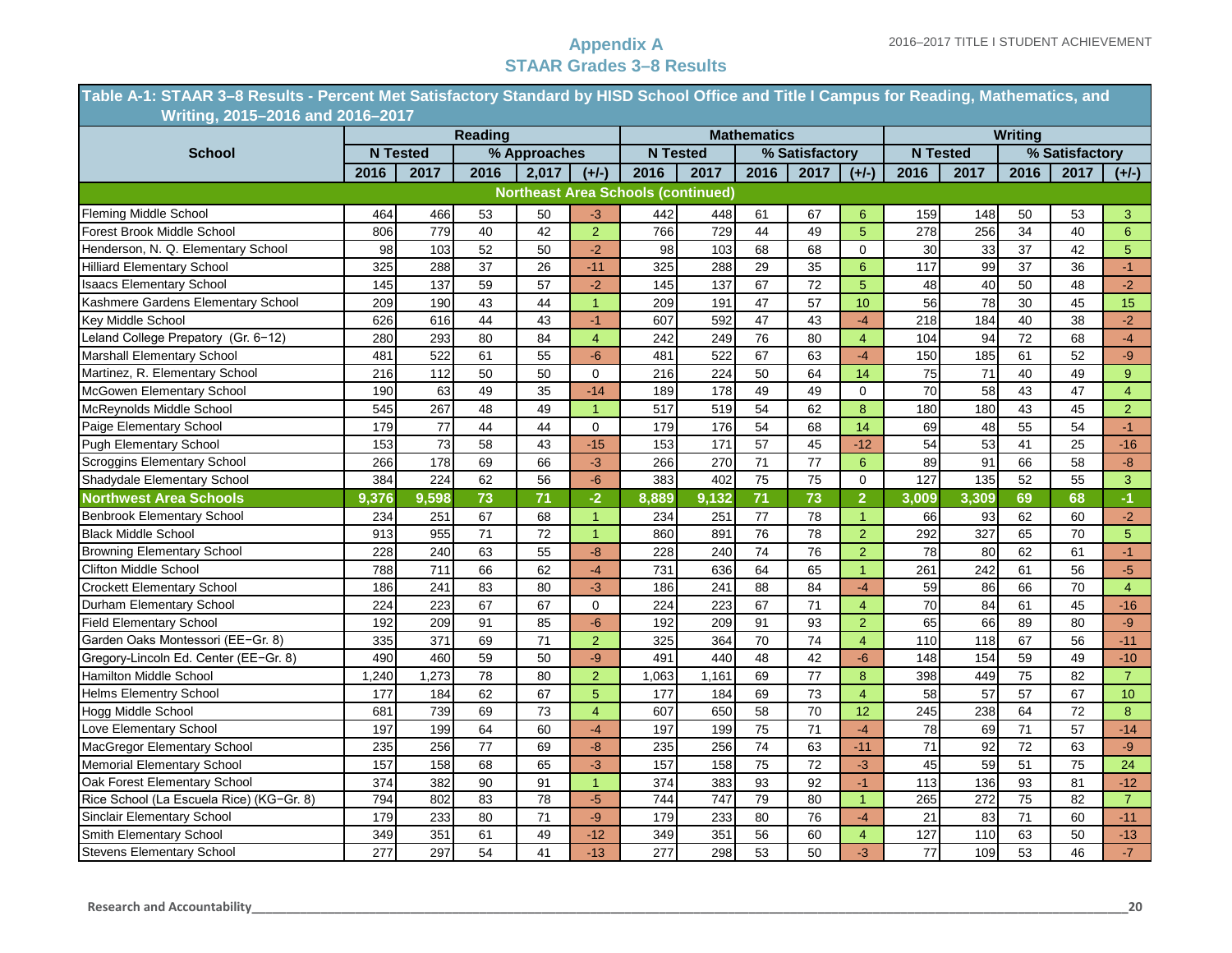## Appendix A
## STAAR Grades 3–8 Results

**Table A-1: STAAR 3–8 Results - Percent Met Satisfactory Standard by HISD School Office and Title I Campus for Reading, Mathematics, and Writing, 2015–2016 and 2016–2017**

| School | Reading | | | | | Mathematics | | | | | Writing | | | | |
|---|---|---|---|---|---|---|---|---|---|---|---|---|---|---|---|
| | N Tested | | % Approaches | | | N Tested | | % Satisfactory | | | N Tested | | % Satisfactory | | |
| | 2016 | 2017 | 2016 | 2,017 | (+/-) | 2016 | 2017 | 2016 | 2017 | (+/-) | 2016 | 2017 | 2016 | 2017 | (+/-) |
| **Northeast Area Schools (continued)** | | | | | | | | | | | | | | | |
| Fleming Middle School | 464 | 466 | 53 | 50 | -3 | 442 | 448 | 61 | 67 | 6 | 159 | 148 | 50 | 53 | 3 |
| Forest Brook Middle School | 806 | 779 | 40 | 42 | 2 | 766 | 729 | 44 | 49 | 5 | 278 | 256 | 34 | 40 | 6 |
| Henderson, N. Q. Elementary School | 98 | 103 | 52 | 50 | -2 | 98 | 103 | 68 | 68 | 0 | 30 | 33 | 37 | 42 | 5 |
| Hilliard Elementary School | 325 | 288 | 37 | 26 | -11 | 325 | 288 | 29 | 35 | 6 | 117 | 99 | 37 | 36 | -1 |
| Isaacs Elementary School | 145 | 137 | 59 | 57 | -2 | 145 | 137 | 67 | 72 | 5 | 48 | 40 | 50 | 48 | -2 |
| Kashmere Gardens Elementary School | 209 | 190 | 43 | 44 | 1 | 209 | 191 | 47 | 57 | 10 | 56 | 78 | 30 | 45 | 15 |
| Key Middle School | 626 | 616 | 44 | 43 | -1 | 607 | 592 | 47 | 43 | -4 | 218 | 184 | 40 | 38 | -2 |
| Leland College Prepatory (Gr. 6−12) | 280 | 293 | 80 | 84 | 4 | 242 | 249 | 76 | 80 | 4 | 104 | 94 | 72 | 68 | -4 |
| Marshall Elementary School | 481 | 522 | 61 | 55 | -6 | 481 | 522 | 67 | 63 | -4 | 150 | 185 | 61 | 52 | -9 |
| Martinez, R. Elementary School | 216 | 112 | 50 | 50 | 0 | 216 | 224 | 50 | 64 | 14 | 75 | 71 | 40 | 49 | 9 |
| McGowen Elementary School | 190 | 63 | 49 | 35 | -14 | 189 | 178 | 49 | 49 | 0 | 70 | 58 | 43 | 47 | 4 |
| McReynolds Middle School | 545 | 267 | 48 | 49 | 1 | 517 | 519 | 54 | 62 | 8 | 180 | 180 | 43 | 45 | 2 |
| Paige Elementary School | 179 | 77 | 44 | 44 | 0 | 179 | 176 | 54 | 68 | 14 | 69 | 48 | 55 | 54 | -1 |
| Pugh Elementary School | 153 | 73 | 58 | 43 | -15 | 153 | 171 | 57 | 45 | -12 | 54 | 53 | 41 | 25 | -16 |
| Scroggins Elementary School | 266 | 178 | 69 | 66 | -3 | 266 | 270 | 71 | 77 | 6 | 89 | 91 | 66 | 58 | -8 |
| Shadydale Elementary School | 384 | 224 | 62 | 56 | -6 | 383 | 402 | 75 | 75 | 0 | 127 | 135 | 52 | 55 | 3 |
| **Northwest Area Schools** | **9,376** | **9,598** | **73** | **71** | **-2** | **8,889** | **9,132** | **71** | **73** | **2** | **3,009** | **3,309** | **69** | **68** | **-1** |
| Benbrook Elementary School | 234 | 251 | 67 | 68 | 1 | 234 | 251 | 77 | 78 | 1 | 66 | 93 | 62 | 60 | -2 |
| Black Middle School | 913 | 955 | 71 | 72 | 1 | 860 | 891 | 76 | 78 | 2 | 292 | 327 | 65 | 70 | 5 |
| Browning Elementary School | 228 | 240 | 63 | 55 | -8 | 228 | 240 | 74 | 76 | 2 | 78 | 80 | 62 | 61 | -1 |
| Clifton Middle School | 788 | 711 | 66 | 62 | -4 | 731 | 636 | 64 | 65 | 1 | 261 | 242 | 61 | 56 | -5 |
| Crockett Elementary School | 186 | 241 | 83 | 80 | -3 | 186 | 241 | 88 | 84 | -4 | 59 | 86 | 66 | 70 | 4 |
| Durham Elementary School | 224 | 223 | 67 | 67 | 0 | 224 | 223 | 67 | 71 | 4 | 70 | 84 | 61 | 45 | -16 |
| Field Elementary School | 192 | 209 | 91 | 85 | -6 | 192 | 209 | 91 | 93 | 2 | 65 | 66 | 89 | 80 | -9 |
| Garden Oaks Montessori (EE−Gr. 8) | 335 | 371 | 69 | 71 | 2 | 325 | 364 | 70 | 74 | 4 | 110 | 118 | 67 | 56 | -11 |
| Gregory-Lincoln Ed. Center (EE−Gr. 8) | 490 | 460 | 59 | 50 | -9 | 491 | 440 | 48 | 42 | -6 | 148 | 154 | 59 | 49 | -10 |
| Hamilton Middle School | 1,240 | 1,273 | 78 | 80 | 2 | 1,063 | 1,161 | 69 | 77 | 8 | 398 | 449 | 75 | 82 | 7 |
| Helms Elementry School | 177 | 184 | 62 | 67 | 5 | 177 | 184 | 69 | 73 | 4 | 58 | 57 | 57 | 67 | 10 |
| Hogg Middle School | 681 | 739 | 69 | 73 | 4 | 607 | 650 | 58 | 70 | 12 | 245 | 238 | 64 | 72 | 8 |
| Love Elementary School | 197 | 199 | 64 | 60 | -4 | 197 | 199 | 75 | 71 | -4 | 78 | 69 | 71 | 57 | -14 |
| MacGregor Elementary School | 235 | 256 | 77 | 69 | -8 | 235 | 256 | 74 | 63 | -11 | 71 | 92 | 72 | 63 | -9 |
| Memorial Elementary School | 157 | 158 | 68 | 65 | -3 | 157 | 158 | 75 | 72 | -3 | 45 | 59 | 51 | 75 | 24 |
| Oak Forest Elementary School | 374 | 382 | 90 | 91 | 1 | 374 | 383 | 93 | 92 | -1 | 113 | 136 | 93 | 81 | -12 |
| Rice School (La Escuela Rice) (KG−Gr. 8) | 794 | 802 | 83 | 78 | -5 | 744 | 747 | 79 | 80 | 1 | 265 | 272 | 75 | 82 | 7 |
| Sinclair Elementary School | 179 | 233 | 80 | 71 | -9 | 179 | 233 | 80 | 76 | -4 | 21 | 83 | 71 | 60 | -11 |
| Smith Elementary School | 349 | 351 | 61 | 49 | -12 | 349 | 351 | 56 | 60 | 4 | 127 | 110 | 63 | 50 | -13 |
| Stevens Elementary School | 277 | 297 | 54 | 41 | -13 | 277 | 298 | 53 | 50 | -3 | 77 | 109 | 53 | 46 | -7 |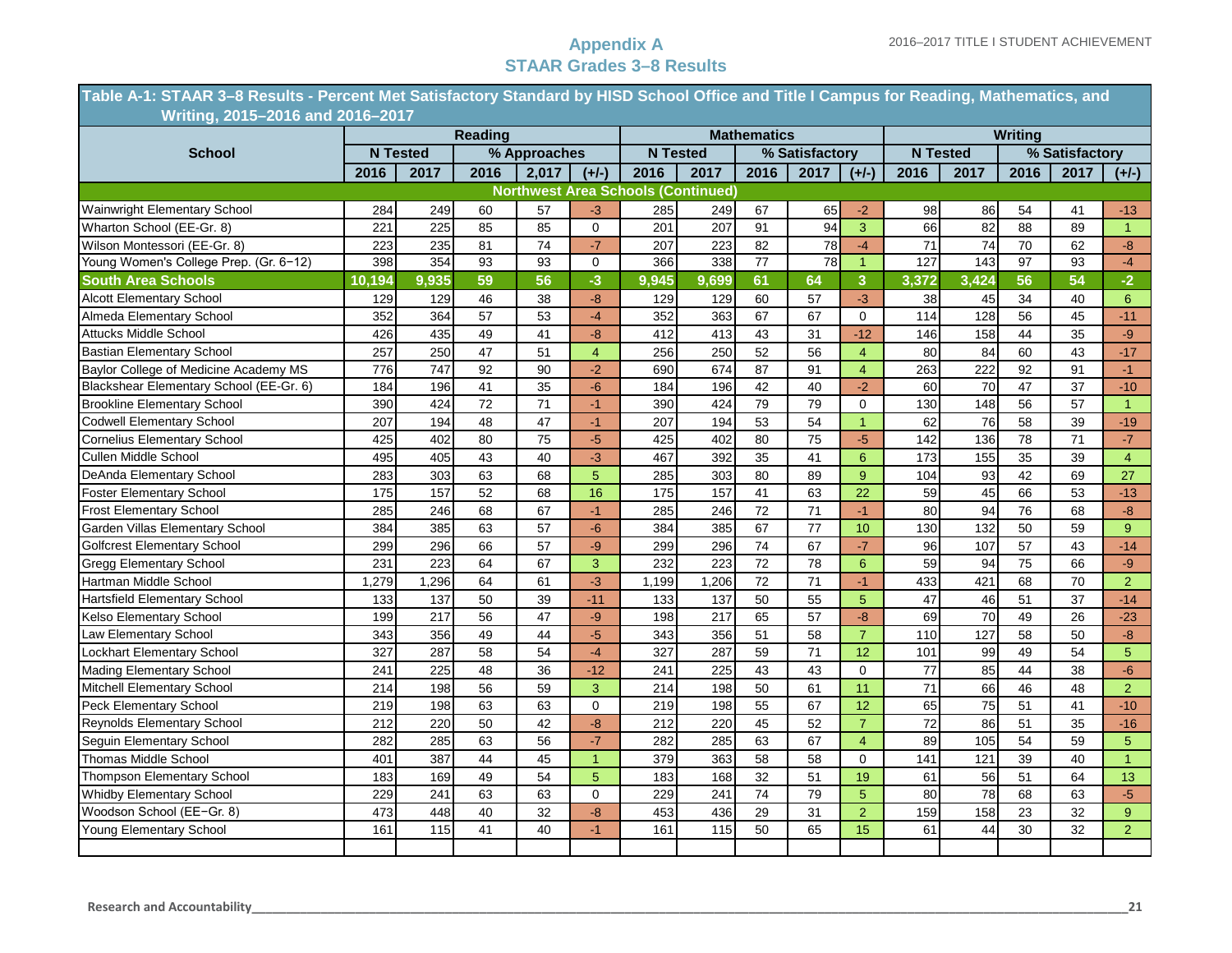## Appendix A
## STAAR Grades 3–8 Results

| Table A-1: STAAR 3–8 Results - Percent Met Satisfactory Standard by HISD School Office and Title I Campus for Reading, Mathematics, and Writing, 2015–2016 and 2016–2017 | | | | | | | | | | | | | | | |
|---|---|---|---|---|---|---|---|---|---|---|---|---|---|---|---|
| School | Reading | | | | | Mathematics | | | | | Writing | | | | |
| | N Tested | | % Approaches | | | N Tested | | % Satisfactory | | | N Tested | | % Satisfactory | | |
| | 2016 | 2017 | 2016 | 2,017 | (+/-) | 2016 | 2017 | 2016 | 2017 | (+/-) | 2016 | 2017 | 2016 | 2017 | (+/-) |
| **Northwest Area Schools (Continued)** | | | | | | | | | | | | | | | |
| Wainwright Elementary School | 284 | 249 | 60 | 57 | -3 | 285 | 249 | 67 | 65 | -2 | 98 | 86 | 54 | 41 | -13 |
| Wharton School (EE-Gr. 8) | 221 | 225 | 85 | 85 | 0 | 201 | 207 | 91 | 94 | 3 | 66 | 82 | 88 | 89 | 1 |
| Wilson Montessori (EE-Gr. 8) | 223 | 235 | 81 | 74 | -7 | 207 | 223 | 82 | 78 | -4 | 71 | 74 | 70 | 62 | -8 |
| Young Women's College Prep. (Gr. 6−12) | 398 | 354 | 93 | 93 | 0 | 366 | 338 | 77 | 78 | 1 | 127 | 143 | 97 | 93 | -4 |
| **South Area Schools** | **10,194** | **9,935** | **59** | **56** | **-3** | **9,945** | **9,699** | **61** | **64** | **3** | **3,372** | **3,424** | **56** | **54** | **-2** |
| Alcott Elementary School | 129 | 129 | 46 | 38 | -8 | 129 | 129 | 60 | 57 | -3 | 38 | 45 | 34 | 40 | 6 |
| Almeda Elementary School | 352 | 364 | 57 | 53 | -4 | 352 | 363 | 67 | 67 | 0 | 114 | 128 | 56 | 45 | -11 |
| Attucks Middle School | 426 | 435 | 49 | 41 | -8 | 412 | 413 | 43 | 31 | -12 | 146 | 158 | 44 | 35 | -9 |
| Bastian Elementary School | 257 | 250 | 47 | 51 | 4 | 256 | 250 | 52 | 56 | 4 | 80 | 84 | 60 | 43 | -17 |
| Baylor College of Medicine Academy MS | 776 | 747 | 92 | 90 | -2 | 690 | 674 | 87 | 91 | 4 | 263 | 222 | 92 | 91 | -1 |
| Blackshear Elementary School (EE-Gr. 6) | 184 | 196 | 41 | 35 | -6 | 184 | 196 | 42 | 40 | -2 | 60 | 70 | 47 | 37 | -10 |
| Brookline Elementary School | 390 | 424 | 72 | 71 | -1 | 390 | 424 | 79 | 79 | 0 | 130 | 148 | 56 | 57 | 1 |
| Codwell Elementary School | 207 | 194 | 48 | 47 | -1 | 207 | 194 | 53 | 54 | 1 | 62 | 76 | 58 | 39 | -19 |
| Cornelius Elementary School | 425 | 402 | 80 | 75 | -5 | 425 | 402 | 80 | 75 | -5 | 142 | 136 | 78 | 71 | -7 |
| Cullen Middle School | 495 | 405 | 43 | 40 | -3 | 467 | 392 | 35 | 41 | 6 | 173 | 155 | 35 | 39 | 4 |
| DeAnda Elementary School | 283 | 303 | 63 | 68 | 5 | 285 | 303 | 80 | 89 | 9 | 104 | 93 | 42 | 69 | 27 |
| Foster Elementary School | 175 | 157 | 52 | 68 | 16 | 175 | 157 | 41 | 63 | 22 | 59 | 45 | 66 | 53 | -13 |
| Frost Elementary School | 285 | 246 | 68 | 67 | -1 | 285 | 246 | 72 | 71 | -1 | 80 | 94 | 76 | 68 | -8 |
| Garden Villas Elementary School | 384 | 385 | 63 | 57 | -6 | 384 | 385 | 67 | 77 | 10 | 130 | 132 | 50 | 59 | 9 |
| Golfcrest Elementary School | 299 | 296 | 66 | 57 | -9 | 299 | 296 | 74 | 67 | -7 | 96 | 107 | 57 | 43 | -14 |
| Gregg Elementary School | 231 | 223 | 64 | 67 | 3 | 232 | 223 | 72 | 78 | 6 | 59 | 94 | 75 | 66 | -9 |
| Hartman Middle School | 1,279 | 1,296 | 64 | 61 | -3 | 1,199 | 1,206 | 72 | 71 | -1 | 433 | 421 | 68 | 70 | 2 |
| Hartsfield Elementary School | 133 | 137 | 50 | 39 | -11 | 133 | 137 | 50 | 55 | 5 | 47 | 46 | 51 | 37 | -14 |
| Kelso Elementary School | 199 | 217 | 56 | 47 | -9 | 198 | 217 | 65 | 57 | -8 | 69 | 70 | 49 | 26 | -23 |
| Law Elementary School | 343 | 356 | 49 | 44 | -5 | 343 | 356 | 51 | 58 | 7 | 110 | 127 | 58 | 50 | -8 |
| Lockhart Elementary School | 327 | 287 | 58 | 54 | -4 | 327 | 287 | 59 | 71 | 12 | 101 | 99 | 49 | 54 | 5 |
| Mading Elementary School | 241 | 225 | 48 | 36 | -12 | 241 | 225 | 43 | 43 | 0 | 77 | 85 | 44 | 38 | -6 |
| Mitchell Elementary School | 214 | 198 | 56 | 59 | 3 | 214 | 198 | 50 | 61 | 11 | 71 | 66 | 46 | 48 | 2 |
| Peck Elementary School | 219 | 198 | 63 | 63 | 0 | 219 | 198 | 55 | 67 | 12 | 65 | 75 | 51 | 41 | -10 |
| Reynolds Elementary School | 212 | 220 | 50 | 42 | -8 | 212 | 220 | 45 | 52 | 7 | 72 | 86 | 51 | 35 | -16 |
| Seguin Elementary School | 282 | 285 | 63 | 56 | -7 | 282 | 285 | 63 | 67 | 4 | 89 | 105 | 54 | 59 | 5 |
| Thomas Middle School | 401 | 387 | 44 | 45 | 1 | 379 | 363 | 58 | 58 | 0 | 141 | 121 | 39 | 40 | 1 |
| Thompson Elementary School | 183 | 169 | 49 | 54 | 5 | 183 | 168 | 32 | 51 | 19 | 61 | 56 | 51 | 64 | 13 |
| Whidby Elementary School | 229 | 241 | 63 | 63 | 0 | 229 | 241 | 74 | 79 | 5 | 80 | 78 | 68 | 63 | -5 |
| Woodson School (EE−Gr. 8) | 473 | 448 | 40 | 32 | -8 | 453 | 436 | 29 | 31 | 2 | 159 | 158 | 23 | 32 | 9 |
| Young Elementary School | 161 | 115 | 41 | 40 | -1 | 161 | 115 | 50 | 65 | 15 | 61 | 44 | 30 | 32 | 2 |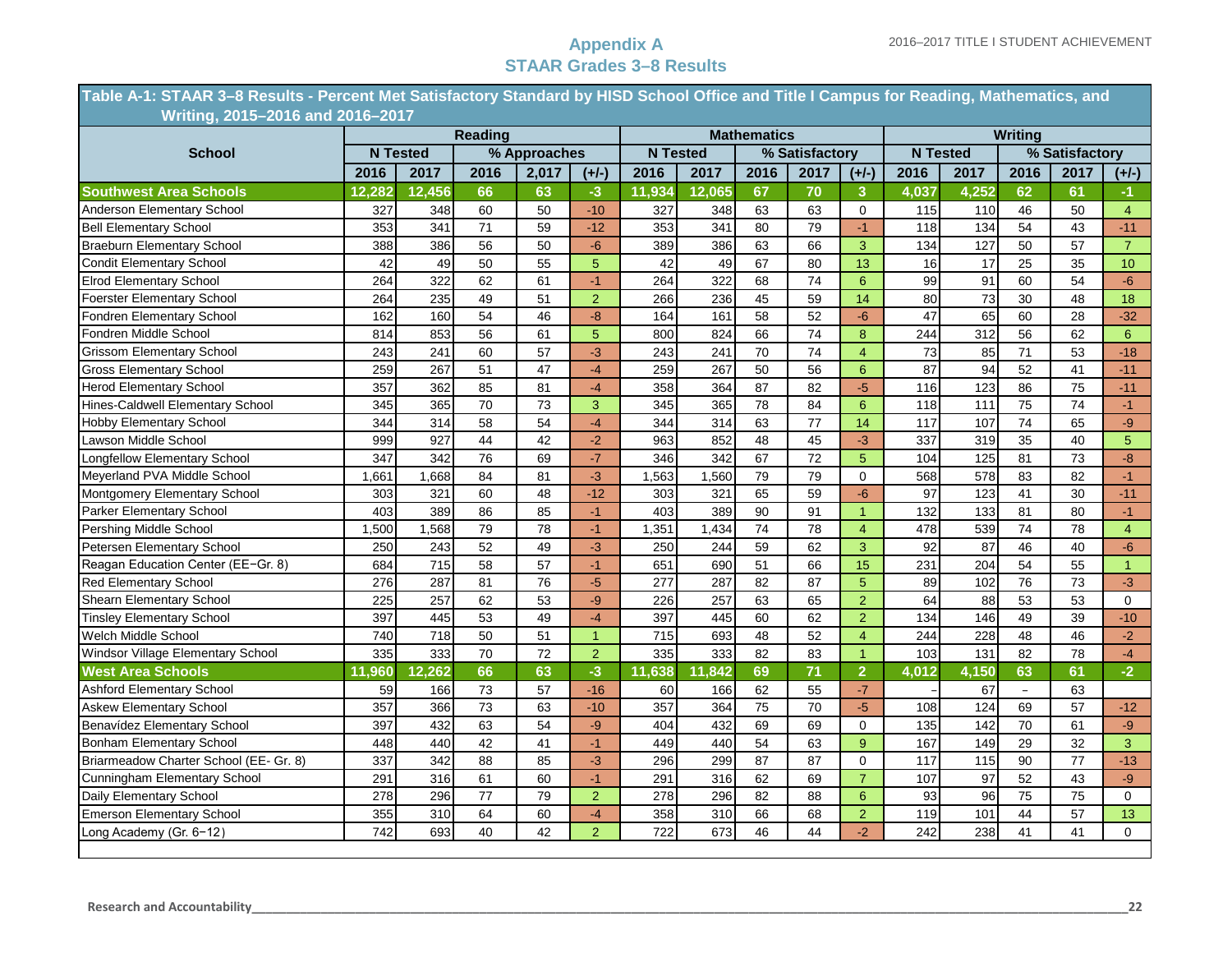# Appendix A
## STAAR Grades 3–8 Results

**Table A-1: STAAR 3–8 Results - Percent Met Satisfactory Standard by HISD School Office and Title I Campus for Reading, Mathematics, and Writing, 2015–2016 and 2016–2017**

| School | Reading | | | | | Mathematics | | | | | Writing | | | | |
|---|---|---|---|---|---|---|---|---|---|---|---|---|---|---|---|
| | N Tested | | % Approaches | | | N Tested | | % Satisfactory | | | N Tested | | % Satisfactory | | |
| | 2016 | 2017 | 2016 | 2,017 | (+/-) | 2016 | 2017 | 2016 | 2017 | (+/-) | 2016 | 2017 | 2016 | 2017 | (+/-) |
| **Southwest Area Schools** | **12,282** | **12,456** | **66** | **63** | **-3** | **11,934** | **12,065** | **67** | **70** | **3** | **4,037** | **4,252** | **62** | **61** | **-1** |
| Anderson Elementary School | 327 | 348 | 60 | 50 | -10 | 327 | 348 | 63 | 63 | 0 | 115 | 110 | 46 | 50 | 4 |
| Bell Elementary School | 353 | 341 | 71 | 59 | -12 | 353 | 341 | 80 | 79 | -1 | 118 | 134 | 54 | 43 | -11 |
| Braeburn Elementary School | 388 | 386 | 56 | 50 | -6 | 389 | 386 | 63 | 66 | 3 | 134 | 127 | 50 | 57 | 7 |
| Condit Elementary School | 42 | 49 | 50 | 55 | 5 | 42 | 49 | 67 | 80 | 13 | 16 | 17 | 25 | 35 | 10 |
| Elrod Elementary School | 264 | 322 | 62 | 61 | -1 | 264 | 322 | 68 | 74 | 6 | 99 | 91 | 60 | 54 | -6 |
| Foerster Elementary School | 264 | 235 | 49 | 51 | 2 | 266 | 236 | 45 | 59 | 14 | 80 | 73 | 30 | 48 | 18 |
| Fondren Elementary School | 162 | 160 | 54 | 46 | -8 | 164 | 161 | 58 | 52 | -6 | 47 | 65 | 60 | 28 | -32 |
| Fondren Middle School | 814 | 853 | 56 | 61 | 5 | 800 | 824 | 66 | 74 | 8 | 244 | 312 | 56 | 62 | 6 |
| Grissom Elementary School | 243 | 241 | 60 | 57 | -3 | 243 | 241 | 70 | 74 | 4 | 73 | 85 | 71 | 53 | -18 |
| Gross Elementary School | 259 | 267 | 51 | 47 | -4 | 259 | 267 | 50 | 56 | 6 | 87 | 94 | 52 | 41 | -11 |
| Herod Elementary School | 357 | 362 | 85 | 81 | -4 | 358 | 364 | 87 | 82 | -5 | 116 | 123 | 86 | 75 | -11 |
| Hines-Caldwell Elementary School | 345 | 365 | 70 | 73 | 3 | 345 | 365 | 78 | 84 | 6 | 118 | 111 | 75 | 74 | -1 |
| Hobby Elementary School | 344 | 314 | 58 | 54 | -4 | 344 | 314 | 63 | 77 | 14 | 117 | 107 | 74 | 65 | -9 |
| Lawson Middle School | 999 | 927 | 44 | 42 | -2 | 963 | 852 | 48 | 45 | -3 | 337 | 319 | 35 | 40 | 5 |
| Longfellow Elementary School | 347 | 342 | 76 | 69 | -7 | 346 | 342 | 67 | 72 | 5 | 104 | 125 | 81 | 73 | -8 |
| Meyerland PVA Middle School | 1,661 | 1,668 | 84 | 81 | -3 | 1,563 | 1,560 | 79 | 79 | 0 | 568 | 578 | 83 | 82 | -1 |
| Montgomery Elementary School | 303 | 321 | 60 | 48 | -12 | 303 | 321 | 65 | 59 | -6 | 97 | 123 | 41 | 30 | -11 |
| Parker Elementary School | 403 | 389 | 86 | 85 | -1 | 403 | 389 | 90 | 91 | 1 | 132 | 133 | 81 | 80 | -1 |
| Pershing Middle School | 1,500 | 1,568 | 79 | 78 | -1 | 1,351 | 1,434 | 74 | 78 | 4 | 478 | 539 | 74 | 78 | 4 |
| Petersen Elementary School | 250 | 243 | 52 | 49 | -3 | 250 | 244 | 59 | 62 | 3 | 92 | 87 | 46 | 40 | -6 |
| Reagan Education Center (EE−Gr. 8) | 684 | 715 | 58 | 57 | -1 | 651 | 690 | 51 | 66 | 15 | 231 | 204 | 54 | 55 | 1 |
| Red Elementary School | 276 | 287 | 81 | 76 | -5 | 277 | 287 | 82 | 87 | 5 | 89 | 102 | 76 | 73 | -3 |
| Shearn Elementary School | 225 | 257 | 62 | 53 | -9 | 226 | 257 | 63 | 65 | 2 | 64 | 88 | 53 | 53 | 0 |
| Tinsley Elementary School | 397 | 445 | 53 | 49 | -4 | 397 | 445 | 60 | 62 | 2 | 134 | 146 | 49 | 39 | -10 |
| Welch Middle School | 740 | 718 | 50 | 51 | 1 | 715 | 693 | 48 | 52 | 4 | 244 | 228 | 48 | 46 | -2 |
| Windsor Village Elementary School | 335 | 333 | 70 | 72 | 2 | 335 | 333 | 82 | 83 | 1 | 103 | 131 | 82 | 78 | -4 |
| **West Area Schools** | **11,960** | **12,262** | **66** | **63** | **-3** | **11,638** | **11,842** | **69** | **71** | **2** | **4,012** | **4,150** | **63** | **61** | **-2** |
| Ashford Elementary School | 59 | 166 | 73 | 57 | -16 | 60 | 166 | 62 | 55 | -7 | – | 67 | – | 63 | |
| Askew Elementary School | 357 | 366 | 73 | 63 | -10 | 357 | 364 | 75 | 70 | -5 | 108 | 124 | 69 | 57 | -12 |
| Benavídez Elementary School | 397 | 432 | 63 | 54 | -9 | 404 | 432 | 69 | 69 | 0 | 135 | 142 | 70 | 61 | -9 |
| Bonham Elementary School | 448 | 440 | 42 | 41 | -1 | 449 | 440 | 54 | 63 | 9 | 167 | 149 | 29 | 32 | 3 |
| Briarmeadow Charter School (EE- Gr. 8) | 337 | 342 | 88 | 85 | -3 | 296 | 299 | 87 | 87 | 0 | 117 | 115 | 90 | 77 | -13 |
| Cunningham Elementary School | 291 | 316 | 61 | 60 | -1 | 291 | 316 | 62 | 69 | 7 | 107 | 97 | 52 | 43 | -9 |
| Daily Elementary School | 278 | 296 | 77 | 79 | 2 | 278 | 296 | 82 | 88 | 6 | 93 | 96 | 75 | 75 | 0 |
| Emerson Elementary School | 355 | 310 | 64 | 60 | -4 | 358 | 310 | 66 | 68 | 2 | 119 | 101 | 44 | 57 | 13 |
| Long Academy (Gr. 6−12) | 742 | 693 | 40 | 42 | 2 | 722 | 673 | 46 | 44 | -2 | 242 | 238 | 41 | 41 | 0 |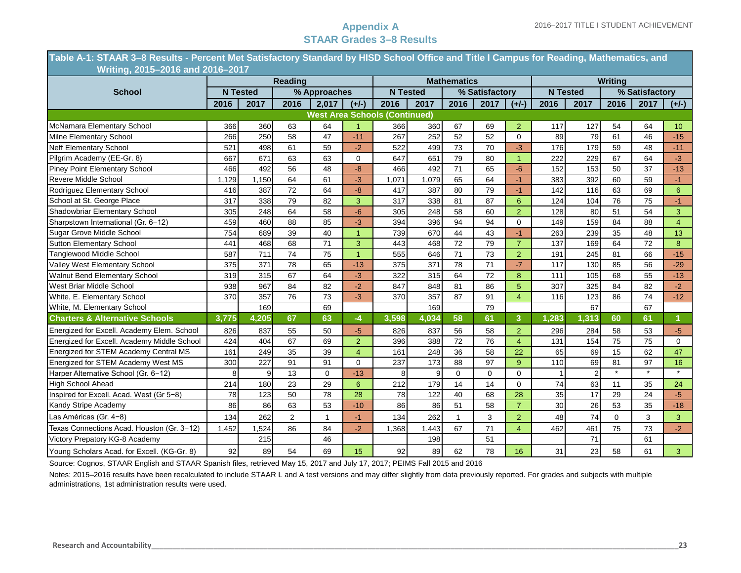## Appendix A
## STAAR Grades 3–8 Results

**Table A-1: STAAR 3–8 Results - Percent Met Satisfactory Standard by HISD School Office and Title I Campus for Reading, Mathematics, and Writing, 2015–2016 and 2016–2017**

| School | Reading | | | | | Mathematics | | | | | Writing | | | | |
|---|---|---|---|---|---|---|---|---|---|---|---|---|---|---|---|
| | N Tested | | % Approaches | | | N Tested | | % Satisfactory | | | N Tested | | % Satisfactory | | |
| | 2016 | 2017 | 2016 | 2,017 | (+/-) | 2016 | 2017 | 2016 | 2017 | (+/-) | 2016 | 2017 | 2016 | 2017 | (+/-) |
| **West Area Schools (Continued)** | | | | | | | | | | | | | | | |
| McNamara Elementary School | 366 | 360 | 63 | 64 | 1 | 366 | 360 | 67 | 69 | 2 | 117 | 127 | 54 | 64 | 10 |
| Milne Elementary School | 266 | 250 | 58 | 47 | -11 | 267 | 252 | 52 | 52 | 0 | 89 | 79 | 61 | 46 | -15 |
| Neff Elementary School | 521 | 498 | 61 | 59 | -2 | 522 | 499 | 73 | 70 | -3 | 176 | 179 | 59 | 48 | -11 |
| Pilgrim Academy (EE-Gr. 8) | 667 | 671 | 63 | 63 | 0 | 647 | 651 | 79 | 80 | 1 | 222 | 229 | 67 | 64 | -3 |
| Piney Point Elementary School | 466 | 492 | 56 | 48 | -8 | 466 | 492 | 71 | 65 | -6 | 152 | 153 | 50 | 37 | -13 |
| Revere Middle School | 1,129 | 1,150 | 64 | 61 | -3 | 1,071 | 1,079 | 65 | 64 | -1 | 383 | 392 | 60 | 59 | -1 |
| Rodríguez Elementary School | 416 | 387 | 72 | 64 | -8 | 417 | 387 | 80 | 79 | -1 | 142 | 116 | 63 | 69 | 6 |
| School at St. George Place | 317 | 338 | 79 | 82 | 3 | 317 | 338 | 81 | 87 | 6 | 124 | 104 | 76 | 75 | -1 |
| Shadowbriar Elementary School | 305 | 248 | 64 | 58 | -6 | 305 | 248 | 58 | 60 | 2 | 128 | 80 | 51 | 54 | 3 |
| Sharpstown International (Gr. 6−12) | 459 | 460 | 88 | 85 | -3 | 394 | 396 | 94 | 94 | 0 | 149 | 159 | 84 | 88 | 4 |
| Sugar Grove Middle School | 754 | 689 | 39 | 40 | 1 | 739 | 670 | 44 | 43 | -1 | 263 | 239 | 35 | 48 | 13 |
| Sutton Elementary School | 441 | 468 | 68 | 71 | 3 | 443 | 468 | 72 | 79 | 7 | 137 | 169 | 64 | 72 | 8 |
| Tanglewood Middle School | 587 | 711 | 74 | 75 | 1 | 555 | 646 | 71 | 73 | 2 | 191 | 245 | 81 | 66 | -15 |
| Valley West Elementary School | 375 | 371 | 78 | 65 | -13 | 375 | 371 | 78 | 71 | -7 | 117 | 130 | 85 | 56 | -29 |
| Walnut Bend Elementary School | 319 | 315 | 67 | 64 | -3 | 322 | 315 | 64 | 72 | 8 | 111 | 105 | 68 | 55 | -13 |
| West Briar Middle School | 938 | 967 | 84 | 82 | -2 | 847 | 848 | 81 | 86 | 5 | 307 | 325 | 84 | 82 | -2 |
| White, E. Elementary School | 370 | 357 | 76 | 73 | -3 | 370 | 357 | 87 | 91 | 4 | 116 | 123 | 86 | 74 | -12 |
| White, M. Elementary School | | 169 | | 69 | | | 169 | | 79 | | | 67 | | 67 | |
| **Charters & Alternative Schools** | **3,775** | **4,205** | **67** | **63** | **-4** | **3,598** | **4,034** | **58** | **61** | **3** | **1,283** | **1,313** | **60** | **61** | **1** |
| Energized for Excell. Academy Elem. School | 826 | 837 | 55 | 50 | -5 | 826 | 837 | 56 | 58 | 2 | 296 | 284 | 58 | 53 | -5 |
| Energized for Excell. Academy Middle School | 424 | 404 | 67 | 69 | 2 | 396 | 388 | 72 | 76 | 4 | 131 | 154 | 75 | 75 | 0 |
| Energized for STEM Academy Central MS | 161 | 249 | 35 | 39 | 4 | 161 | 248 | 36 | 58 | 22 | 65 | 69 | 15 | 62 | 47 |
| Energized for STEM Academy West MS | 300 | 227 | 91 | 91 | 0 | 237 | 173 | 88 | 97 | 9 | 110 | 69 | 81 | 97 | 16 |
| Harper Alternative School (Gr. 6−12) | 8 | 9 | 13 | 0 | -13 | 8 | 9 | 0 | 0 | 0 | 1 | 2 | * | * | * |
| High School Ahead | 214 | 180 | 23 | 29 | 6 | 212 | 179 | 14 | 14 | 0 | 74 | 63 | 11 | 35 | 24 |
| Inspired for Excell. Acad. West (Gr 5−8) | 78 | 123 | 50 | 78 | 28 | 78 | 122 | 40 | 68 | 28 | 35 | 17 | 29 | 24 | -5 |
| Kandy Stripe Academy | 86 | 86 | 63 | 53 | -10 | 86 | 86 | 51 | 58 | 7 | 30 | 26 | 53 | 35 | -18 |
| Las Américas (Gr. 4−8) | 134 | 262 | 2 | 1 | -1 | 134 | 262 | 1 | 3 | 2 | 48 | 74 | 0 | 3 | 3 |
| Texas Connections Acad. Houston (Gr. 3−12) | 1,452 | 1,524 | 86 | 84 | -2 | 1,368 | 1,443 | 67 | 71 | 4 | 462 | 461 | 75 | 73 | -2 |
| Victory Preparatory KG-8 Academy | | 215 | | 46 | | | 198 | | 51 | | | 71 | | 61 | |
| Young Scholars Acad. for Excell. (KG-Gr. 8) | 92 | 89 | 54 | 69 | 15 | 92 | 89 | 62 | 78 | 16 | 31 | 23 | 58 | 61 | 3 |

Source: Cognos, STAAR English and STAAR Spanish files, retrieved May 15, 2017 and July 17, 2017; PEIMS Fall 2015 and 2016

Notes: 2015–2016 results have been recalculated to include STAAR L and A test versions and may differ slightly from data previously reported. For grades and subjects with multiple administrations, 1st administration results were used.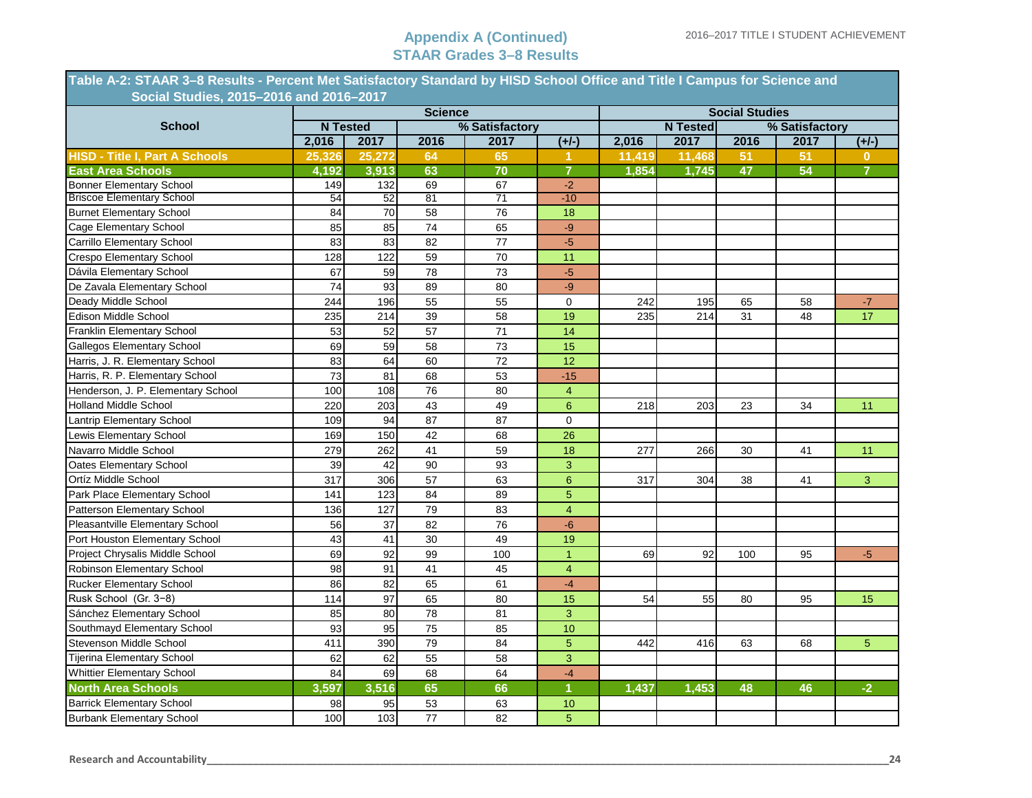## Appendix A (Continued)
## STAAR Grades 3–8 Results

**Table A-2: STAAR 3–8 Results - Percent Met Satisfactory Standard by HISD School Office and Title I Campus for Science and Social Studies, 2015–2016 and 2016–2017**

| School | Science | | | | | Social Studies | | | | |
|---|---|---|---|---|---|---|---|---|---|---|
| | N Tested | | % Satisfactory | | | N Tested | | % Satisfactory | | |
| | 2,016 | 2017 | 2016 | 2017 | (+/-) | 2,016 | 2017 | 2016 | 2017 | (+/-) |
| **HISD - Title I, Part A Schools** | **25,326** | **25,272** | **64** | **65** | **1** | **11,419** | **11,468** | **51** | **51** | **0** |
| **East Area Schools** | **4,192** | **3,913** | **63** | **70** | **7** | **1,854** | **1,745** | **47** | **54** | **7** |
| Bonner Elementary School | 149 | 132 | 69 | 67 | -2 | | | | | |
| Briscoe Elementary School | 54 | 52 | 81 | 71 | -10 | | | | | |
| Burnet Elementary School | 84 | 70 | 58 | 76 | 18 | | | | | |
| Cage Elementary School | 85 | 85 | 74 | 65 | -9 | | | | | |
| Carrillo Elementary School | 83 | 83 | 82 | 77 | -5 | | | | | |
| Crespo Elementary School | 128 | 122 | 59 | 70 | 11 | | | | | |
| Dávila Elementary School | 67 | 59 | 78 | 73 | -5 | | | | | |
| De Zavala Elementary School | 74 | 93 | 89 | 80 | -9 | | | | | |
| Deady Middle School | 244 | 196 | 55 | 55 | 0 | 242 | 195 | 65 | 58 | -7 |
| Edison Middle School | 235 | 214 | 39 | 58 | 19 | 235 | 214 | 31 | 48 | 17 |
| Franklin Elementary School | 53 | 52 | 57 | 71 | 14 | | | | | |
| Gallegos Elementary School | 69 | 59 | 58 | 73 | 15 | | | | | |
| Harris, J. R. Elementary School | 83 | 64 | 60 | 72 | 12 | | | | | |
| Harris, R. P. Elementary School | 73 | 81 | 68 | 53 | -15 | | | | | |
| Henderson, J. P. Elementary School | 100 | 108 | 76 | 80 | 4 | | | | | |
| Holland Middle School | 220 | 203 | 43 | 49 | 6 | 218 | 203 | 23 | 34 | 11 |
| Lantrip Elementary School | 109 | 94 | 87 | 87 | 0 | | | | | |
| Lewis Elementary School | 169 | 150 | 42 | 68 | 26 | | | | | |
| Navarro Middle School | 279 | 262 | 41 | 59 | 18 | 277 | 266 | 30 | 41 | 11 |
| Oates Elementary School | 39 | 42 | 90 | 93 | 3 | | | | | |
| Ortíz Middle School | 317 | 306 | 57 | 63 | 6 | 317 | 304 | 38 | 41 | 3 |
| Park Place Elementary School | 141 | 123 | 84 | 89 | 5 | | | | | |
| Patterson Elementary School | 136 | 127 | 79 | 83 | 4 | | | | | |
| Pleasantville Elementary School | 56 | 37 | 82 | 76 | -6 | | | | | |
| Port Houston Elementary School | 43 | 41 | 30 | 49 | 19 | | | | | |
| Project Chrysalis Middle School | 69 | 92 | 99 | 100 | 1 | 69 | 92 | 100 | 95 | -5 |
| Robinson Elementary School | 98 | 91 | 41 | 45 | 4 | | | | | |
| Rucker Elementary School | 86 | 82 | 65 | 61 | -4 | | | | | |
| Rusk School (Gr. 3−8) | 114 | 97 | 65 | 80 | 15 | 54 | 55 | 80 | 95 | 15 |
| Sánchez Elementary School | 85 | 80 | 78 | 81 | 3 | | | | | |
| Southmayd Elementary School | 93 | 95 | 75 | 85 | 10 | | | | | |
| Stevenson Middle School | 411 | 390 | 79 | 84 | 5 | 442 | 416 | 63 | 68 | 5 |
| Tijerina Elementary School | 62 | 62 | 55 | 58 | 3 | | | | | |
| Whittier Elementary School | 84 | 69 | 68 | 64 | -4 | | | | | |
| **North Area Schools** | **3,597** | **3,516** | **65** | **66** | **1** | **1,437** | **1,453** | **48** | **46** | **-2** |
| Barrick Elementary School | 98 | 95 | 53 | 63 | 10 | | | | | |
| Burbank Elementary School | 100 | 103 | 77 | 82 | 5 | | | | | |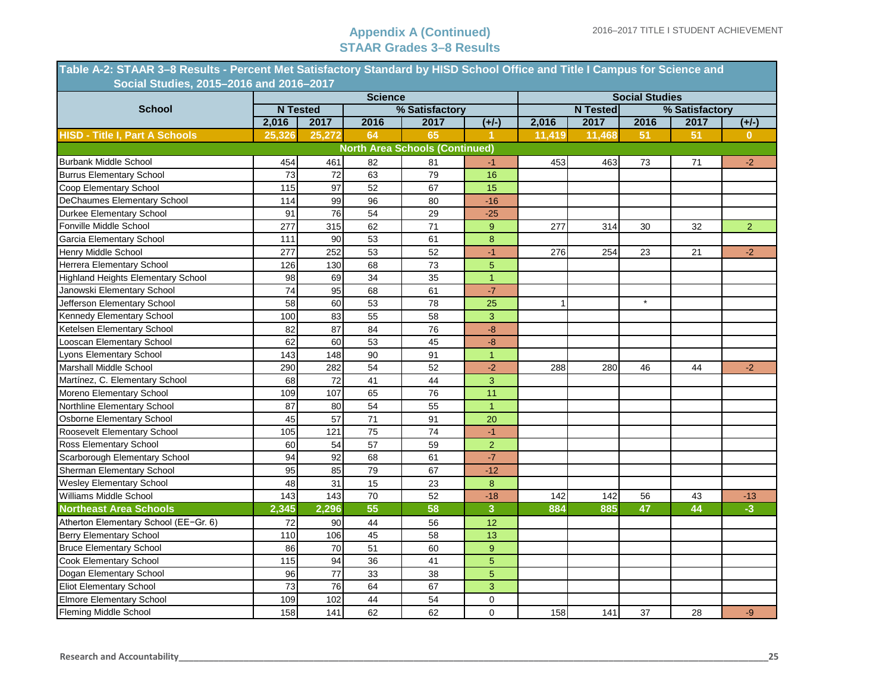## Appendix A (Continued)
## STAAR Grades 3–8 Results

**Table A-2: STAAR 3–8 Results - Percent Met Satisfactory Standard by HISD School Office and Title I Campus for Science and Social Studies, 2015–2016 and 2016–2017**

| School | Science | | | | | Social Studies | | | | |
|---|---|---|---|---|---|---|---|---|---|---|
| | N Tested | | % Satisfactory | | | N Tested | | % Satisfactory | | |
| | 2,016 | 2017 | 2016 | 2017 | (+/-) | 2,016 | 2017 | 2016 | 2017 | (+/-) |
| **HISD - Title I, Part A Schools** | **25,326** | **25,272** | **64** | **65** | **1** | **11,419** | **11,468** | **51** | **51** | **0** |
| **North Area Schools (Continued)** | | | | | | | | | | |
| Burbank Middle School | 454 | 461 | 82 | 81 | -1 | 453 | 463 | 73 | 71 | -2 |
| Burrus Elementary School | 73 | 72 | 63 | 79 | 16 | | | | | |
| Coop Elementary School | 115 | 97 | 52 | 67 | 15 | | | | | |
| DeChaumes Elementary School | 114 | 99 | 96 | 80 | -16 | | | | | |
| Durkee Elementary School | 91 | 76 | 54 | 29 | -25 | | | | | |
| Fonville Middle School | 277 | 315 | 62 | 71 | 9 | 277 | 314 | 30 | 32 | 2 |
| Garcia Elementary School | 111 | 90 | 53 | 61 | 8 | | | | | |
| Henry Middle School | 277 | 252 | 53 | 52 | -1 | 276 | 254 | 23 | 21 | -2 |
| Herrera Elementary School | 126 | 130 | 68 | 73 | 5 | | | | | |
| Highland Heights Elementary School | 98 | 69 | 34 | 35 | 1 | | | | | |
| Janowski Elementary School | 74 | 95 | 68 | 61 | -7 | | | | | |
| Jefferson Elementary School | 58 | 60 | 53 | 78 | 25 | 1 | | * | | |
| Kennedy Elementary School | 100 | 83 | 55 | 58 | 3 | | | | | |
| Ketelsen Elementary School | 82 | 87 | 84 | 76 | -8 | | | | | |
| Looscan Elementary School | 62 | 60 | 53 | 45 | -8 | | | | | |
| Lyons Elementary School | 143 | 148 | 90 | 91 | 1 | | | | | |
| Marshall Middle School | 290 | 282 | 54 | 52 | -2 | 288 | 280 | 46 | 44 | -2 |
| Martínez, C. Elementary School | 68 | 72 | 41 | 44 | 3 | | | | | |
| Moreno Elementary School | 109 | 107 | 65 | 76 | 11 | | | | | |
| Northline Elementary School | 87 | 80 | 54 | 55 | 1 | | | | | |
| Osborne Elementary School | 45 | 57 | 71 | 91 | 20 | | | | | |
| Roosevelt Elementary School | 105 | 121 | 75 | 74 | -1 | | | | | |
| Ross Elementary School | 60 | 54 | 57 | 59 | 2 | | | | | |
| Scarborough Elementary School | 94 | 92 | 68 | 61 | -7 | | | | | |
| Sherman Elementary School | 95 | 85 | 79 | 67 | -12 | | | | | |
| Wesley Elementary School | 48 | 31 | 15 | 23 | 8 | | | | | |
| Williams Middle School | 143 | 143 | 70 | 52 | -18 | 142 | 142 | 56 | 43 | -13 |
| **Northeast Area Schools** | **2,345** | **2,296** | **55** | **58** | **3** | **884** | **885** | **47** | **44** | **-3** |
| Atherton Elementary School (EE−Gr. 6) | 72 | 90 | 44 | 56 | 12 | | | | | |
| Berry Elementary School | 110 | 106 | 45 | 58 | 13 | | | | | |
| Bruce Elementary School | 86 | 70 | 51 | 60 | 9 | | | | | |
| Cook Elementary School | 115 | 94 | 36 | 41 | 5 | | | | | |
| Dogan Elementary School | 96 | 77 | 33 | 38 | 5 | | | | | |
| Eliot Elementary School | 73 | 76 | 64 | 67 | 3 | | | | | |
| Elmore Elementary School | 109 | 102 | 44 | 54 | 0 | | | | | |
| Fleming Middle School | 158 | 141 | 62 | 62 | 0 | 158 | 141 | 37 | 28 | -9 |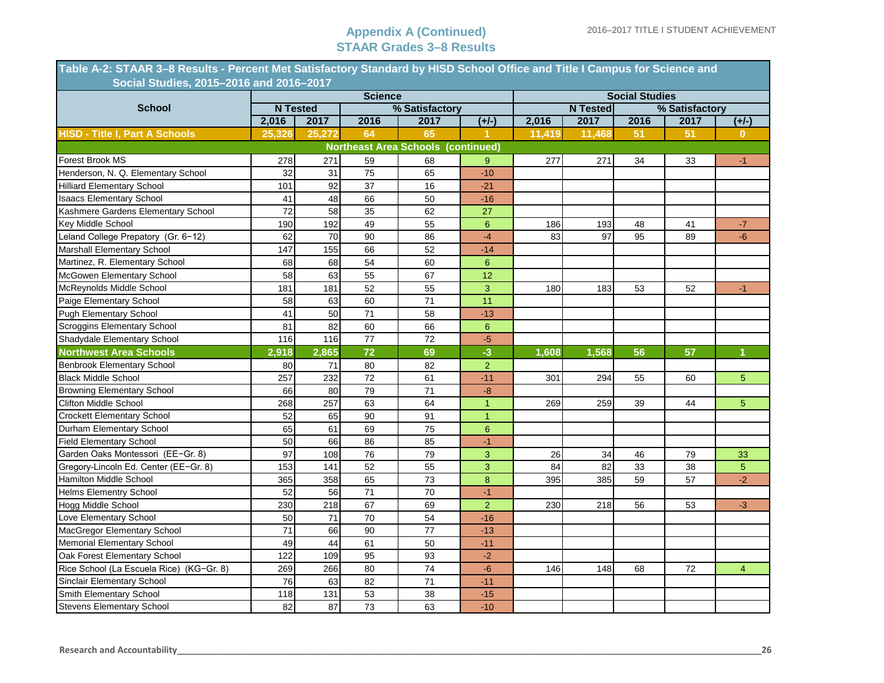## Appendix A (Continued)
## STAAR Grades 3–8 Results

**Table A-2: STAAR 3–8 Results - Percent Met Satisfactory Standard by HISD School Office and Title I Campus for Science and Social Studies, 2015–2016 and 2016–2017**

| School | Science | | | | | Social Studies | | | | |
|---|---|---|---|---|---|---|---|---|---|---|
| | N Tested | | % Satisfactory | | | N Tested | | % Satisfactory | | |
| | 2,016 | 2017 | 2016 | 2017 | (+/-) | 2,016 | 2017 | 2016 | 2017 | (+/-) |
| **HISD - Title I, Part A Schools** | **25,326** | **25,272** | **64** | **65** | **1** | **11,419** | **11,468** | **51** | **51** | **0** |
| **Northeast Area Schools (continued)** | | | | | | | | | | |
| Forest Brook MS | 278 | 271 | 59 | 68 | 9 | 277 | 271 | 34 | 33 | -1 |
| Henderson, N. Q. Elementary School | 32 | 31 | 75 | 65 | -10 | | | | | |
| Hilliard Elementary School | 101 | 92 | 37 | 16 | -21 | | | | | |
| Isaacs Elementary School | 41 | 48 | 66 | 50 | -16 | | | | | |
| Kashmere Gardens Elementary School | 72 | 58 | 35 | 62 | 27 | | | | | |
| Key Middle School | 190 | 192 | 49 | 55 | 6 | 186 | 193 | 48 | 41 | -7 |
| Leland College Prepatory (Gr. 6−12) | 62 | 70 | 90 | 86 | -4 | 83 | 97 | 95 | 89 | -6 |
| Marshall Elementary School | 147 | 155 | 66 | 52 | -14 | | | | | |
| Martinez, R. Elementary School | 68 | 68 | 54 | 60 | 6 | | | | | |
| McGowen Elementary School | 58 | 63 | 55 | 67 | 12 | | | | | |
| McReynolds Middle School | 181 | 181 | 52 | 55 | 3 | 180 | 183 | 53 | 52 | -1 |
| Paige Elementary School | 58 | 63 | 60 | 71 | 11 | | | | | |
| Pugh Elementary School | 41 | 50 | 71 | 58 | -13 | | | | | |
| Scroggins Elementary School | 81 | 82 | 60 | 66 | 6 | | | | | |
| Shadydale Elementary School | 116 | 116 | 77 | 72 | -5 | | | | | |
| **Northwest Area Schools** | **2,918** | **2,865** | **72** | **69** | **-3** | **1,608** | **1,568** | **56** | **57** | **1** |
| Benbrook Elementary School | 80 | 71 | 80 | 82 | 2 | | | | | |
| Black Middle School | 257 | 232 | 72 | 61 | -11 | 301 | 294 | 55 | 60 | 5 |
| Browning Elementary School | 66 | 80 | 79 | 71 | -8 | | | | | |
| Clifton Middle School | 268 | 257 | 63 | 64 | 1 | 269 | 259 | 39 | 44 | 5 |
| Crockett Elementary School | 52 | 65 | 90 | 91 | 1 | | | | | |
| Durham Elementary School | 65 | 61 | 69 | 75 | 6 | | | | | |
| Field Elementary School | 50 | 66 | 86 | 85 | -1 | | | | | |
| Garden Oaks Montessori (EE−Gr. 8) | 97 | 108 | 76 | 79 | 3 | 26 | 34 | 46 | 79 | 33 |
| Gregory-Lincoln Ed. Center (EE−Gr. 8) | 153 | 141 | 52 | 55 | 3 | 84 | 82 | 33 | 38 | 5 |
| Hamilton Middle School | 365 | 358 | 65 | 73 | 8 | 395 | 385 | 59 | 57 | -2 |
| Helms Elementry School | 52 | 56 | 71 | 70 | -1 | | | | | |
| Hogg Middle School | 230 | 218 | 67 | 69 | 2 | 230 | 218 | 56 | 53 | -3 |
| Love Elementary School | 50 | 71 | 70 | 54 | -16 | | | | | |
| MacGregor Elementary School | 71 | 66 | 90 | 77 | -13 | | | | | |
| Memorial Elementary School | 49 | 44 | 61 | 50 | -11 | | | | | |
| Oak Forest Elementary School | 122 | 109 | 95 | 93 | -2 | | | | | |
| Rice School (La Escuela Rice) (KG−Gr. 8) | 269 | 266 | 80 | 74 | -6 | 146 | 148 | 68 | 72 | 4 |
| Sinclair Elementary School | 76 | 63 | 82 | 71 | -11 | | | | | |
| Smith Elementary School | 118 | 131 | 53 | 38 | -15 | | | | | |
| Stevens Elementary School | 82 | 87 | 73 | 63 | -10 | | | | | |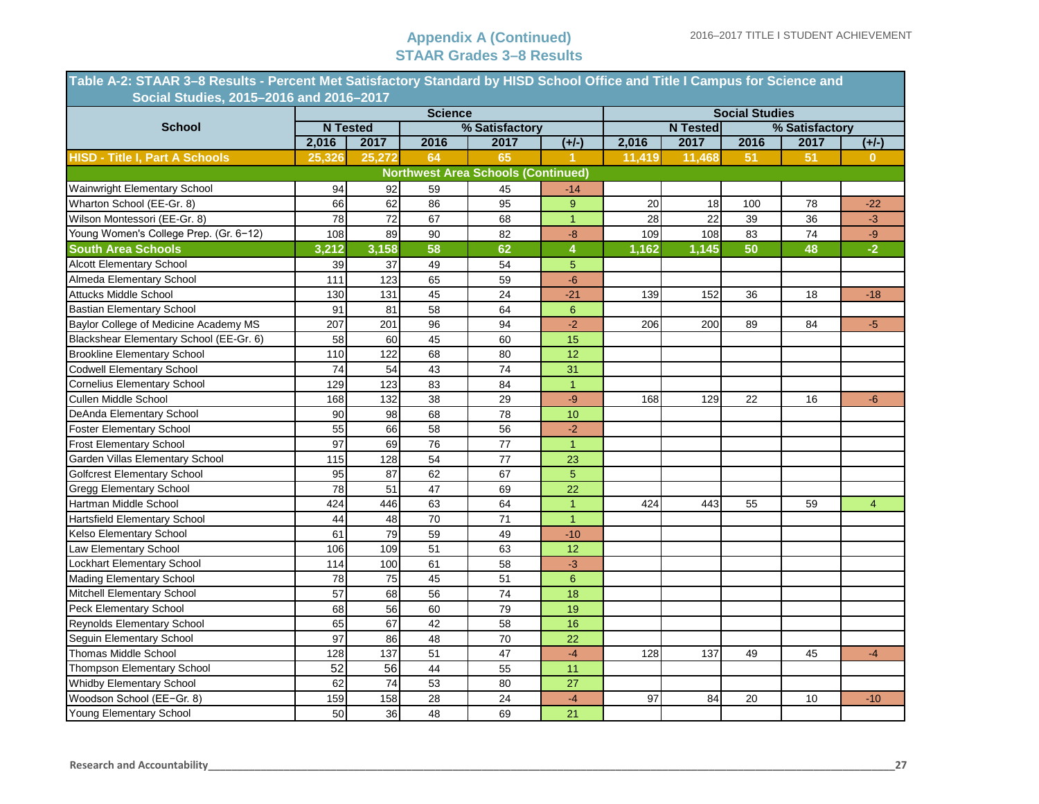## Appendix A (Continued)
## STAAR Grades 3–8 Results

**Table A-2: STAAR 3–8 Results - Percent Met Satisfactory Standard by HISD School Office and Title I Campus for Science and Social Studies, 2015–2016 and 2016–2017**

| School | Science | | | | | Social Studies | | | | |
|---|---|---|---|---|---|---|---|---|---|---|
| | N Tested | | % Satisfactory | | | N Tested | | % Satisfactory | | |
| | 2,016 | 2017 | 2016 | 2017 | (+/-) | 2,016 | 2017 | 2016 | 2017 | (+/-) |
| **HISD - Title I, Part A Schools** | **25,326** | **25,272** | **64** | **65** | **1** | **11,419** | **11,468** | **51** | **51** | **0** |
| **Northwest Area Schools (Continued)** | | | | | | | | | | |
| Wainwright Elementary School | 94 | 92 | 59 | 45 | -14 | | | | | |
| Wharton School (EE-Gr. 8) | 66 | 62 | 86 | 95 | 9 | 20 | 18 | 100 | 78 | -22 |
| Wilson Montessori (EE-Gr. 8) | 78 | 72 | 67 | 68 | 1 | 28 | 22 | 39 | 36 | -3 |
| Young Women's College Prep. (Gr. 6−12) | 108 | 89 | 90 | 82 | -8 | 109 | 108 | 83 | 74 | -9 |
| **South Area Schools** | **3,212** | **3,158** | **58** | **62** | **4** | **1,162** | **1,145** | **50** | **48** | **-2** |
| Alcott Elementary School | 39 | 37 | 49 | 54 | 5 | | | | | |
| Almeda Elementary School | 111 | 123 | 65 | 59 | -6 | | | | | |
| Attucks Middle School | 130 | 131 | 45 | 24 | -21 | 139 | 152 | 36 | 18 | -18 |
| Bastian Elementary School | 91 | 81 | 58 | 64 | 6 | | | | | |
| Baylor College of Medicine Academy MS | 207 | 201 | 96 | 94 | -2 | 206 | 200 | 89 | 84 | -5 |
| Blackshear Elementary School (EE-Gr. 6) | 58 | 60 | 45 | 60 | 15 | | | | | |
| Brookline Elementary School | 110 | 122 | 68 | 80 | 12 | | | | | |
| Codwell Elementary School | 74 | 54 | 43 | 74 | 31 | | | | | |
| Cornelius Elementary School | 129 | 123 | 83 | 84 | 1 | | | | | |
| Cullen Middle School | 168 | 132 | 38 | 29 | -9 | 168 | 129 | 22 | 16 | -6 |
| DeAnda Elementary School | 90 | 98 | 68 | 78 | 10 | | | | | |
| Foster Elementary School | 55 | 66 | 58 | 56 | -2 | | | | | |
| Frost Elementary School | 97 | 69 | 76 | 77 | 1 | | | | | |
| Garden Villas Elementary School | 115 | 128 | 54 | 77 | 23 | | | | | |
| Golfcrest Elementary School | 95 | 87 | 62 | 67 | 5 | | | | | |
| Gregg Elementary School | 78 | 51 | 47 | 69 | 22 | | | | | |
| Hartman Middle School | 424 | 446 | 63 | 64 | 1 | 424 | 443 | 55 | 59 | 4 |
| Hartsfield Elementary School | 44 | 48 | 70 | 71 | 1 | | | | | |
| Kelso Elementary School | 61 | 79 | 59 | 49 | -10 | | | | | |
| Law Elementary School | 106 | 109 | 51 | 63 | 12 | | | | | |
| Lockhart Elementary School | 114 | 100 | 61 | 58 | -3 | | | | | |
| Mading Elementary School | 78 | 75 | 45 | 51 | 6 | | | | | |
| Mitchell Elementary School | 57 | 68 | 56 | 74 | 18 | | | | | |
| Peck Elementary School | 68 | 56 | 60 | 79 | 19 | | | | | |
| Reynolds Elementary School | 65 | 67 | 42 | 58 | 16 | | | | | |
| Seguin Elementary School | 97 | 86 | 48 | 70 | 22 | | | | | |
| Thomas Middle School | 128 | 137 | 51 | 47 | -4 | 128 | 137 | 49 | 45 | -4 |
| Thompson Elementary School | 52 | 56 | 44 | 55 | 11 | | | | | |
| Whidby Elementary School | 62 | 74 | 53 | 80 | 27 | | | | | |
| Woodson School (EE−Gr. 8) | 159 | 158 | 28 | 24 | -4 | 97 | 84 | 20 | 10 | -10 |
| Young Elementary School | 50 | 36 | 48 | 69 | 21 | | | | | |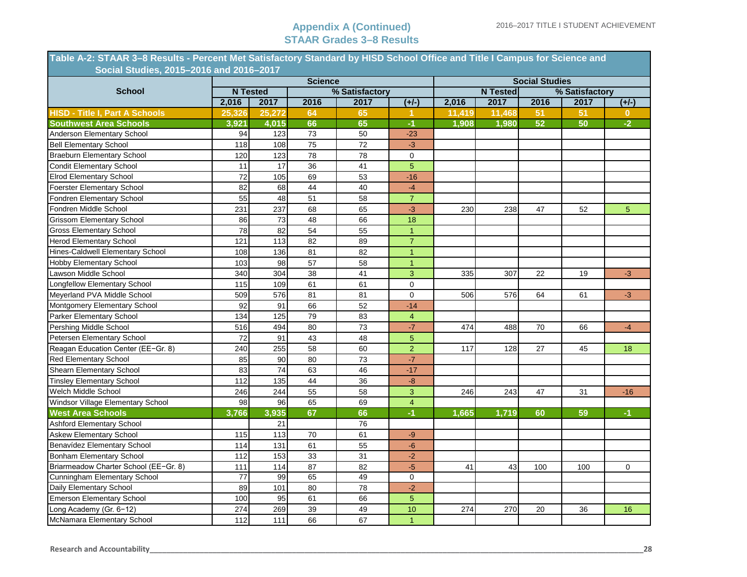## Appendix A (Continued)
## STAAR Grades 3–8 Results

**Table A-2: STAAR 3–8 Results - Percent Met Satisfactory Standard by HISD School Office and Title I Campus for Science and Social Studies, 2015–2016 and 2016–2017**

| School | Science | | | | | Social Studies | | | | |
|---|---|---|---|---|---|---|---|---|---|---|
| | N Tested | | % Satisfactory | | | N Tested | | % Satisfactory | | |
| | 2,016 | 2017 | 2016 | 2017 | (+/-) | 2,016 | 2017 | 2016 | 2017 | (+/-) |
| **HISD - Title I, Part A Schools** | **25,326** | **25,272** | **64** | **65** | **1** | **11,419** | **11,468** | **51** | **51** | **0** |
| **Southwest Area Schools** | **3,921** | **4,015** | **66** | **65** | **-1** | **1,908** | **1,980** | **52** | **50** | **-2** |
| Anderson Elementary School | 94 | 123 | 73 | 50 | -23 | | | | | |
| Bell Elementary School | 118 | 108 | 75 | 72 | -3 | | | | | |
| Braeburn Elementary School | 120 | 123 | 78 | 78 | 0 | | | | | |
| Condit Elementary School | 11 | 17 | 36 | 41 | 5 | | | | | |
| Elrod Elementary School | 72 | 105 | 69 | 53 | -16 | | | | | |
| Foerster Elementary School | 82 | 68 | 44 | 40 | -4 | | | | | |
| Fondren Elementary School | 55 | 48 | 51 | 58 | 7 | | | | | |
| Fondren Middle School | 231 | 237 | 68 | 65 | -3 | 230 | 238 | 47 | 52 | 5 |
| Grissom Elementary School | 86 | 73 | 48 | 66 | 18 | | | | | |
| Gross Elementary School | 78 | 82 | 54 | 55 | 1 | | | | | |
| Herod Elementary School | 121 | 113 | 82 | 89 | 7 | | | | | |
| Hines-Caldwell Elementary School | 108 | 136 | 81 | 82 | 1 | | | | | |
| Hobby Elementary School | 103 | 98 | 57 | 58 | 1 | | | | | |
| Lawson Middle School | 340 | 304 | 38 | 41 | 3 | 335 | 307 | 22 | 19 | -3 |
| Longfellow Elementary School | 115 | 109 | 61 | 61 | 0 | | | | | |
| Meyerland PVA Middle School | 509 | 576 | 81 | 81 | 0 | 506 | 576 | 64 | 61 | -3 |
| Montgomery Elementary School | 92 | 91 | 66 | 52 | -14 | | | | | |
| Parker Elementary School | 134 | 125 | 79 | 83 | 4 | | | | | |
| Pershing Middle School | 516 | 494 | 80 | 73 | -7 | 474 | 488 | 70 | 66 | -4 |
| Petersen Elementary School | 72 | 91 | 43 | 48 | 5 | | | | | |
| Reagan Education Center (EE−Gr. 8) | 240 | 255 | 58 | 60 | 2 | 117 | 128 | 27 | 45 | 18 |
| Red Elementary School | 85 | 90 | 80 | 73 | -7 | | | | | |
| Shearn Elementary School | 83 | 74 | 63 | 46 | -17 | | | | | |
| Tinsley Elementary School | 112 | 135 | 44 | 36 | -8 | | | | | |
| Welch Middle School | 246 | 244 | 55 | 58 | 3 | 246 | 243 | 47 | 31 | -16 |
| Windsor Village Elementary School | 98 | 96 | 65 | 69 | 4 | | | | | |
| **West Area Schools** | **3,766** | **3,935** | **67** | **66** | **-1** | **1,665** | **1,719** | **60** | **59** | **-1** |
| Ashford Elementary School | | 21 | | 76 | | | | | | |
| Askew Elementary School | 115 | 113 | 70 | 61 | -9 | | | | | |
| Benavídez Elementary School | 114 | 131 | 61 | 55 | -6 | | | | | |
| Bonham Elementary School | 112 | 153 | 33 | 31 | -2 | | | | | |
| Briarmeadow Charter School (EE−Gr. 8) | 111 | 114 | 87 | 82 | -5 | 41 | 43 | 100 | 100 | 0 |
| Cunningham Elementary School | 77 | 99 | 65 | 49 | 0 | | | | | |
| Daily Elementary School | 89 | 101 | 80 | 78 | -2 | | | | | |
| Emerson Elementary School | 100 | 95 | 61 | 66 | 5 | | | | | |
| Long Academy (Gr. 6−12) | 274 | 269 | 39 | 49 | 10 | 274 | 270 | 20 | 36 | 16 |
| McNamara Elementary School | 112 | 111 | 66 | 67 | 1 | | | | | |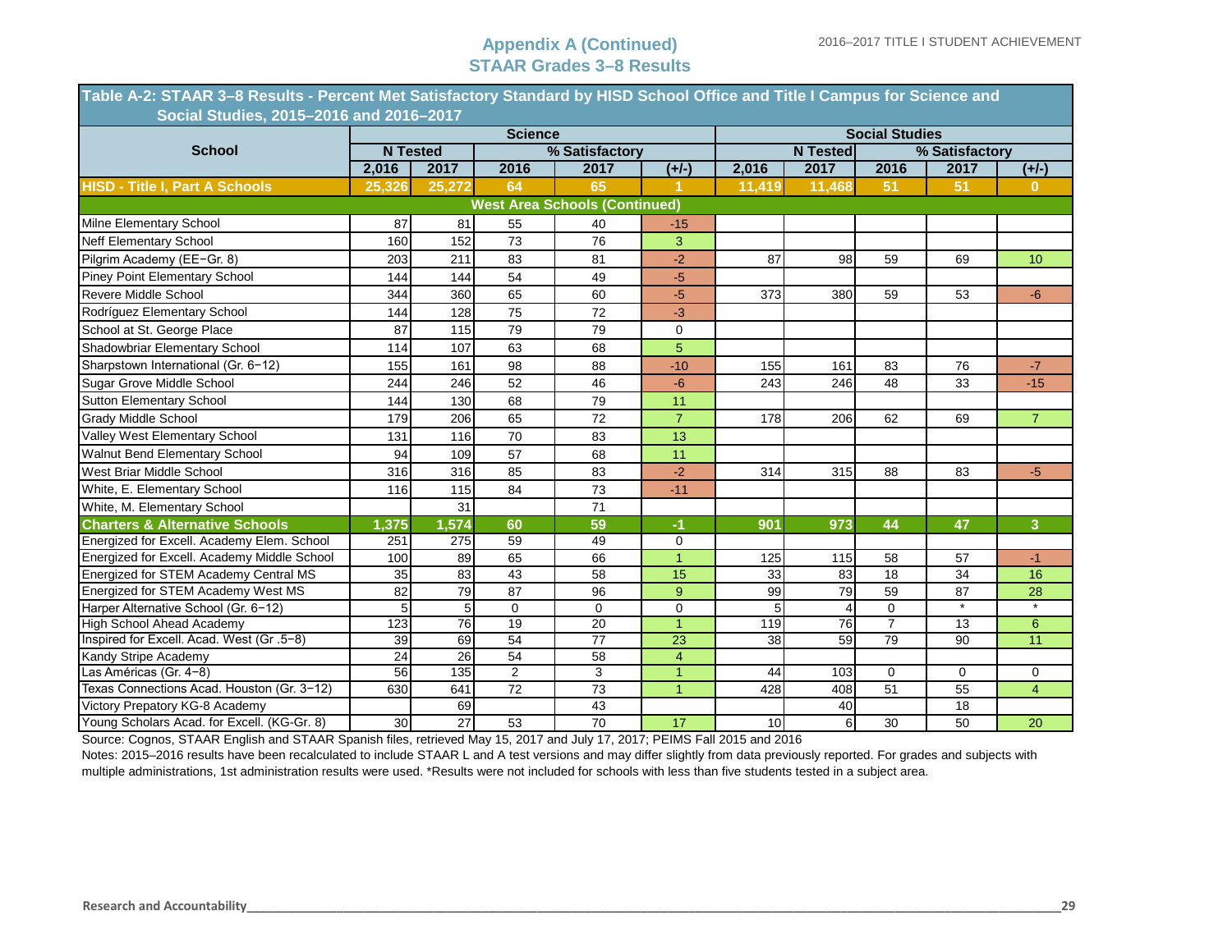## Appendix A (Continued)
## STAAR Grades 3–8 Results

| Table A-2: STAAR 3–8 Results - Percent Met Satisfactory Standard by HISD School Office and Title I Campus for Science and Social Studies, 2015–2016 and 2016–2017 | | | | | | | | | | |
|---|---|---|---|---|---|---|---|---|---|---|
| School | Science | | | | | Social Studies | | | | |
| | N Tested | | % Satisfactory | | | N Tested | | % Satisfactory | | |
| | 2,016 | 2017 | 2016 | 2017 | (+/-) | 2,016 | 2017 | 2016 | 2017 | (+/-) |
| **HISD - Title I, Part A Schools** | **25,326** | **25,272** | **64** | **65** | **1** | **11,419** | **11,468** | **51** | **51** | **0** |
| **West Area Schools (Continued)** | | | | | | | | | | |
| Milne Elementary School | 87 | 81 | 55 | 40 | -15 | | | | | |
| Neff Elementary School | 160 | 152 | 73 | 76 | 3 | | | | | |
| Pilgrim Academy (EE−Gr. 8) | 203 | 211 | 83 | 81 | -2 | 87 | 98 | 59 | 69 | 10 |
| Piney Point Elementary School | 144 | 144 | 54 | 49 | -5 | | | | | |
| Revere Middle School | 344 | 360 | 65 | 60 | -5 | 373 | 380 | 59 | 53 | -6 |
| Rodríguez Elementary School | 144 | 128 | 75 | 72 | -3 | | | | | |
| School at St. George Place | 87 | 115 | 79 | 79 | 0 | | | | | |
| Shadowbriar Elementary School | 114 | 107 | 63 | 68 | 5 | | | | | |
| Sharpstown International (Gr. 6−12) | 155 | 161 | 98 | 88 | -10 | 155 | 161 | 83 | 76 | -7 |
| Sugar Grove Middle School | 244 | 246 | 52 | 46 | -6 | 243 | 246 | 48 | 33 | -15 |
| Sutton Elementary School | 144 | 130 | 68 | 79 | 11 | | | | | |
| Grady Middle School | 179 | 206 | 65 | 72 | 7 | 178 | 206 | 62 | 69 | 7 |
| Valley West Elementary School | 131 | 116 | 70 | 83 | 13 | | | | | |
| Walnut Bend Elementary School | 94 | 109 | 57 | 68 | 11 | | | | | |
| West Briar Middle School | 316 | 316 | 85 | 83 | -2 | 314 | 315 | 88 | 83 | -5 |
| White, E. Elementary School | 116 | 115 | 84 | 73 | -11 | | | | | |
| White, M. Elementary School | | 31 | | 71 | | | | | | |
| **Charters & Alternative Schools** | **1,375** | **1,574** | **60** | **59** | **-1** | **901** | **973** | **44** | **47** | **3** |
| Energized for Excell. Academy Elem. School | 251 | 275 | 59 | 49 | 0 | | | | | |
| Energized for Excell. Academy Middle School | 100 | 89 | 65 | 66 | 1 | 125 | 115 | 58 | 57 | -1 |
| Energized for STEM Academy Central MS | 35 | 83 | 43 | 58 | 15 | 33 | 83 | 18 | 34 | 16 |
| Energized for STEM Academy West MS | 82 | 79 | 87 | 96 | 9 | 99 | 79 | 59 | 87 | 28 |
| Harper Alternative School (Gr. 6−12) | 5 | 5 | 0 | 0 | 0 | 5 | 4 | 0 | * | * |
| High School Ahead Academy | 123 | 76 | 19 | 20 | 1 | 119 | 76 | 7 | 13 | 6 |
| Inspired for Excell. Acad. West (Gr .5−8) | 39 | 69 | 54 | 77 | 23 | 38 | 59 | 79 | 90 | 11 |
| Kandy Stripe Academy | 24 | 26 | 54 | 58 | 4 | | | | | |
| Las Américas (Gr. 4−8) | 56 | 135 | 2 | 3 | 1 | 44 | 103 | 0 | 0 | 0 |
| Texas Connections Acad. Houston (Gr. 3−12) | 630 | 641 | 72 | 73 | 1 | 428 | 408 | 51 | 55 | 4 |
| Victory Prepatory KG-8 Academy | | 69 | | 43 | | | 40 | | 18 | |
| Young Scholars Acad. for Excell. (KG-Gr. 8) | 30 | 27 | 53 | 70 | 17 | 10 | 6 | 30 | 50 | 20 |

Source: Cognos, STAAR English and STAAR Spanish files, retrieved May 15, 2017 and July 17, 2017; PEIMS Fall 2015 and 2016

Notes: 2015–2016 results have been recalculated to include STAAR L and A test versions and may differ slightly from data previously reported. For grades and subjects with multiple administrations, 1st administration results were used. *Results were not included for schools with less than five students tested in a subject area.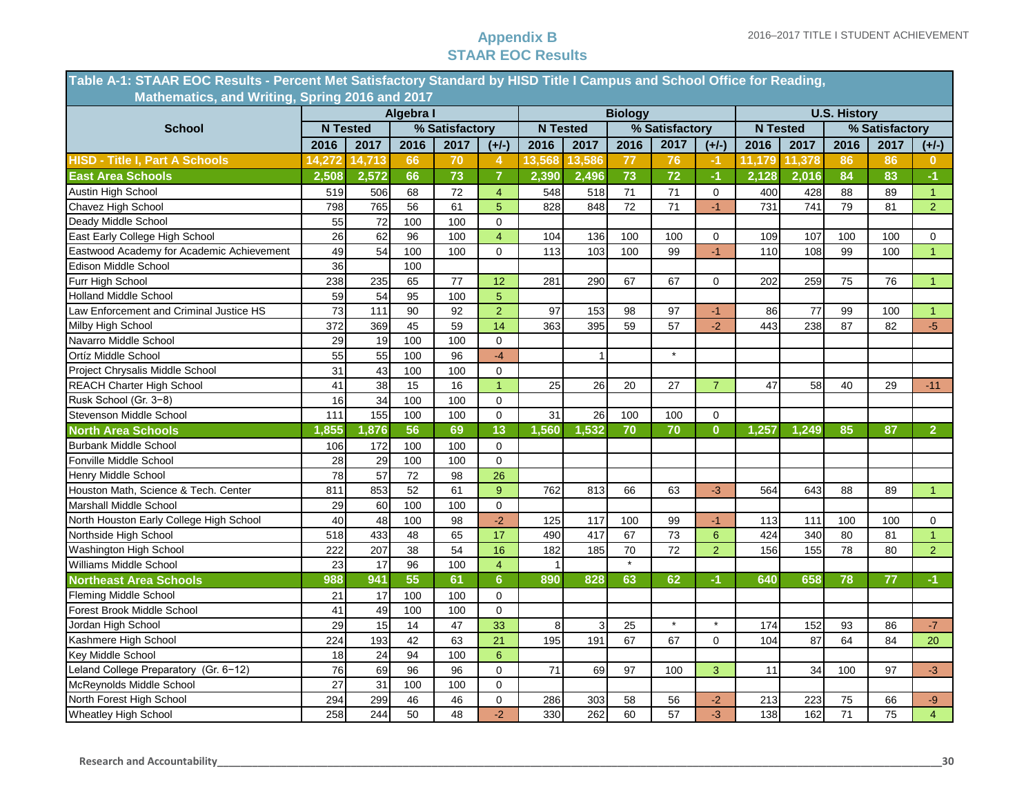# Appendix B
# STAAR EOC Results

| Table A-1: STAAR EOC Results - Percent Met Satisfactory Standard by HISD Title I Campus and School Office for Reading, Mathematics, and Writing, Spring 2016 and 2017 | | | | | | | | | | | | | | | |
|---|---|---|---|---|---|---|---|---|---|---|---|---|---|---|---|
| School | Algebra I | | | | | Biology | | | | | U.S. History | | | | |
| | N Tested | | % Satisfactory | | | N Tested | | % Satisfactory | | | N Tested | | % Satisfactory | | |
| | 2016 | 2017 | 2016 | 2017 | (+/-) | 2016 | 2017 | 2016 | 2017 | (+/-) | 2016 | 2017 | 2016 | 2017 | (+/-) |
| **HISD - Title I, Part A Schools** | **14,272** | **14,713** | **66** | **70** | **4** | **13,568** | **13,586** | **77** | **76** | **-1** | **11,179** | **11,378** | **86** | **86** | **0** |
| **East Area Schools** | **2,508** | **2,572** | **66** | **73** | **7** | **2,390** | **2,496** | **73** | **72** | **-1** | **2,128** | **2,016** | **84** | **83** | **-1** |
| Austin High School | 519 | 506 | 68 | 72 | 4 | 548 | 518 | 71 | 71 | 0 | 400 | 428 | 88 | 89 | 1 |
| Chavez High School | 798 | 765 | 56 | 61 | 5 | 828 | 848 | 72 | 71 | -1 | 731 | 741 | 79 | 81 | 2 |
| Deady Middle School | 55 | 72 | 100 | 100 | 0 | | | | | | | | | | |
| East Early College High School | 26 | 62 | 96 | 100 | 4 | 104 | 136 | 100 | 100 | 0 | 109 | 107 | 100 | 100 | 0 |
| Eastwood Academy for Academic Achievement | 49 | 54 | 100 | 100 | 0 | 113 | 103 | 100 | 99 | -1 | 110 | 108 | 99 | 100 | 1 |
| Edison Middle School | 36 | | 100 | | | | | | | | | | | | |
| Furr High School | 238 | 235 | 65 | 77 | 12 | 281 | 290 | 67 | 67 | 0 | 202 | 259 | 75 | 76 | 1 |
| Holland Middle School | 59 | 54 | 95 | 100 | 5 | | | | | | | | | | |
| Law Enforcement and Criminal Justice HS | 73 | 111 | 90 | 92 | 2 | 97 | 153 | 98 | 97 | -1 | 86 | 77 | 99 | 100 | 1 |
| Milby High School | 372 | 369 | 45 | 59 | 14 | 363 | 395 | 59 | 57 | -2 | 443 | 238 | 87 | 82 | -5 |
| Navarro Middle School | 29 | 19 | 100 | 100 | 0 | | | | | | | | | | |
| Ortíz Middle School | 55 | 55 | 100 | 96 | -4 | | 1 | | * | | | | | | |
| Project Chrysalis Middle School | 31 | 43 | 100 | 100 | 0 | | | | | | | | | | |
| REACH Charter High School | 41 | 38 | 15 | 16 | 1 | 25 | 26 | 20 | 27 | 7 | 47 | 58 | 40 | 29 | -11 |
| Rusk School (Gr. 3−8) | 16 | 34 | 100 | 100 | 0 | | | | | | | | | | |
| Stevenson Middle School | 111 | 155 | 100 | 100 | 0 | 31 | 26 | 100 | 100 | 0 | | | | | |
| **North Area Schools** | **1,855** | **1,876** | **56** | **69** | **13** | **1,560** | **1,532** | **70** | **70** | **0** | **1,257** | **1,249** | **85** | **87** | **2** |
| Burbank Middle School | 106 | 172 | 100 | 100 | 0 | | | | | | | | | | |
| Fonville Middle School | 28 | 29 | 100 | 100 | 0 | | | | | | | | | | |
| Henry Middle School | 78 | 57 | 72 | 98 | 26 | | | | | | | | | | |
| Houston Math, Science & Tech. Center | 811 | 853 | 52 | 61 | 9 | 762 | 813 | 66 | 63 | -3 | 564 | 643 | 88 | 89 | 1 |
| Marshall Middle School | 29 | 60 | 100 | 100 | 0 | | | | | | | | | | |
| North Houston Early College High School | 40 | 48 | 100 | 98 | -2 | 125 | 117 | 100 | 99 | -1 | 113 | 111 | 100 | 100 | 0 |
| Northside High School | 518 | 433 | 48 | 65 | 17 | 490 | 417 | 67 | 73 | 6 | 424 | 340 | 80 | 81 | 1 |
| Washington High School | 222 | 207 | 38 | 54 | 16 | 182 | 185 | 70 | 72 | 2 | 156 | 155 | 78 | 80 | 2 |
| Williams Middle School | 23 | 17 | 96 | 100 | 4 | 1 | | * | | | | | | | |
| **Northeast Area Schools** | **988** | **941** | **55** | **61** | **6** | **890** | **828** | **63** | **62** | **-1** | **640** | **658** | **78** | **77** | **-1** |
| Fleming Middle School | 21 | 17 | 100 | 100 | 0 | | | | | | | | | | |
| Forest Brook Middle School | 41 | 49 | 100 | 100 | 0 | | | | | | | | | | |
| Jordan High School | 29 | 15 | 14 | 47 | 33 | 8 | 3 | 25 | * | * | 174 | 152 | 93 | 86 | -7 |
| Kashmere High School | 224 | 193 | 42 | 63 | 21 | 195 | 191 | 67 | 67 | 0 | 104 | 87 | 64 | 84 | 20 |
| Key Middle School | 18 | 24 | 94 | 100 | 6 | | | | | | | | | | |
| Leland College Preparatory (Gr. 6−12) | 76 | 69 | 96 | 96 | 0 | 71 | 69 | 97 | 100 | 3 | 11 | 34 | 100 | 97 | -3 |
| McReynolds Middle School | 27 | 31 | 100 | 100 | 0 | | | | | | | | | | |
| North Forest High School | 294 | 299 | 46 | 46 | 0 | 286 | 303 | 58 | 56 | -2 | 213 | 223 | 75 | 66 | -9 |
| Wheatley High School | 258 | 244 | 50 | 48 | -2 | 330 | 262 | 60 | 57 | -3 | 138 | 162 | 71 | 75 | 4 |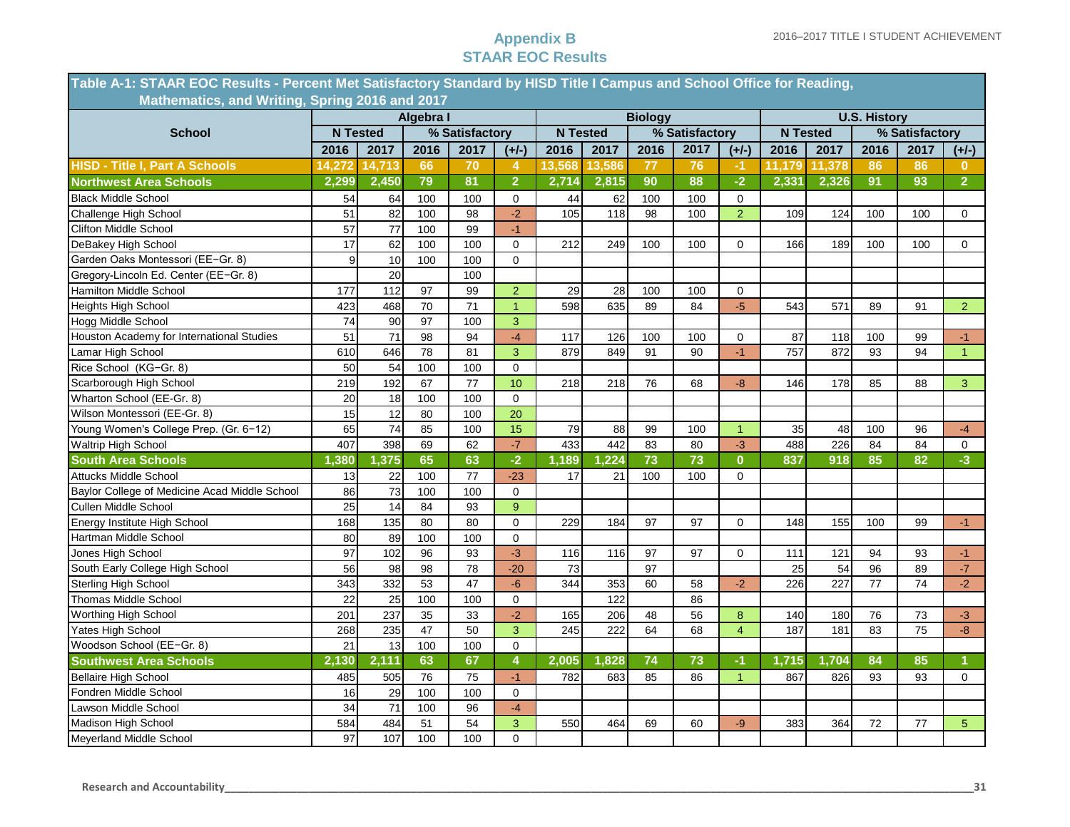## Appendix B
## STAAR EOC Results

**Table A-1: STAAR EOC Results - Percent Met Satisfactory Standard by HISD Title I Campus and School Office for Reading, Mathematics, and Writing, Spring 2016 and 2017**

| School | Algebra I | | | | | Biology | | | | | U.S. History | | | | |
|---|---|---|---|---|---|---|---|---|---|---|---|---|---|---|---|
| | N Tested | | % Satisfactory | | | N Tested | | % Satisfactory | | | N Tested | | % Satisfactory | | |
| | 2016 | 2017 | 2016 | 2017 | (+/-) | 2016 | 2017 | 2016 | 2017 | (+/-) | 2016 | 2017 | 2016 | 2017 | (+/-) |
| **HISD - Title I, Part A Schools** | **14,272** | **14,713** | **66** | **70** | **4** | **13,568** | **13,586** | **77** | **76** | **-1** | **11,179** | **11,378** | **86** | **86** | **0** |
| **Northwest Area Schools** | **2,299** | **2,450** | **79** | **81** | **2** | **2,714** | **2,815** | **90** | **88** | **-2** | **2,331** | **2,326** | **91** | **93** | **2** |
| Black Middle School | 54 | 64 | 100 | 100 | 0 | 44 | 62 | 100 | 100 | 0 | | | | | |
| Challenge High School | 51 | 82 | 100 | 98 | -2 | 105 | 118 | 98 | 100 | 2 | 109 | 124 | 100 | 100 | 0 |
| Clifton Middle School | 57 | 77 | 100 | 99 | -1 | | | | | | | | | | |
| DeBakey High School | 17 | 62 | 100 | 100 | 0 | 212 | 249 | 100 | 100 | 0 | 166 | 189 | 100 | 100 | 0 |
| Garden Oaks Montessori (EE−Gr. 8) | 9 | 10 | 100 | 100 | 0 | | | | | | | | | | |
| Gregory-Lincoln Ed. Center (EE−Gr. 8) | | 20 | | 100 | | | | | | | | | | | |
| Hamilton Middle School | 177 | 112 | 97 | 99 | 2 | 29 | 28 | 100 | 100 | 0 | | | | | |
| Heights High School | 423 | 468 | 70 | 71 | 1 | 598 | 635 | 89 | 84 | -5 | 543 | 571 | 89 | 91 | 2 |
| Hogg Middle School | 74 | 90 | 97 | 100 | 3 | | | | | | | | | | |
| Houston Academy for International Studies | 51 | 71 | 98 | 94 | -4 | 117 | 126 | 100 | 100 | 0 | 87 | 118 | 100 | 99 | -1 |
| Lamar High School | 610 | 646 | 78 | 81 | 3 | 879 | 849 | 91 | 90 | -1 | 757 | 872 | 93 | 94 | 1 |
| Rice School (KG−Gr. 8) | 50 | 54 | 100 | 100 | 0 | | | | | | | | | | |
| Scarborough High School | 219 | 192 | 67 | 77 | 10 | 218 | 218 | 76 | 68 | -8 | 146 | 178 | 85 | 88 | 3 |
| Wharton School (EE-Gr. 8) | 20 | 18 | 100 | 100 | 0 | | | | | | | | | | |
| Wilson Montessori (EE-Gr. 8) | 15 | 12 | 80 | 100 | 20 | | | | | | | | | | |
| Young Women's College Prep. (Gr. 6−12) | 65 | 74 | 85 | 100 | 15 | 79 | 88 | 99 | 100 | 1 | 35 | 48 | 100 | 96 | -4 |
| Waltrip High School | 407 | 398 | 69 | 62 | -7 | 433 | 442 | 83 | 80 | -3 | 488 | 226 | 84 | 84 | 0 |
| **South Area Schools** | **1,380** | **1,375** | **65** | **63** | **-2** | **1,189** | **1,224** | **73** | **73** | **0** | **837** | **918** | **85** | **82** | **-3** |
| Attucks Middle School | 13 | 22 | 100 | 77 | -23 | 17 | 21 | 100 | 100 | 0 | | | | | |
| Baylor College of Medicine Acad Middle School | 86 | 73 | 100 | 100 | 0 | | | | | | | | | | |
| Cullen Middle School | 25 | 14 | 84 | 93 | 9 | | | | | | | | | | |
| Energy Institute High School | 168 | 135 | 80 | 80 | 0 | 229 | 184 | 97 | 97 | 0 | 148 | 155 | 100 | 99 | -1 |
| Hartman Middle School | 80 | 89 | 100 | 100 | 0 | | | | | | | | | | |
| Jones High School | 97 | 102 | 96 | 93 | -3 | 116 | 116 | 97 | 97 | 0 | 111 | 121 | 94 | 93 | -1 |
| South Early College High School | 56 | 98 | 98 | 78 | -20 | 73 | | 97 | | | 25 | 54 | 96 | 89 | -7 |
| Sterling High School | 343 | 332 | 53 | 47 | -6 | 344 | 353 | 60 | 58 | -2 | 226 | 227 | 77 | 74 | -2 |
| Thomas Middle School | 22 | 25 | 100 | 100 | 0 | | 122 | | 86 | | | | | | |
| Worthing High School | 201 | 237 | 35 | 33 | -2 | 165 | 206 | 48 | 56 | 8 | 140 | 180 | 76 | 73 | -3 |
| Yates High School | 268 | 235 | 47 | 50 | 3 | 245 | 222 | 64 | 68 | 4 | 187 | 181 | 83 | 75 | -8 |
| Woodson School (EE−Gr. 8) | 21 | 13 | 100 | 100 | 0 | | | | | | | | | | |
| **Southwest Area Schools** | **2,130** | **2,111** | **63** | **67** | **4** | **2,005** | **1,828** | **74** | **73** | **-1** | **1,715** | **1,704** | **84** | **85** | **1** |
| Bellaire High School | 485 | 505 | 76 | 75 | -1 | 782 | 683 | 85 | 86 | 1 | 867 | 826 | 93 | 93 | 0 |
| Fondren Middle School | 16 | 29 | 100 | 100 | 0 | | | | | | | | | | |
| Lawson Middle School | 34 | 71 | 100 | 96 | -4 | | | | | | | | | | |
| Madison High School | 584 | 484 | 51 | 54 | 3 | 550 | 464 | 69 | 60 | -9 | 383 | 364 | 72 | 77 | 5 |
| Meyerland Middle School | 97 | 107 | 100 | 100 | 0 | | | | | | | | | | |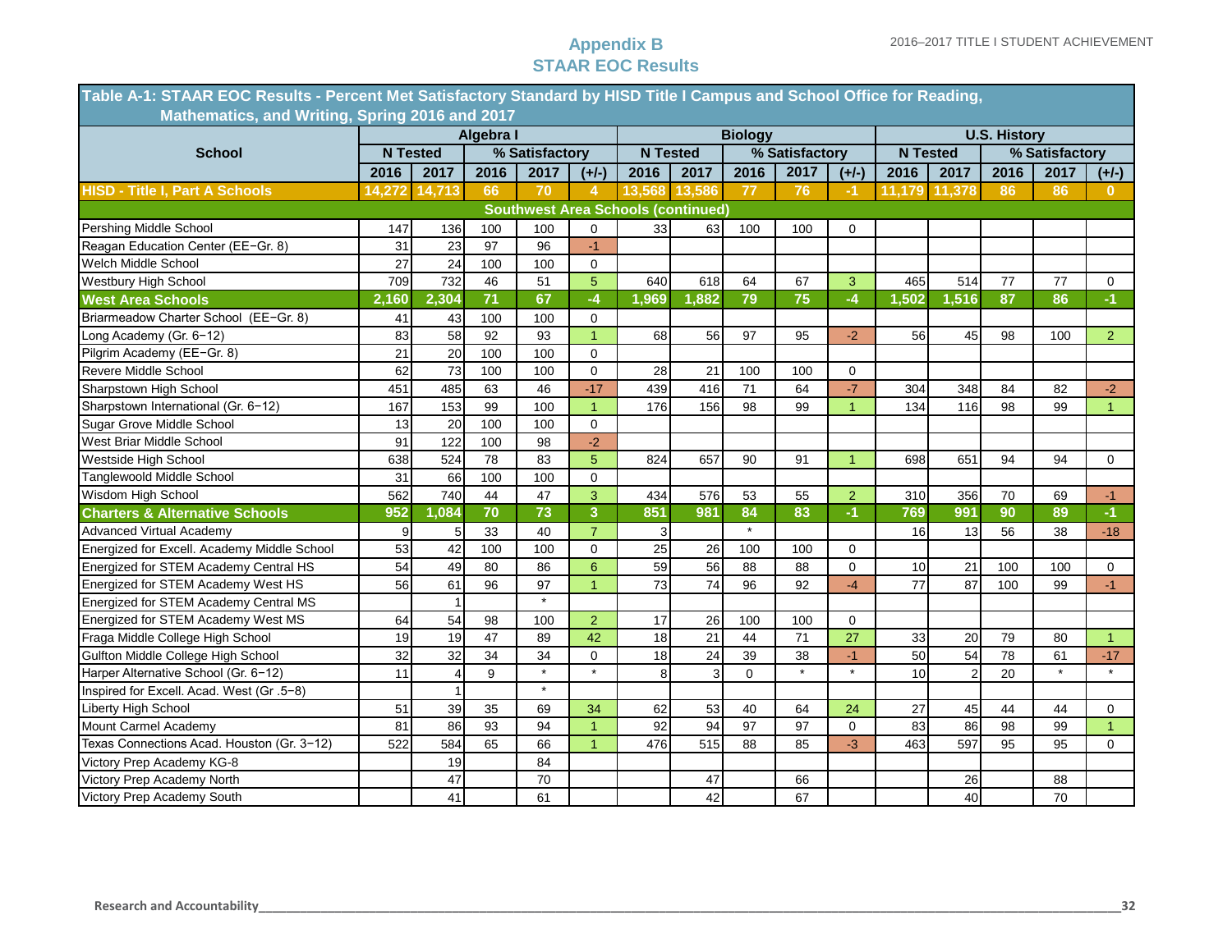## Appendix B
## STAAR EOC Results

| Table A-1: STAAR EOC Results - Percent Met Satisfactory Standard by HISD Title I Campus and School Office for Reading, Mathematics, and Writing, Spring 2016 and 2017 | | | | | | | | | | | | | | | |
|---|---|---|---|---|---|---|---|---|---|---|---|---|---|---|---|
| **School** | **Algebra I** | | | | | **Biology** | | | | | **U.S. History** | | | | |
| | **N Tested** | | **% Satisfactory** | | | **N Tested** | | **% Satisfactory** | | | **N Tested** | | **% Satisfactory** | | |
| | **2016** | **2017** | **2016** | **2017** | **(+/-)** | **2016** | **2017** | **2016** | **2017** | **(+/-)** | **2016** | **2017** | **2016** | **2017** | **(+/-)** |
| **HISD - Title I, Part A Schools** | **14,272** | **14,713** | **66** | **70** | **4** | **13,568** | **13,586** | **77** | **76** | **-1** | **11,179** | **11,378** | **86** | **86** | **0** |
| **Southwest Area Schools (continued)** | | | | | | | | | | | | | | | |
| Pershing Middle School | 147 | 136 | 100 | 100 | 0 | 33 | 63 | 100 | 100 | 0 | | | | | |
| Reagan Education Center (EE−Gr. 8) | 31 | 23 | 97 | 96 | -1 | | | | | | | | | | |
| Welch Middle School | 27 | 24 | 100 | 100 | 0 | | | | | | | | | | |
| Westbury High School | 709 | 732 | 46 | 51 | 5 | 640 | 618 | 64 | 67 | 3 | 465 | 514 | 77 | 77 | 0 |
| **West Area Schools** | **2,160** | **2,304** | **71** | **67** | **-4** | **1,969** | **1,882** | **79** | **75** | **-4** | **1,502** | **1,516** | **87** | **86** | **-1** |
| Briarmeadow Charter School (EE−Gr. 8) | 41 | 43 | 100 | 100 | 0 | | | | | | | | | | |
| Long Academy (Gr. 6−12) | 83 | 58 | 92 | 93 | 1 | 68 | 56 | 97 | 95 | -2 | 56 | 45 | 98 | 100 | 2 |
| Pilgrim Academy (EE−Gr. 8) | 21 | 20 | 100 | 100 | 0 | | | | | | | | | | |
| Revere Middle School | 62 | 73 | 100 | 100 | 0 | 28 | 21 | 100 | 100 | 0 | | | | | |
| Sharpstown High School | 451 | 485 | 63 | 46 | -17 | 439 | 416 | 71 | 64 | -7 | 304 | 348 | 84 | 82 | -2 |
| Sharpstown International (Gr. 6−12) | 167 | 153 | 99 | 100 | 1 | 176 | 156 | 98 | 99 | 1 | 134 | 116 | 98 | 99 | 1 |
| Sugar Grove Middle School | 13 | 20 | 100 | 100 | 0 | | | | | | | | | | |
| West Briar Middle School | 91 | 122 | 100 | 98 | -2 | | | | | | | | | | |
| Westside High School | 638 | 524 | 78 | 83 | 5 | 824 | 657 | 90 | 91 | 1 | 698 | 651 | 94 | 94 | 0 |
| Tanglewoold Middle School | 31 | 66 | 100 | 100 | 0 | | | | | | | | | | |
| Wisdom High School | 562 | 740 | 44 | 47 | 3 | 434 | 576 | 53 | 55 | 2 | 310 | 356 | 70 | 69 | -1 |
| **Charters & Alternative Schools** | **952** | **1,084** | **70** | **73** | **3** | **851** | **981** | **84** | **83** | **-1** | **769** | **991** | **90** | **89** | **-1** |
| Advanced Virtual Academy | 9 | 5 | 33 | 40 | 7 | 3 | | * | | | 16 | 13 | 56 | 38 | -18 |
| Energized for Excell. Academy Middle School | 53 | 42 | 100 | 100 | 0 | 25 | 26 | 100 | 100 | 0 | | | | | |
| Energized for STEM Academy Central HS | 54 | 49 | 80 | 86 | 6 | 59 | 56 | 88 | 88 | 0 | 10 | 21 | 100 | 100 | 0 |
| Energized for STEM Academy West HS | 56 | 61 | 96 | 97 | 1 | 73 | 74 | 96 | 92 | -4 | 77 | 87 | 100 | 99 | -1 |
| Energized for STEM Academy Central MS | | 1 | | * | | | | | | | | | | | |
| Energized for STEM Academy West MS | 64 | 54 | 98 | 100 | 2 | 17 | 26 | 100 | 100 | 0 | | | | | |
| Fraga Middle College High School | 19 | 19 | 47 | 89 | 42 | 18 | 21 | 44 | 71 | 27 | 33 | 20 | 79 | 80 | 1 |
| Gulfton Middle College High School | 32 | 32 | 34 | 34 | 0 | 18 | 24 | 39 | 38 | -1 | 50 | 54 | 78 | 61 | -17 |
| Harper Alternative School (Gr. 6−12) | 11 | 4 | 9 | * | * | 8 | 3 | 0 | * | * | 10 | 2 | 20 | * | * |
| Inspired for Excell. Acad. West (Gr .5−8) | | 1 | | * | | | | | | | | | | | |
| Liberty High School | 51 | 39 | 35 | 69 | 34 | 62 | 53 | 40 | 64 | 24 | 27 | 45 | 44 | 44 | 0 |
| Mount Carmel Academy | 81 | 86 | 93 | 94 | 1 | 92 | 94 | 97 | 97 | 0 | 83 | 86 | 98 | 99 | 1 |
| Texas Connections Acad. Houston (Gr. 3−12) | 522 | 584 | 65 | 66 | 1 | 476 | 515 | 88 | 85 | -3 | 463 | 597 | 95 | 95 | 0 |
| Victory Prep Academy KG-8 | | 19 | | 84 | | | | | | | | | | | |
| Victory Prep Academy North | | 47 | | 70 | | | 47 | | 66 | | | 26 | | 88 | |
| Victory Prep Academy South | | 41 | | 61 | | | 42 | | 67 | | | 40 | | 70 | |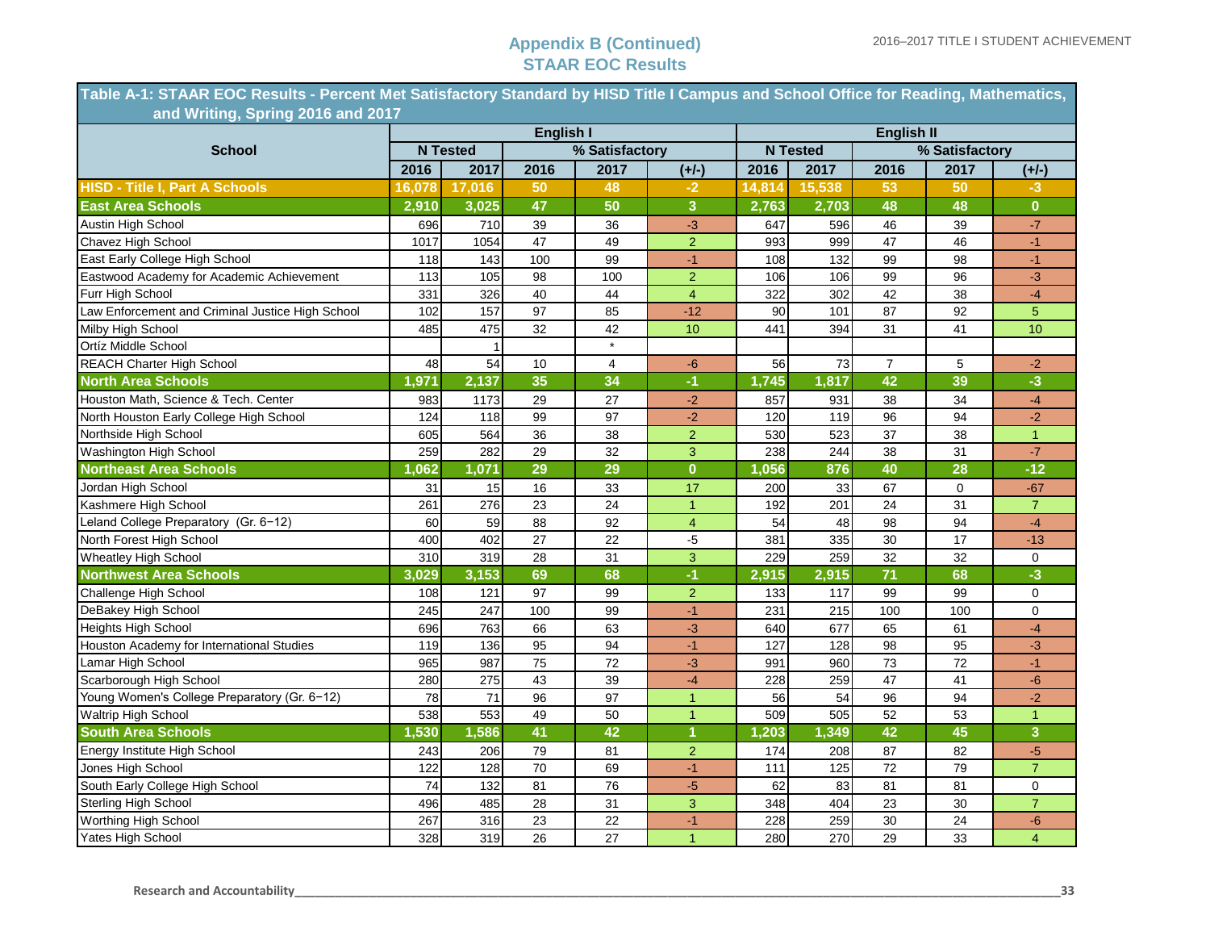## Appendix B (Continued)
## STAAR EOC Results

**Table A-1: STAAR EOC Results - Percent Met Satisfactory Standard by HISD Title I Campus and School Office for Reading, Mathematics, and Writing, Spring 2016 and 2017**

| School | English I | | | | | English II | | | | |
|---|---|---|---|---|---|---|---|---|---|---|
| | N Tested | | % Satisfactory | | | N Tested | | % Satisfactory | | |
| | 2016 | 2017 | 2016 | 2017 | (+/-) | 2016 | 2017 | 2016 | 2017 | (+/-) |
| **HISD - Title I, Part A Schools** | **16,078** | **17,016** | **50** | **48** | **-2** | **14,814** | **15,538** | **53** | **50** | **-3** |
| **East Area Schools** | **2,910** | **3,025** | **47** | **50** | **3** | **2,763** | **2,703** | **48** | **48** | **0** |
| Austin High School | 696 | 710 | 39 | 36 | -3 | 647 | 596 | 46 | 39 | -7 |
| Chavez High School | 1017 | 1054 | 47 | 49 | 2 | 993 | 999 | 47 | 46 | -1 |
| East Early College High School | 118 | 143 | 100 | 99 | -1 | 108 | 132 | 99 | 98 | -1 |
| Eastwood Academy for Academic Achievement | 113 | 105 | 98 | 100 | 2 | 106 | 106 | 99 | 96 | -3 |
| Furr High School | 331 | 326 | 40 | 44 | 4 | 322 | 302 | 42 | 38 | -4 |
| Law Enforcement and Criminal Justice High School | 102 | 157 | 97 | 85 | -12 | 90 | 101 | 87 | 92 | 5 |
| Milby High School | 485 | 475 | 32 | 42 | 10 | 441 | 394 | 31 | 41 | 10 |
| Ortíz Middle School | | 1 | | * | | | | | | |
| REACH Charter High School | 48 | 54 | 10 | 4 | -6 | 56 | 73 | 7 | 5 | -2 |
| **North Area Schools** | **1,971** | **2,137** | **35** | **34** | **-1** | **1,745** | **1,817** | **42** | **39** | **-3** |
| Houston Math, Science & Tech. Center | 983 | 1173 | 29 | 27 | -2 | 857 | 931 | 38 | 34 | -4 |
| North Houston Early College High School | 124 | 118 | 99 | 97 | -2 | 120 | 119 | 96 | 94 | -2 |
| Northside High School | 605 | 564 | 36 | 38 | 2 | 530 | 523 | 37 | 38 | 1 |
| Washington High School | 259 | 282 | 29 | 32 | 3 | 238 | 244 | 38 | 31 | -7 |
| **Northeast Area Schools** | **1,062** | **1,071** | **29** | **29** | **0** | **1,056** | **876** | **40** | **28** | **-12** |
| Jordan High School | 31 | 15 | 16 | 33 | 17 | 200 | 33 | 67 | 0 | -67 |
| Kashmere High School | 261 | 276 | 23 | 24 | 1 | 192 | 201 | 24 | 31 | 7 |
| Leland College Preparatory (Gr. 6−12) | 60 | 59 | 88 | 92 | 4 | 54 | 48 | 98 | 94 | -4 |
| North Forest High School | 400 | 402 | 27 | 22 | -5 | 381 | 335 | 30 | 17 | -13 |
| Wheatley High School | 310 | 319 | 28 | 31 | 3 | 229 | 259 | 32 | 32 | 0 |
| **Northwest Area Schools** | **3,029** | **3,153** | **69** | **68** | **-1** | **2,915** | **2,915** | **71** | **68** | **-3** |
| Challenge High School | 108 | 121 | 97 | 99 | 2 | 133 | 117 | 99 | 99 | 0 |
| DeBakey High School | 245 | 247 | 100 | 99 | -1 | 231 | 215 | 100 | 100 | 0 |
| Heights High School | 696 | 763 | 66 | 63 | -3 | 640 | 677 | 65 | 61 | -4 |
| Houston Academy for International Studies | 119 | 136 | 95 | 94 | -1 | 127 | 128 | 98 | 95 | -3 |
| Lamar High School | 965 | 987 | 75 | 72 | -3 | 991 | 960 | 73 | 72 | -1 |
| Scarborough High School | 280 | 275 | 43 | 39 | -4 | 228 | 259 | 47 | 41 | -6 |
| Young Women's College Preparatory (Gr. 6−12) | 78 | 71 | 96 | 97 | 1 | 56 | 54 | 96 | 94 | -2 |
| Waltrip High School | 538 | 553 | 49 | 50 | 1 | 509 | 505 | 52 | 53 | 1 |
| **South Area Schools** | **1,530** | **1,586** | **41** | **42** | **1** | **1,203** | **1,349** | **42** | **45** | **3** |
| Energy Institute High School | 243 | 206 | 79 | 81 | 2 | 174 | 208 | 87 | 82 | -5 |
| Jones High School | 122 | 128 | 70 | 69 | -1 | 111 | 125 | 72 | 79 | 7 |
| South Early College High School | 74 | 132 | 81 | 76 | -5 | 62 | 83 | 81 | 81 | 0 |
| Sterling High School | 496 | 485 | 28 | 31 | 3 | 348 | 404 | 23 | 30 | 7 |
| Worthing High School | 267 | 316 | 23 | 22 | -1 | 228 | 259 | 30 | 24 | -6 |
| Yates High School | 328 | 319 | 26 | 27 | 1 | 280 | 270 | 29 | 33 | 4 |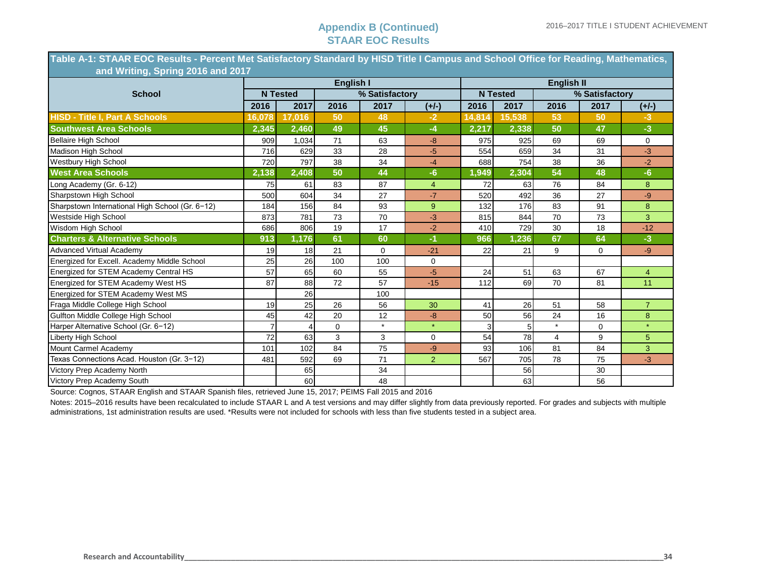## Appendix B (Continued)
## STAAR EOC Results

**Table A-1: STAAR EOC Results - Percent Met Satisfactory Standard by HISD Title I Campus and School Office for Reading, Mathematics, and Writing, Spring 2016 and 2017**

| School | English I | | | | | English II | | | | |
|---|---|---|---|---|---|---|---|---|---|---|
| | N Tested | | % Satisfactory | | | N Tested | | % Satisfactory | | |
| | 2016 | 2017 | 2016 | 2017 | (+/-) | 2016 | 2017 | 2016 | 2017 | (+/-) |
| **HISD - Title I, Part A Schools** | **16,078** | **17,016** | **50** | **48** | **-2** | **14,814** | **15,538** | **53** | **50** | **-3** |
| **Southwest Area Schools** | **2,345** | **2,460** | **49** | **45** | **-4** | **2,217** | **2,338** | **50** | **47** | **-3** |
| Bellaire High School | 909 | 1,034 | 71 | 63 | -8 | 975 | 925 | 69 | 69 | 0 |
| Madison High School | 716 | 629 | 33 | 28 | -5 | 554 | 659 | 34 | 31 | -3 |
| Westbury High School | 720 | 797 | 38 | 34 | -4 | 688 | 754 | 38 | 36 | -2 |
| **West Area Schools** | **2,138** | **2,408** | **50** | **44** | **-6** | **1,949** | **2,304** | **54** | **48** | **-6** |
| Long Academy (Gr. 6-12) | 75 | 61 | 83 | 87 | 4 | 72 | 63 | 76 | 84 | 8 |
| Sharpstown High School | 500 | 604 | 34 | 27 | -7 | 520 | 492 | 36 | 27 | -9 |
| Sharpstown International High School (Gr. 6−12) | 184 | 156 | 84 | 93 | 9 | 132 | 176 | 83 | 91 | 8 |
| Westside High School | 873 | 781 | 73 | 70 | -3 | 815 | 844 | 70 | 73 | 3 |
| Wisdom High School | 686 | 806 | 19 | 17 | -2 | 410 | 729 | 30 | 18 | -12 |
| **Charters & Alternative Schools** | **913** | **1,176** | **61** | **60** | **-1** | **966** | **1,236** | **67** | **64** | **-3** |
| Advanced Virtual Academy | 19 | 18 | 21 | 0 | -21 | 22 | 21 | 9 | 0 | -9 |
| Energized for Excell. Academy Middle School | 25 | 26 | 100 | 100 | 0 | | | | | |
| Energized for STEM Academy Central HS | 57 | 65 | 60 | 55 | -5 | 24 | 51 | 63 | 67 | 4 |
| Energized for STEM Academy West HS | 87 | 88 | 72 | 57 | -15 | 112 | 69 | 70 | 81 | 11 |
| Energized for STEM Academy West MS | | 26 | | 100 | | | | | | |
| Fraga Middle College High School | 19 | 25 | 26 | 56 | 30 | 41 | 26 | 51 | 58 | 7 |
| Gulfton Middle College High School | 45 | 42 | 20 | 12 | -8 | 50 | 56 | 24 | 16 | 8 |
| Harper Alternative School (Gr. 6−12) | 7 | 4 | 0 | * | * | 3 | 5 | * | 0 | * |
| Liberty High School | 72 | 63 | 3 | 3 | 0 | 54 | 78 | 4 | 9 | 5 |
| Mount Carmel Academy | 101 | 102 | 84 | 75 | -9 | 93 | 106 | 81 | 84 | 3 |
| Texas Connections Acad. Houston (Gr. 3−12) | 481 | 592 | 69 | 71 | 2 | 567 | 705 | 78 | 75 | -3 |
| Victory Prep Academy North | | 65 | | 34 | | | 56 | | 30 | |
| Victory Prep Academy South | | 60 | | 48 | | | 63 | | 56 | |

Source: Cognos, STAAR English and STAAR Spanish files, retrieved June 15, 2017; PEIMS Fall 2015 and 2016

Notes: 2015–2016 results have been recalculated to include STAAR L and A test versions and may differ slightly from data previously reported. For grades and subjects with multiple administrations, 1st administration results are used. *Results were not included for schools with less than five students tested in a subject area.